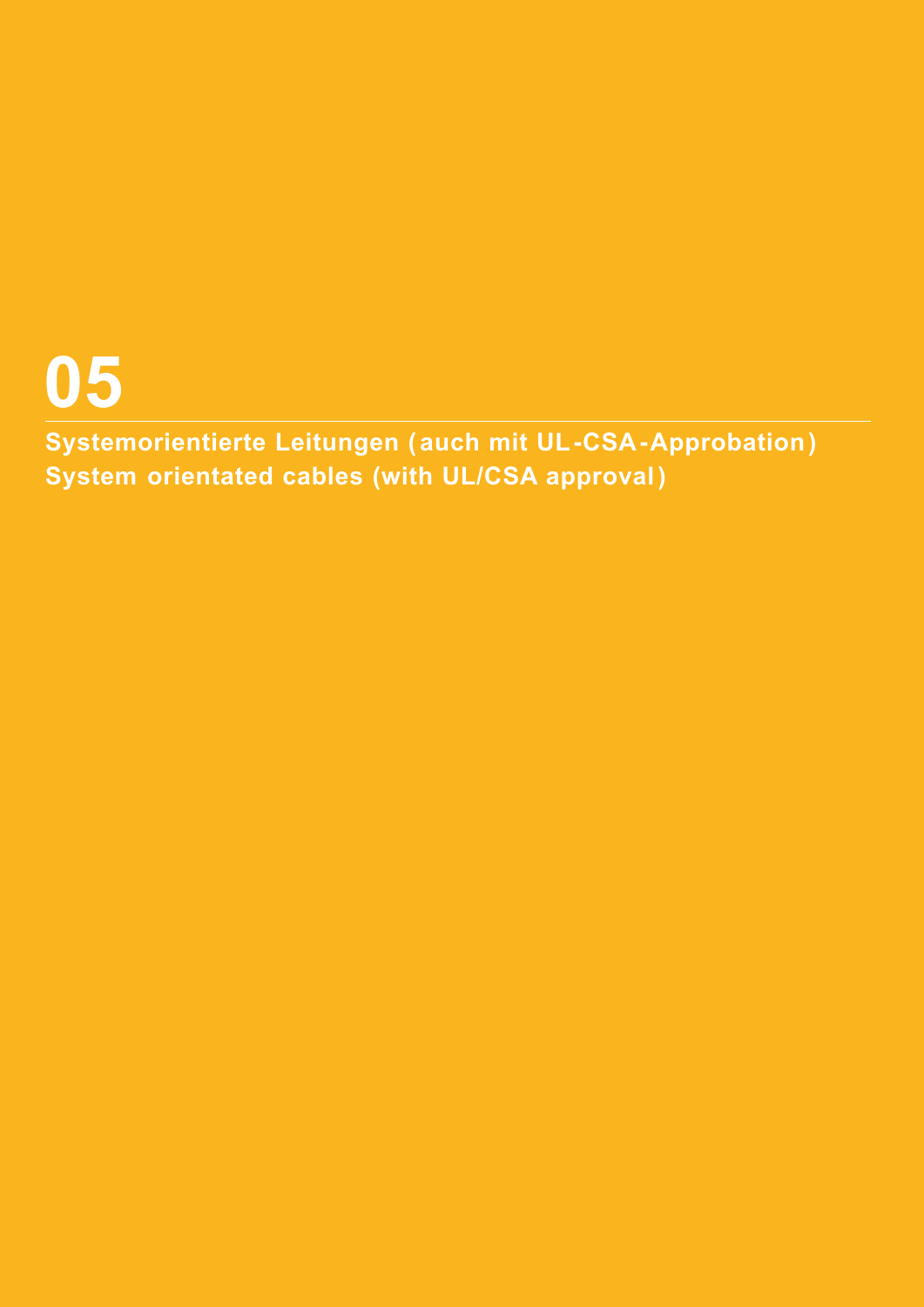# 05

**Systemorientierte Leitungen (auch mit UL-CSA-Approbation)**
**System orientated cables (with UL/CSA approval)**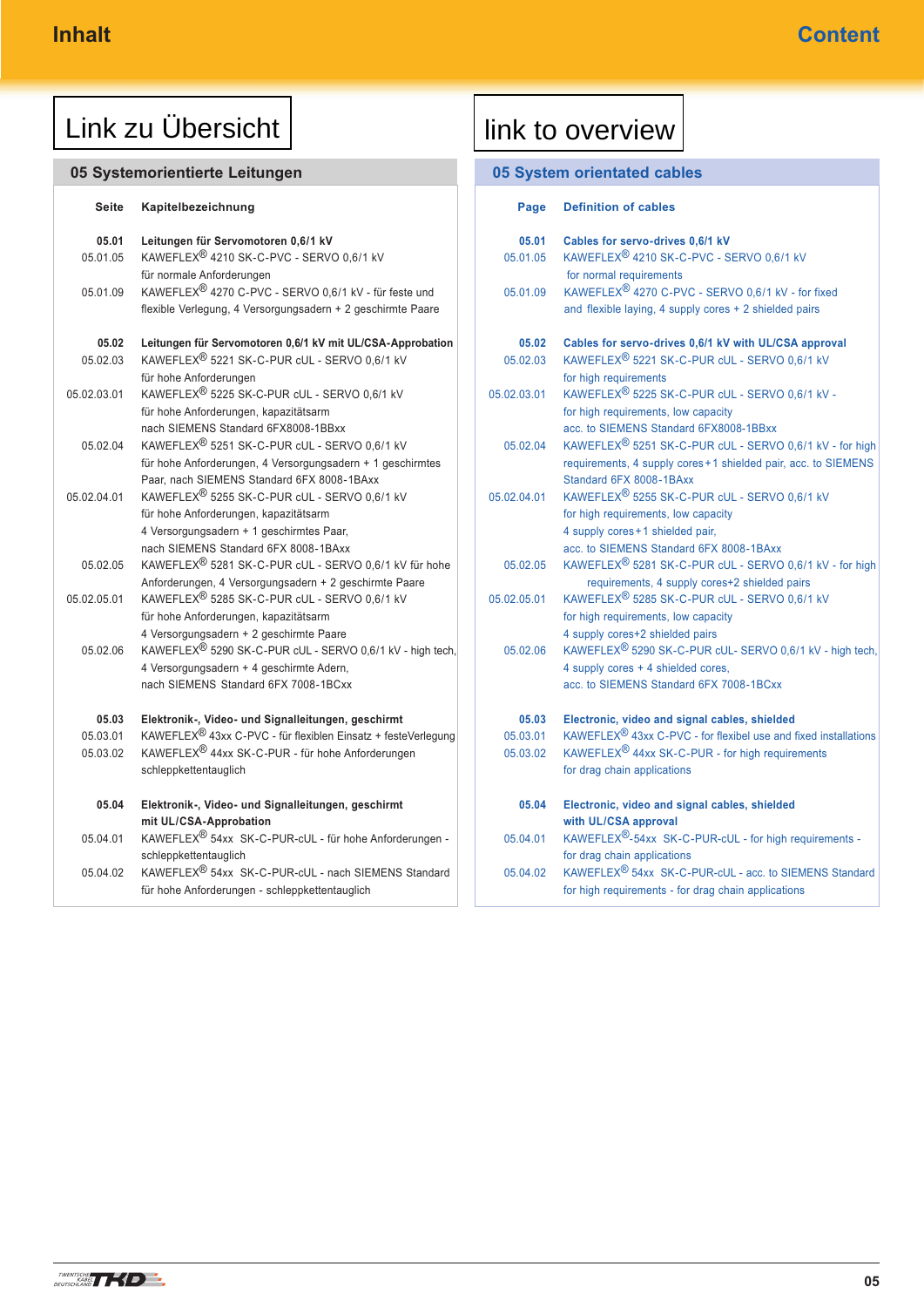# Inhalt

Link zu Übersicht

## 05 Systemorientierte Leitungen

| Seite | Kapitelbezeichnung |
|---|---|
| **05.01** | **Leitungen für Servomotoren 0,6/1 kV** |
| 05.01.05 | KAWEFLEX® 4210 SK-C-PVC - SERVO 0,6/1 kV für normale Anforderungen |
| 05.01.09 | KAWEFLEX® 4270 C-PVC - SERVO 0,6/1 kV - für feste und flexible Verlegung, 4 Versorgungsadern + 2 geschirmte Paare |
| **05.02** | **Leitungen für Servomotoren 0,6/1 kV mit UL/CSA-Approbation** |
| 05.02.03 | KAWEFLEX® 5221 SK-C-PUR cUL - SERVO 0,6/1 kV für hohe Anforderungen |
| 05.02.03.01 | KAWEFLEX® 5225 SK-C-PUR cUL - SERVO 0,6/1 kV für hohe Anforderungen, kapazitätsarm nach SIEMENS Standard 6FX8008-1BBxx |
| 05.02.04 | KAWEFLEX® 5251 SK-C-PUR cUL - SERVO 0,6/1 kV für hohe Anforderungen, 4 Versorgungsadern + 1 geschirmtes Paar, nach SIEMENS Standard 6FX 8008-1BAxx |
| 05.02.04.01 | KAWEFLEX® 5255 SK-C-PUR cUL - SERVO 0,6/1 kV für hohe Anforderungen, kapazitätsarm 4 Versorgungsadern + 1 geschirmtes Paar, nach SIEMENS Standard 6FX 8008-1BAxx |
| 05.02.05 | KAWEFLEX® 5281 SK-C-PUR cUL - SERVO 0,6/1 kV für hohe Anforderungen, 4 Versorgungsadern + 2 geschirmte Paare |
| 05.02.05.01 | KAWEFLEX® 5285 SK-C-PUR cUL - SERVO 0,6/1 kV für hohe Anforderungen, kapazitätsarm 4 Versorgungsadern + 2 geschirmte Paare |
| 05.02.06 | KAWEFLEX® 5290 SK-C-PUR cUL - SERVO 0,6/1 kV - high tech, 4 Versorgungsadern + 4 geschirmte Adern, nach SIEMENS Standard 6FX 7008-1BCxx |
| **05.03** | **Elektronik-, Video- und Signalleitungen, geschirmt** |
| 05.03.01 | KAWEFLEX® 43xx C-PVC - für flexiblen Einsatz + festeVerlegung |
| 05.03.02 | KAWEFLEX® 44xx SK-C-PUR - für hohe Anforderungen schleppkettentauglich |
| **05.04** | **Elektronik-, Video- und Signalleitungen, geschirmt mit UL/CSA-Approbation** |
| 05.04.01 | KAWEFLEX® 54xx SK-C-PUR-cUL - für hohe Anforderungen - schleppkettentauglich |
| 05.04.02 | KAWEFLEX® 54xx SK-C-PUR-cUL - nach SIEMENS Standard für hohe Anforderungen - schleppkettentauglich |

# Content

link to overview

## 05 System orientated cables

| Page | Definition of cables |
|---|---|
| **05.01** | **Cables for servo-drives 0,6/1 kV** |
| 05.01.05 | KAWEFLEX® 4210 SK-C-PVC - SERVO 0,6/1 kV for normal requirements |
| 05.01.09 | KAWEFLEX® 4270 C-PVC - SERVO 0,6/1 kV - for fixed and flexible laying, 4 supply cores + 2 shielded pairs |
| **05.02** | **Cables for servo-drives 0,6/1 kV with UL/CSA approval** |
| 05.02.03 | KAWEFLEX® 5221 SK-C-PUR cUL - SERVO 0,6/1 kV for high requirements |
| 05.02.03.01 | KAWEFLEX® 5225 SK-C-PUR cUL - SERVO 0,6/1 kV - for high requirements, low capacity acc. to SIEMENS Standard 6FX8008-1BBxx |
| 05.02.04 | KAWEFLEX® 5251 SK-C-PUR cUL - SERVO 0,6/1 kV - for high requirements, 4 supply cores+1 shielded pair, acc. to SIEMENS Standard 6FX 8008-1BAxx |
| 05.02.04.01 | KAWEFLEX® 5255 SK-C-PUR cUL - SERVO 0,6/1 kV for high requirements, low capacity 4 supply cores+1 shielded pair, acc. to SIEMENS Standard 6FX 8008-1BAxx |
| 05.02.05 | KAWEFLEX® 5281 SK-C-PUR cUL - SERVO 0,6/1 kV - for high requirements, 4 supply cores+2 shielded pairs |
| 05.02.05.01 | KAWEFLEX® 5285 SK-C-PUR cUL - SERVO 0,6/1 kV for high requirements, low capacity 4 supply cores+2 shielded pairs |
| 05.02.06 | KAWEFLEX® 5290 SK-C-PUR cUL- SERVO 0,6/1 kV - high tech, 4 supply cores + 4 shielded cores, acc. to SIEMENS Standard 6FX 7008-1BCxx |
| **05.03** | **Electronic, video and signal cables, shielded** |
| 05.03.01 | KAWEFLEX® 43xx C-PVC - for flexibel use and fixed installations |
| 05.03.02 | KAWEFLEX® 44xx SK-C-PUR - for high requirements for drag chain applications |
| **05.04** | **Electronic, video and signal cables, shielded with UL/CSA approval** |
| 05.04.01 | KAWEFLEX®-54xx SK-C-PUR-cUL - for high requirements - for drag chain applications |
| 05.04.02 | KAWEFLEX® 54xx SK-C-PUR-cUL - acc. to SIEMENS Standard for high requirements - for drag chain applications |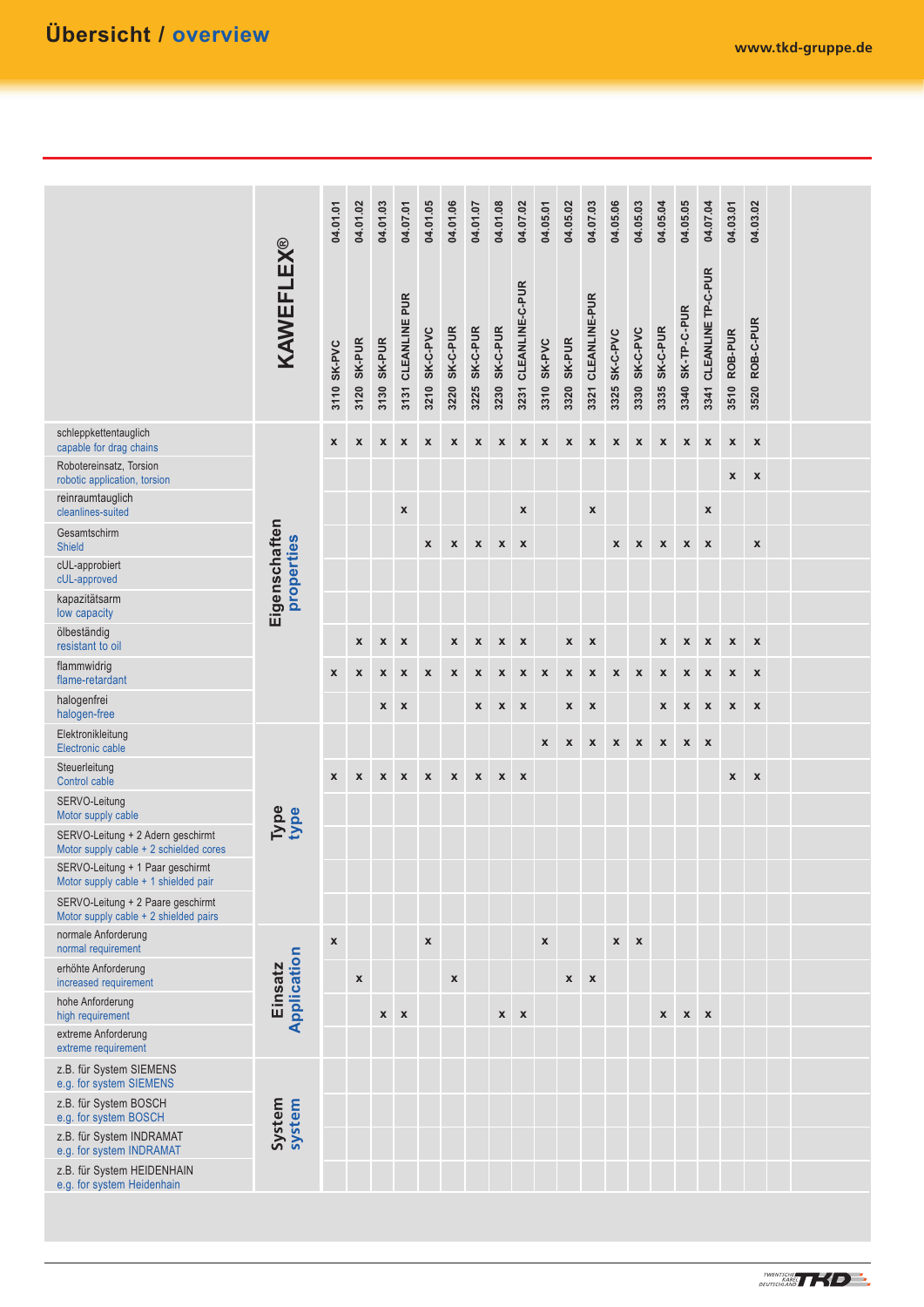# Übersicht / overview

| | KAWEFLEX® | 3110 SK-PVC 04.01.01 | 3120 SK-PUR 04.01.02 | 3130 SK-PUR 04.01.03 | 3131 CLEANLINE PUR 04.07.01 | 3210 SK-C-PVC 04.01.05 | 3220 SK-C-PUR 04.01.06 | 3225 SK-C-PUR 04.01.07 | 3230 SK-C-PUR 04.01.08 | 3231 CLEANLINE-C-PUR 04.07.02 | 3310 SK-PVC 04.05.01 | 3320 SK-PUR 04.05.02 | 3321 CLEANLINE-PUR 04.07.03 | 3325 SK-C-PVC 04.05.06 | 3330 SK-C-PVC 04.05.03 | 3335 SK-C-PUR 04.05.04 | 3340 SK-TP-C-PUR 04.05.05 | 3341 CLEANLINE TP-C-PUR 04.07.04 | 3510 ROB-PUR 04.03.01 | 3520 ROB-C-PUR 04.03.02 |
|---|---|---|---|---|---|---|---|---|---|---|---|---|---|---|---|---|---|---|---|---|
| schleppkettentauglich / capable for drag chains | Eigenschaften / properties | x | x | x | x | x | x | x | x | x | x | x | x | x | x | x | x | x | x | x |
| Robotereinsatz, Torsion / robotic application, torsion | Eigenschaften / properties | | | | | | | | | | | | | | | | | | x | x |
| reinraumtauglich / cleanlines-suited | Eigenschaften / properties | | | | x | | | | | x | | | x | | | | | x | | |
| Gesamtschirm / Shield | Eigenschaften / properties | | | | | x | x | x | x | x | | | | x | x | x | x | x | | x |
| cUL-approbiert / cUL-approved | Eigenschaften / properties | | | | | | | | | | | | | | | | | | | |
| kapazitätsarm / low capacity | Eigenschaften / properties | | | | | | | | | | | | | | | | | | | |
| ölbeständig / resistant to oil | Eigenschaften / properties | | x | x | x | | x | x | x | x | | x | x | | | x | x | x | x | x |
| flammwidrig / flame-retardant | Eigenschaften / properties | x | x | x | x | x | x | x | x | x | x | x | x | x | x | x | x | x | x | x |
| halogenfrei / halogen-free | Eigenschaften / properties | | | x | x | | | x | x | x | | x | x | | | x | x | x | x | x |
| Elektronikleitung / Electronic cable | Type / type | | | | | | | | | | x | x | x | x | x | x | x | x | | |
| Steuerleitung / Control cable | Type / type | x | x | x | x | x | x | x | x | x | | | | | | | | | x | x |
| SERVO-Leitung / Motor supply cable | Type / type | | | | | | | | | | | | | | | | | | | |
| SERVO-Leitung + 2 Adern geschirmt / Motor supply cable + 2 schielded cores | Type / type | | | | | | | | | | | | | | | | | | | |
| SERVO-Leitung + 1 Paar geschirmt / Motor supply cable + 1 shielded pair | Type / type | | | | | | | | | | | | | | | | | | | |
| SERVO-Leitung + 2 Paare geschirmt / Motor supply cable + 2 shielded pairs | Type / type | | | | | | | | | | | | | | | | | | | |
| normale Anforderung / normal requirement | Einsatz / Application | x | | | | x | | | | | x | | | x | x | | | | | |
| erhöhte Anforderung / increased requirement | Einsatz / Application | | x | | | | x | | | | | x | x | | | | | | | |
| hohe Anforderung / high requirement | Einsatz / Application | | | x | x | | | | x | x | | | | | | x | x | x | | |
| extreme Anforderung / extreme requirement | Einsatz / Application | | | | | | | | | | | | | | | | | | | |
| z.B. für System SIEMENS / e.g. for system SIEMENS | System / system | | | | | | | | | | | | | | | | | | | |
| z.B. für System BOSCH / e.g. for system BOSCH | System / system | | | | | | | | | | | | | | | | | | | |
| z.B. für System INDRAMAT / e.g. for system INDRAMAT | System / system | | | | | | | | | | | | | | | | | | | |
| z.B. für System HEIDENHAIN / e.g. for system Heidenhain | System / system | | | | | | | | | | | | | | | | | | | |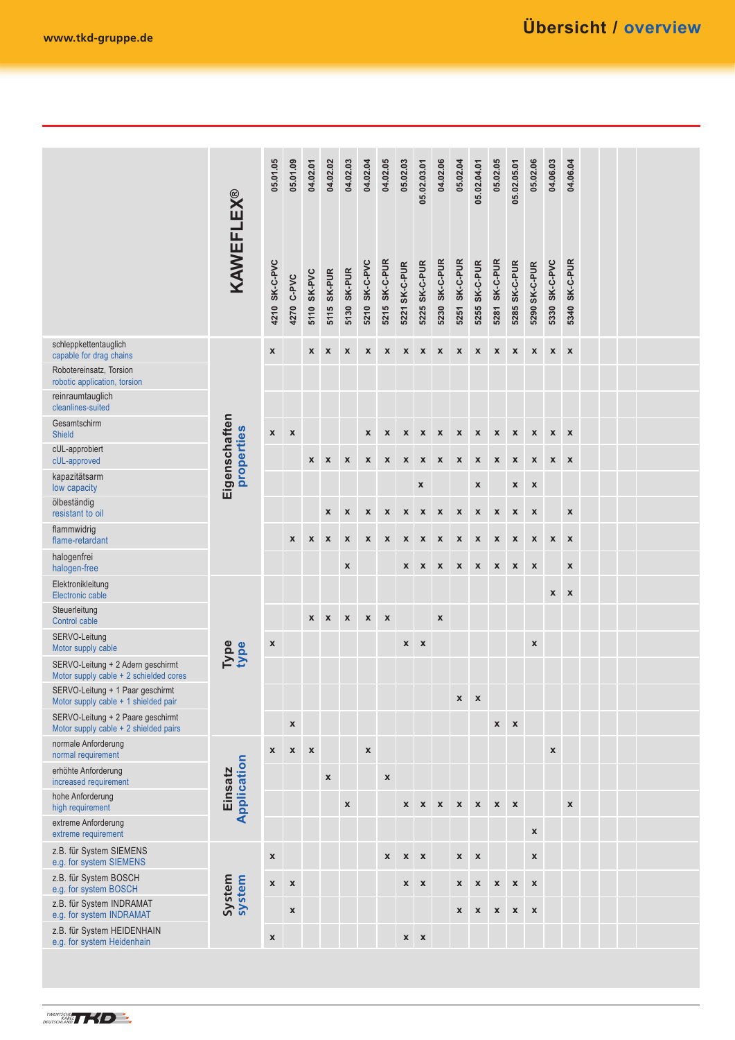# Übersicht / overview

| | KAWEFLEX® | 4210 SK-C-PVC (05.01.05) | 4270 C-PVC (05.01.09) | 5110 SK-PVC (04.02.01) | 5115 SK-PUR (04.02.02) | 5130 SK-PUR (04.02.03) | 5210 SK-C-PVC (04.02.04) | 5215 SK-C-PUR (04.02.05) | 5221 SK-C-PUR (05.02.03) | 5225 SK-C-PUR (05.02.03.01) | 5230 SK-C-PUR (04.02.06) | 5251 SK-C-PUR (05.02.04) | 5255 SK-C-PUR (05.02.04.01) | 5281 SK-C-PUR (05.02.05) | 5285 SK-C-PUR (05.02.05.01) | 5290 SK-C-PUR (05.02.06) | 5330 SK-C-PVC (04.06.03) | 5340 SK-C-PUR (04.06.04) |
|---|---|---|---|---|---|---|---|---|---|---|---|---|---|---|---|---|---|---|
| Eigenschaften / properties | schleppkettentauglich / capable for drag chains | x | | x | x | x | x | x | x | x | x | x | x | x | x | x | x | x |
| | Robotereinsatz, Torsion / robotic application, torsion | | | | | | | | | | | | | | | | | |
| | reinraumtauglich / cleanlines-suited | | | | | | | | | | | | | | | | | |
| | Gesamtschirm / Shield | x | x | | | | x | x | x | x | x | x | x | x | x | x | x | x |
| | cUL-approbiert / cUL-approved | | | x | x | x | x | x | x | x | x | x | x | x | x | x | x | x |
| | kapazitätsarm / low capacity | | | | | | | | | x | | | x | | x | x | | |
| | ölbeständig / resistant to oil | | | | x | x | x | x | x | x | x | x | x | x | x | x | | x |
| | flammwidrig / flame-retardant | | x | x | x | x | x | x | x | x | x | x | x | x | x | x | x | x |
| | halogenfrei / halogen-free | | | | | x | | | x | x | x | x | x | x | x | x | | x |
| Type / type | Elektronikleitung / Electronic cable | | | | | | | | | | | | | | | | x | x |
| | Steuerleitung / Control cable | | | x | x | x | x | x | | | x | | | | | | | |
| | SERVO-Leitung / Motor supply cable | x | | | | | | | x | x | | | | | | x | | |
| | SERVO-Leitung + 2 Adern geschirmt / Motor supply cable + 2 schielded cores | | | | | | | | | | | | | | | | | |
| | SERVO-Leitung + 1 Paar geschirmt / Motor supply cable + 1 shielded pair | | | | | | | | | | | x | x | | | | | |
| | SERVO-Leitung + 2 Paare geschirmt / Motor supply cable + 2 shielded pairs | | x | | | | | | | | | | | x | x | | | |
| Einsatz / Application | normale Anforderung / normal requirement | x | x | x | | | x | | | | | | | | | | x | |
| | erhöhte Anforderung / increased requirement | | | | x | | | x | | | | | | | | | | |
| | hohe Anforderung / high requirement | | | | | x | | | x | x | x | x | x | x | x | | | x |
| | extreme Anforderung / extreme requirement | | | | | | | | | | | | | | | x | | |
| System / system | z.B. für System SIEMENS / e.g. for system SIEMENS | x | | | | | | x | x | x | | x | x | | | x | | |
| | z.B. für System BOSCH / e.g. for system BOSCH | x | x | | | | | | x | x | | x | x | x | x | x | | |
| | z.B. für System INDRAMAT / e.g. for system INDRAMAT | | x | | | | | | | | | x | x | x | x | x | | |
| | z.B. für System HEIDENHAIN / e.g. for system Heidenhain | x | | | | | | | x | x | | | | | | | | |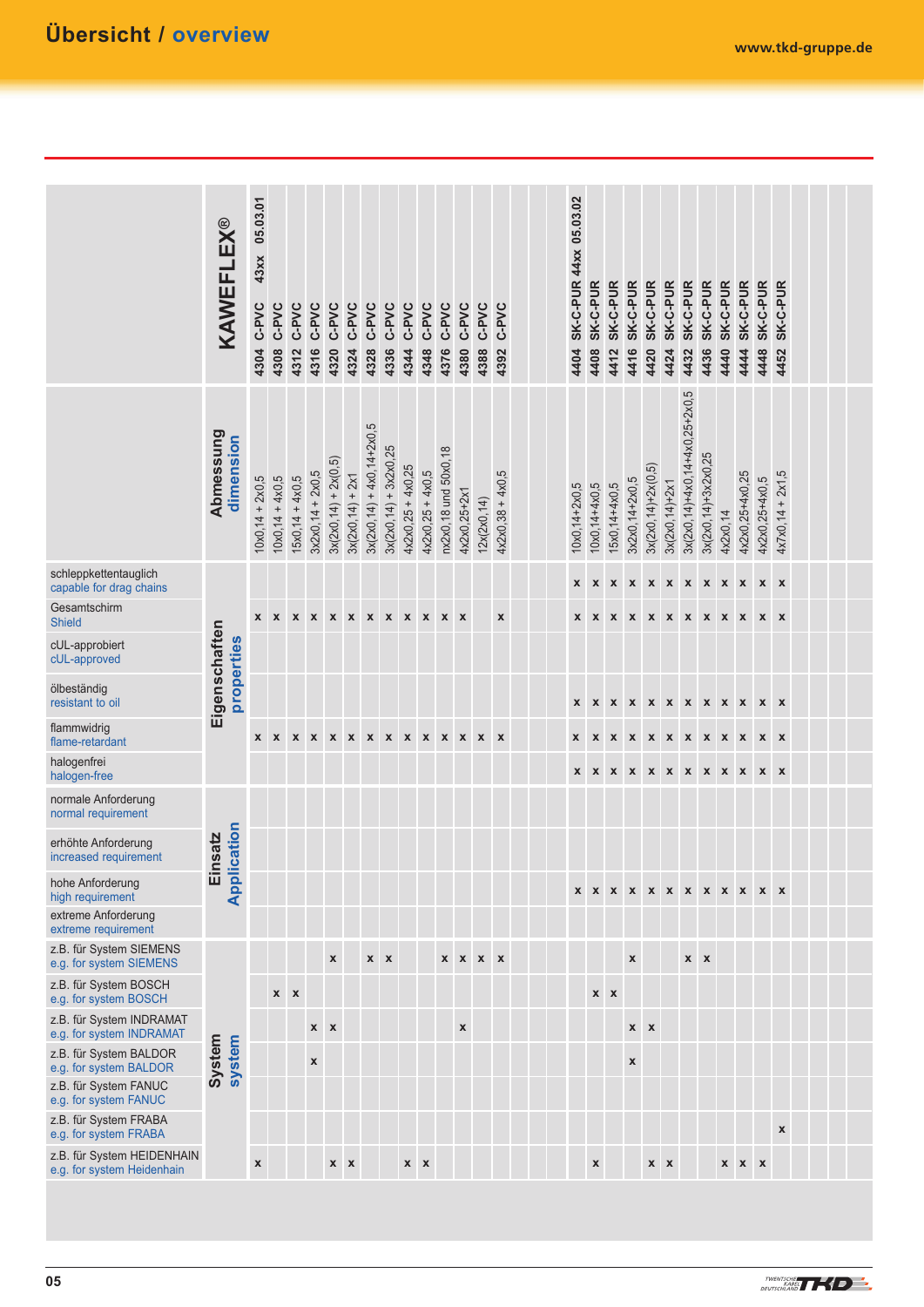# Übersicht / overview

## KAWEFLEX®

**43xx 05.03.01**

| KAWEFLEX® | Abmessung / dimension | schleppkettentauglich / capable for drag chains | Gesamtschirm / Shield | cUL-approbiert / cUL-approved | ölbeständig / resistant to oil | flammwidrig / flame-retardant | halogenfrei / halogen-free | normale Anforderung / normal requirement | erhöhte Anforderung / increased requirement | hohe Anforderung / high requirement | extreme Anforderung / extreme requirement | z.B. für System SIEMENS / e.g. for system SIEMENS | z.B. für System BOSCH / e.g. for system BOSCH | z.B. für System INDRAMAT / e.g. for system INDRAMAT | z.B. für System BALDOR / e.g. for system BALDOR | z.B. für System FANUC / e.g. for system FANUC | z.B. für System FRABA / e.g. for system FRABA | z.B. für System HEIDENHAIN / e.g. for system Heidenhain |
|---|---|---|---|---|---|---|---|---|---|---|---|---|---|---|---|---|---|---|
| 4304 C-PVC | 10x0,14 + 2x0,5 | | x | | | x | | | | | | | | | | | | x |
| 4308 C-PVC | 10x0,14 + 4x0,5 | | x | | | x | | | | | | | x | | | | | |
| 4312 C-PVC | 15x0,14 + 4x0,5 | | x | | | x | | | | | | | x | | | | | |
| 4316 C-PVC | 3x2x0,14 + 2x0,5 | | x | | | x | | | | | | | | x | x | | | |
| 4320 C-PVC | 3x(2x0,14) + 2x(0,5) | | x | | | x | | | | | | x | | x | | | | x |
| 4324 C-PVC | 3x(2x0,14) + 2x1 | | x | | | x | | | | | | | | | | | | x |
| 4328 C-PVC | 3x(2x0,14) + 4x0,14+2x0,5 | | x | | | x | | | | | | x | | | | | | |
| 4336 C-PVC | 3x(2x0,14) + 3x2x0,25 | | x | | | x | | | | | | x | | | | | | |
| 4344 C-PVC | 4x2x0,25 + 4x0,25 | | x | | | x | | | | | | | | | | | | x |
| 4348 C-PVC | 4x2x0,25 + 4x0,5 | | x | | | x | | | | | | | | | | | | x |
| 4376 C-PVC | nx2x0,18 und 50x0,18 | | x | | | x | | | | | | x | | | | | | |
| 4380 C-PVC | 4x2x0,25+2x1 | | x | | | x | | | | | | x | | x | | | | |
| 4388 C-PVC | 12x(2x0,14) | | | | | x | | | | | | x | | | | | | |
| 4392 C-PVC | 4x2x0,38 + 4x0,5 | | x | | | x | | | | | | x | | | | | | |

**SK-C-PUR 44xx 05.03.02**

| KAWEFLEX® | Abmessung / dimension | schleppkettentauglich / capable for drag chains | Gesamtschirm / Shield | cUL-approbiert / cUL-approved | ölbeständig / resistant to oil | flammwidrig / flame-retardant | halogenfrei / halogen-free | normale Anforderung / normal requirement | erhöhte Anforderung / increased requirement | hohe Anforderung / high requirement | extreme Anforderung / extreme requirement | z.B. für System SIEMENS / e.g. for system SIEMENS | z.B. für System BOSCH / e.g. for system BOSCH | z.B. für System INDRAMAT / e.g. for system INDRAMAT | z.B. für System BALDOR / e.g. for system BALDOR | z.B. für System FANUC / e.g. for system FANUC | z.B. für System FRABA / e.g. for system FRABA | z.B. für System HEIDENHAIN / e.g. for system Heidenhain |
|---|---|---|---|---|---|---|---|---|---|---|---|---|---|---|---|---|---|---|
| 4404 SK-C-PUR | 10x0,14+2x0,5 | x | x | | x | x | x | | | x | | | | | | | | |
| 4408 SK-C-PUR | 10x0,14+4x0,5 | x | x | | x | x | x | | | x | | | x | | | | | x |
| 4412 SK-C-PUR | 15x0,14+4x0,5 | x | x | | x | x | x | | | x | | | x | | | | | |
| 4416 SK-C-PUR | 3x2x0,14+2x0,5 | x | x | | x | x | x | | | x | | x | | x | x | | | |
| 4420 SK-C-PUR | 3x(2x0,14)+2x(0,5) | x | x | | x | x | x | | | x | | | | x | | | | x |
| 4424 SK-C-PUR | 3x(2x0,14)+2x1 | x | x | | x | x | x | | | x | | | | | | | | x |
| 4432 SK-C-PUR | 3x(2x0,14)+4x0,14+4x0,25+2x0,5 | x | x | | x | x | x | | | x | | x | | | | | | |
| 4436 SK-C-PUR | 3x(2x0,14)+3x2x0,25 | x | x | | x | x | x | | | x | | x | | | | | | |
| 4440 SK-C-PUR | 4x2x0,14 | x | x | | x | x | x | | | x | | | | | | | | x |
| 4444 SK-C-PUR | 4x2x0,25+4x0,25 | x | x | | x | x | x | | | x | | | | | | | | x |
| 4448 SK-C-PUR | 4x2x0,25+4x0,5 | x | x | | x | x | x | | | x | | | | | | | | x |
| 4452 SK-C-PUR | 4x7x0,14 + 2x1,5 | x | x | | x | x | x | | | x | | | | | | | x | |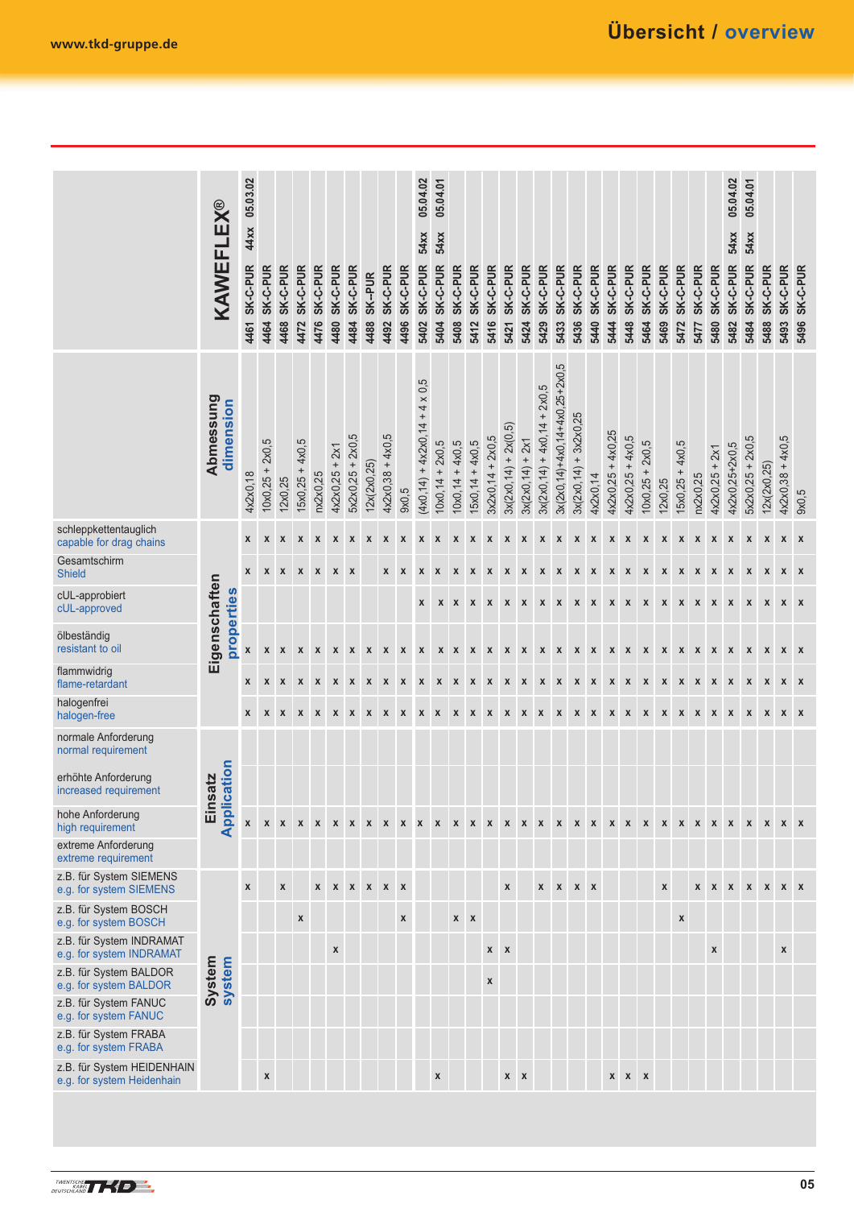# Übersicht / overview

| KAWEFLEX® | Abmessung / dimension | schleppkettentauglich / capable for drag chains | Gesamtschirm / Shield | cUL-approbiert / cUL-approved | ölbeständig / resistant to oil | flammwidrig / flame-retardant | halogenfrei / halogen-free | normale Anforderung / normal requirement | erhöhte Anforderung / increased requirement | hohe Anforderung / high requirement | extreme Anforderung / extreme requirement | z.B. für System SIEMENS / e.g. for system SIEMENS | z.B. für System BOSCH / e.g. for system BOSCH | z.B. für System INDRAMAT / e.g. for system INDRAMAT | z.B. für System BALDOR / e.g. for system BALDOR | z.B. für System FANUC / e.g. for system FANUC | z.B. für System FRABA / e.g. for system FRABA | z.B. für System HEIDENHAIN / e.g. for system Heidenhain |
|---|---|---|---|---|---|---|---|---|---|---|---|---|---|---|---|---|---|---|
| | | Eigenschaften / properties | | | | | | Einsatz / Application | | | | System / system | | | | | | |
| 4461 SK-C-PUR 44xx 05.03.02 | 4x2x0,18 | x | x | | x | x | x | | | x | | x | | | | | | |
| 4464 SK-C-PUR | 10x0,25 + 2x0,5 | x | x | | x | x | x | | | x | | | | | | | | x |
| 4468 SK-C-PUR | 12x0,25 | x | x | | x | x | x | | | x | | x | | | | | | |
| 4472 SK-C-PUR | 15x0,25 + 4x0,5 | x | x | | x | x | x | | | x | | | x | | | | | |
| 4476 SK-C-PUR | nx2x0,25 | x | x | | x | x | x | | | x | | x | | | | | | |
| 4480 SK-C-PUR | 4x2x0,25 + 2x1 | x | x | | x | x | x | | | x | | x | | x | | | | |
| 4484 SK-C-PUR | 5x2x0,25 + 2x0,5 | x | x | | x | x | x | | | x | | x | | | | | | |
| 4488 SK-PUR | 12x(2x0,25) | x | | | x | x | x | | | x | | x | | | | | | |
| 4492 SK-C-PUR | 4x2x0,38 + 4x0,5 | x | x | | x | x | x | | | x | | x | | | | | | |
| 4496 SK-C-PUR | 9x0,5 | x | x | | x | x | x | | | x | | x | x | | | | | |
| 5402 SK-C-PUR 54xx 05.04.02 | (4x0,14) + 4x2x0,14 + 4 x 0,5 | x | x | x | x | x | x | | | x | | | | | | | | |
| 5404 SK-C-PUR 54xx 05.04.01 | 10x0,14 + 2x0,5 | x | x | x | x | x | x | | | x | | | | | | | | x |
| 5408 SK-C-PUR | 10x0,14 + 4x0,5 | x | x | x | x | x | x | | | x | | | x | | | | | |
| 5412 SK-C-PUR | 15x0,14 + 4x0,5 | x | x | x | x | x | x | | | x | | | x | | | | | |
| 5416 SK-C-PUR | 3x2x0,14 + 2x0,5 | x | x | x | x | x | x | | | x | | | | x | x | | | |
| 5421 SK-C-PUR | 3x(2x0,14) + 2x(0,5) | x | x | x | x | x | x | | | x | | x | | x | | | | x |
| 5424 SK-C-PUR | 3x(2x0,14) + 2x1 | x | x | x | x | x | x | | | x | | | | | | | | x |
| 5429 SK-C-PUR | 3x(2x0,14) + 4x0,14 + 2x0,5 | x | x | x | x | x | x | | | x | | x | | | | | | |
| 5433 SK-C-PUR | 3x(2x0,14)+4x0,14+4x0,25+2x0,5 | x | x | x | x | x | x | | | x | | x | | | | | | |
| 5436 SK-C-PUR | 3x(2x0,14) + 3x2x0,25 | x | x | x | x | x | x | | | x | | x | | | | | | |
| 5440 SK-C-PUR | 4x2x0,14 | x | x | x | x | x | x | | | x | | x | | | | | | |
| 5444 SK-C-PUR | 4x2x0,25 + 4x0,25 | x | x | x | x | x | x | | | x | | | | | | | | x |
| 5448 SK-C-PUR | 4x2x0,25 + 4x0,5 | x | x | x | x | x | x | | | x | | | | | | | | x |
| 5464 SK-C-PUR | 10x0,25 + 2x0,5 | x | x | x | x | x | x | | | x | | | | | | | | x |
| 5469 SK-C-PUR | 12x0,25 | x | x | x | x | x | x | | | x | | x | | | | | | |
| 5472 SK-C-PUR | 15x0,25 + 4x0,5 | x | x | x | x | x | x | | | x | | | x | | | | | |
| 5477 SK-C-PUR | nx2x0,25 | x | x | x | x | x | x | | | x | | x | | | | | | |
| 5480 SK-C-PUR | 4x2x0,25 + 2x1 | x | x | x | x | x | x | | | x | | x | | x | | | | |
| 5482 SK-C-PUR 54xx 05.04.02 | 4x2x0,25+2x0,5 | x | x | x | x | x | x | | | x | | x | | | | | | |
| 5484 SK-C-PUR 54xx 05.04.01 | 5x2x0,25 + 2x0,5 | x | x | x | x | x | x | | | x | | x | | | | | | |
| 5488 SK-C-PUR | 12x(2x0,25) | x | x | x | x | x | x | | | x | | x | | | | | | |
| 5493 SK-C-PUR | 4x2x0,38 + 4x0,5 | x | x | x | x | x | x | | | x | | x | | x | | | | |
| 5496 SK-C-PUR | 9x0,5 | x | x | x | x | x | x | | | x | | x | | | | | | |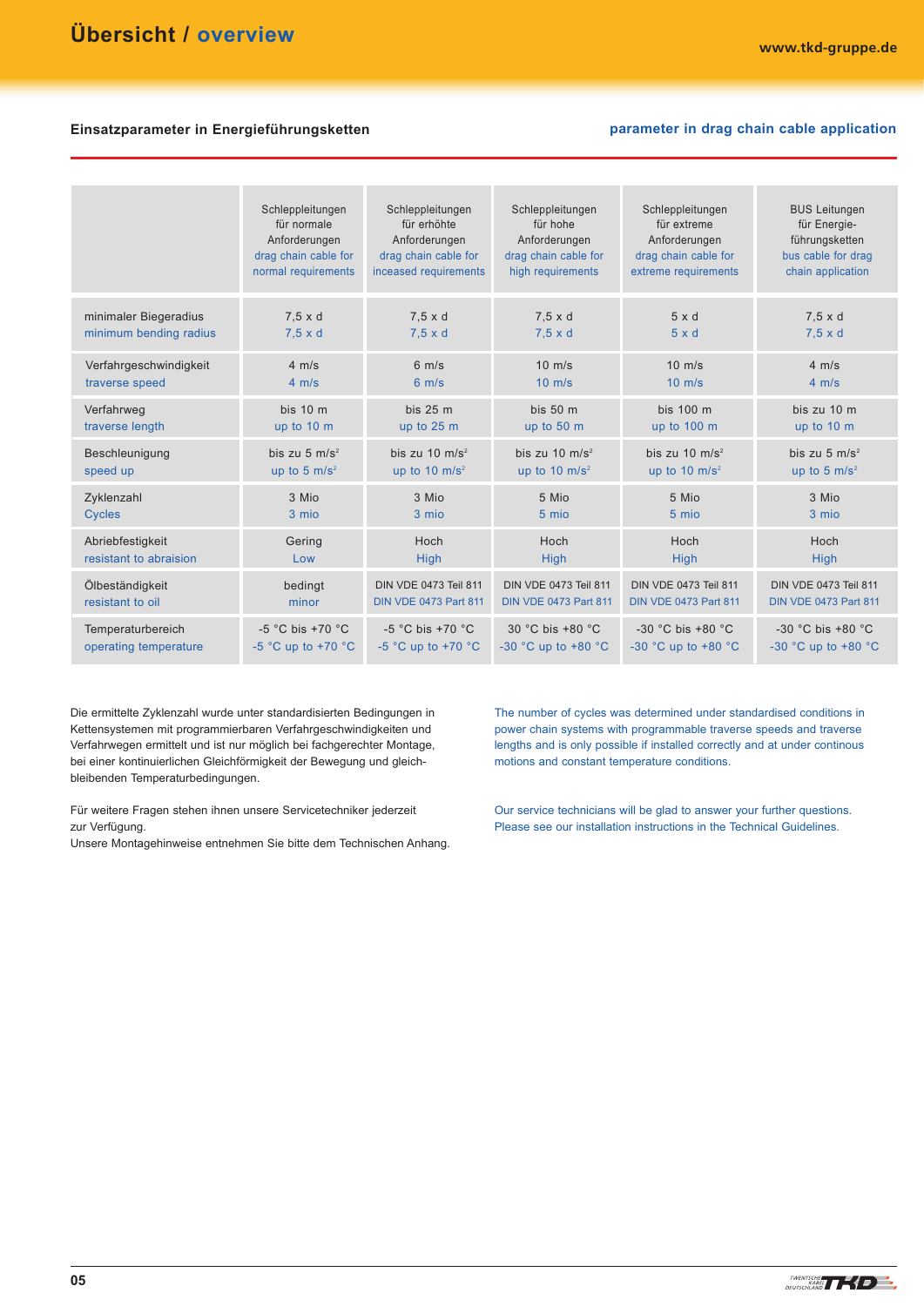# Übersicht / overview

**Einsatzparameter in Energieführungsketten**

**parameter in drag chain cable application**

| | Schleppleitungen für normale Anforderungen drag chain cable for normal requirements | Schleppleitungen für erhöhte Anforderungen drag chain cable for inceased requirements | Schleppleitungen für hohe Anforderungen drag chain cable for high requirements | Schleppleitungen für extreme Anforderungen drag chain cable for extreme requirements | BUS Leitungen für Energie-führungsketten bus cable for drag chain application |
|---|---|---|---|---|---|
| minimaler Biegeradius minimum bending radius | 7,5 x d 7,5 x d | 7,5 x d 7,5 x d | 7,5 x d 7,5 x d | 5 x d 5 x d | 7,5 x d 7,5 x d |
| Verfahrgeschwindigkeit traverse speed | 4 m/s 4 m/s | 6 m/s 6 m/s | 10 m/s 10 m/s | 10 m/s 10 m/s | 4 m/s 4 m/s |
| Verfahrweg traverse length | bis 10 m up to 10 m | bis 25 m up to 25 m | bis 50 m up to 50 m | bis 100 m up to 100 m | bis zu 10 m up to 10 m |
| Beschleunigung speed up | bis zu 5 m/s² up to 5 m/s² | bis zu 10 m/s² up to 10 m/s² | bis zu 10 m/s² up to 10 m/s² | bis zu 10 m/s² up to 10 m/s² | bis zu 5 m/s² up to 5 m/s² |
| Zyklenzahl Cycles | 3 Mio 3 mio | 3 Mio 3 mio | 5 Mio 5 mio | 5 Mio 5 mio | 3 Mio 3 mio |
| Abriebfestigkeit resistant to abraision | Gering Low | Hoch High | Hoch High | Hoch High | Hoch High |
| Ölbeständigkeit resistant to oil | bedingt minor | DIN VDE 0473 Teil 811 DIN VDE 0473 Part 811 | DIN VDE 0473 Teil 811 DIN VDE 0473 Part 811 | DIN VDE 0473 Teil 811 DIN VDE 0473 Part 811 | DIN VDE 0473 Teil 811 DIN VDE 0473 Part 811 |
| Temperaturbereich operating temperature | -5 °C bis +70 °C -5 °C up to +70 °C | -5 °C bis +70 °C -5 °C up to +70 °C | 30 °C bis +80 °C -30 °C up to +80 °C | -30 °C bis +80 °C -30 °C up to +80 °C | -30 °C bis +80 °C -30 °C up to +80 °C |

Die ermittelte Zyklenzahl wurde unter standardisierten Bedingungen in Kettensystemen mit programmierbaren Verfahrgeschwindigkeiten und Verfahrwegen ermittelt und ist nur möglich bei fachgerechter Montage, bei einer kontinuierlichen Gleichförmigkeit der Bewegung und gleichbleibenden Temperaturbedingungen.

Für weitere Fragen stehen ihnen unsere Servicetechniker jederzeit zur Verfügung.
Unsere Montagehinweise entnehmen Sie bitte dem Technischen Anhang.

The number of cycles was determined under standardised conditions in power chain systems with programmable traverse speeds and traverse lengths and is only possible if installed correctly and at under continous motions and constant temperature conditions.

Our service technicians will be glad to answer your further questions.
Please see our installation instructions in the Technical Guidelines.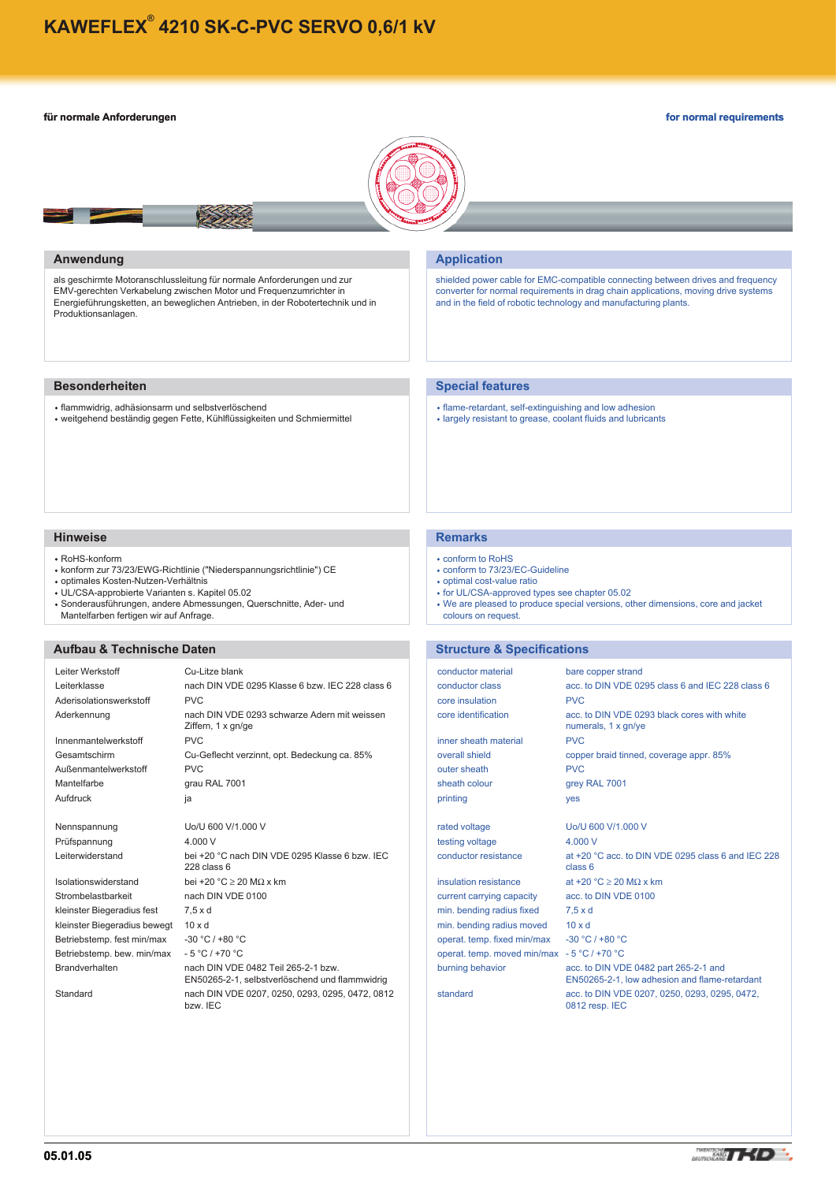# KAWEFLEX® 4210 SK-C-PVC SERVO 0,6/1 kV

**für normale Anforderungen**

**for normal requirements**

## Anwendung

als geschirmte Motoranschlussleitung für normale Anforderungen und zur EMV-gerechten Verkabelung zwischen Motor und Frequenzumrichter in Energieführungsketten, an beweglichen Antrieben, in der Robotertechnik und in Produktionsanlagen.

## Application

shielded power cable for EMC-compatible connecting between drives and frequency converter for normal requirements in drag chain applications, moving drive systems and in the field of robotic technology and manufacturing plants.

## Besonderheiten

- flammwidrig, adhäsionsarm und selbstverlöschend
- weitgehend beständig gegen Fette, Kühlflüssigkeiten und Schmiermittel

## Special features

- flame-retardant, self-extinguishing and low adhesion
- largely resistant to grease, coolant fluids and lubricants

## Hinweise

- RoHS-konform
- konform zur 73/23/EWG-Richtlinie ("Niederspannungsrichtlinie") CE
- optimales Kosten-Nutzen-Verhältnis
- UL/CSA-approbierte Varianten s. Kapitel 05.02
- Sonderausführungen, andere Abmessungen, Querschnitte, Ader- und Mantelfarben fertigen wir auf Anfrage.

## Remarks

- conform to RoHS
- conform to 73/23/EC-Guideline
- optimal cost-value ratio
- for UL/CSA-approved types see chapter 05.02
- We are pleased to produce special versions, other dimensions, core and jacket colours on request.

## Aufbau & Technische Daten

| | |
|---|---|
| Leiter Werkstoff | Cu-Litze blank |
| Leiterklasse | nach DIN VDE 0295 Klasse 6 bzw. IEC 228 class 6 |
| Aderisolationswerkstoff | PVC |
| Aderkennung | nach DIN VDE 0293 schwarze Adern mit weissen Ziffern, 1 x gn/ge |
| Innenmantelwerkstoff | PVC |
| Gesamtschirm | Cu-Geflecht verzinnt, opt. Bedeckung ca. 85% |
| Außenmantelwerkstoff | PVC |
| Mantelfarbe | grau RAL 7001 |
| Aufdruck | ja |
| Nennspannung | Uo/U 600 V/1.000 V |
| Prüfspannung | 4.000 V |
| Leiterwiderstand | bei +20 °C nach DIN VDE 0295 Klasse 6 bzw. IEC 228 class 6 |
| Isolationswiderstand | bei +20 °C ≥ 20 MΩ x km |
| Strombelastbarkeit | nach DIN VDE 0100 |
| kleinster Biegeradius fest | 7,5 x d |
| kleinster Biegeradius bewegt | 10 x d |
| Betriebstemp. fest min/max | -30 °C / +80 °C |
| Betriebstemp. bew. min/max | - 5 °C / +70 °C |
| Brandverhalten | nach DIN VDE 0482 Teil 265-2-1 bzw. EN50265-2-1, selbstverlöschend und flammwidrig |
| Standard | nach DIN VDE 0207, 0250, 0293, 0295, 0472, 0812 bzw. IEC |

## Structure & Specifications

| | |
|---|---|
| conductor material | bare copper strand |
| conductor class | acc. to DIN VDE 0295 class 6 and IEC 228 class 6 |
| core insulation | PVC |
| core identification | acc. to DIN VDE 0293 black cores with white numerals, 1 x gn/ye |
| inner sheath material | PVC |
| overall shield | copper braid tinned, coverage appr. 85% |
| outer sheath | PVC |
| sheath colour | grey RAL 7001 |
| printing | yes |
| rated voltage | Uo/U 600 V/1.000 V |
| testing voltage | 4.000 V |
| conductor resistance | at +20 °C acc. to DIN VDE 0295 class 6 and IEC 228 class 6 |
| insulation resistance | at +20 °C ≥ 20 MΩ x km |
| current carrying capacity | acc. to DIN VDE 0100 |
| min. bending radius fixed | 7,5 x d |
| min. bending radius moved | 10 x d |
| operat. temp. fixed min/max | -30 °C / +80 °C |
| operat. temp. moved min/max | - 5 °C / +70 °C |
| burning behavior | acc. to DIN VDE 0482 part 265-2-1 and EN50265-2-1, low adhesion and flame-retardant |
| standard | acc. to DIN VDE 0207, 0250, 0293, 0295, 0472, 0812 resp. IEC |

05.01.05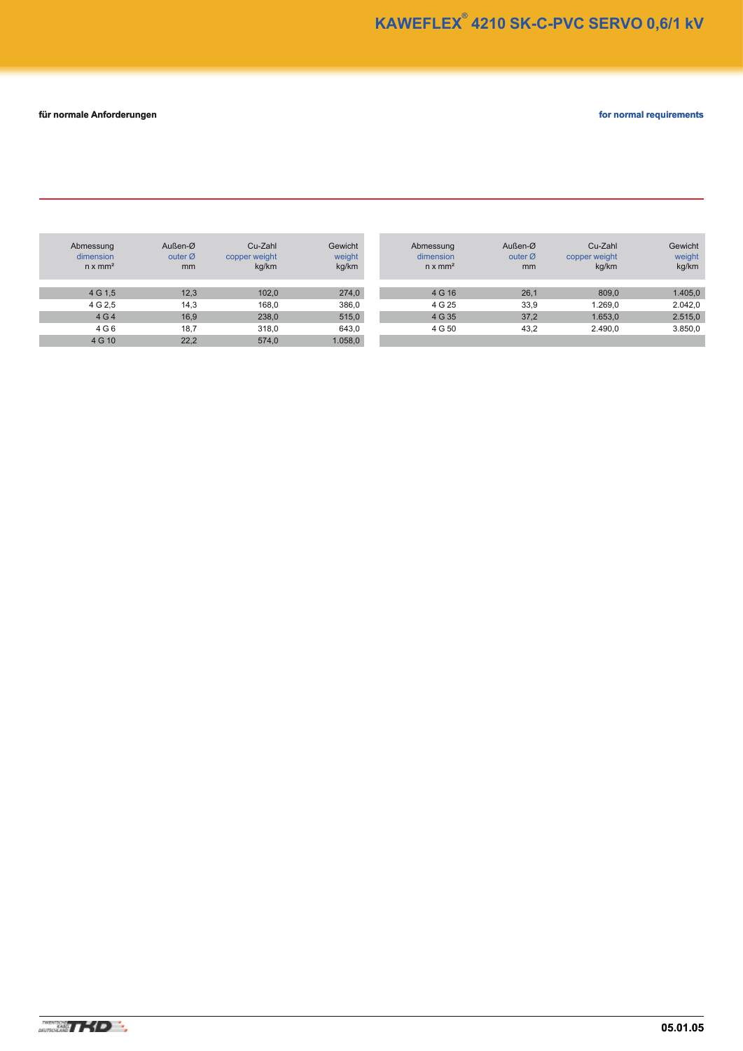# KAWEFLEX® 4210 SK-C-PVC SERVO 0,6/1 kV

**für normale Anforderungen** | **for normal requirements**

| Abmessung dimension n x mm² | Außen-Ø outer Ø mm | Cu-Zahl copper weight kg/km | Gewicht weight kg/km |
|---|---|---|---|
| 4 G 1,5 | 12,3 | 102,0 | 274,0 |
| 4 G 2,5 | 14,3 | 168,0 | 386,0 |
| 4 G 4 | 16,9 | 238,0 | 515,0 |
| 4 G 6 | 18,7 | 318,0 | 643,0 |
| 4 G 10 | 22,2 | 574,0 | 1.058,0 |
| 4 G 16 | 26,1 | 809,0 | 1.405,0 |
| 4 G 25 | 33,9 | 1.269,0 | 2.042,0 |
| 4 G 35 | 37,2 | 1.653,0 | 2.515,0 |
| 4 G 50 | 43,2 | 2.490,0 | 3.850,0 |

05.01.05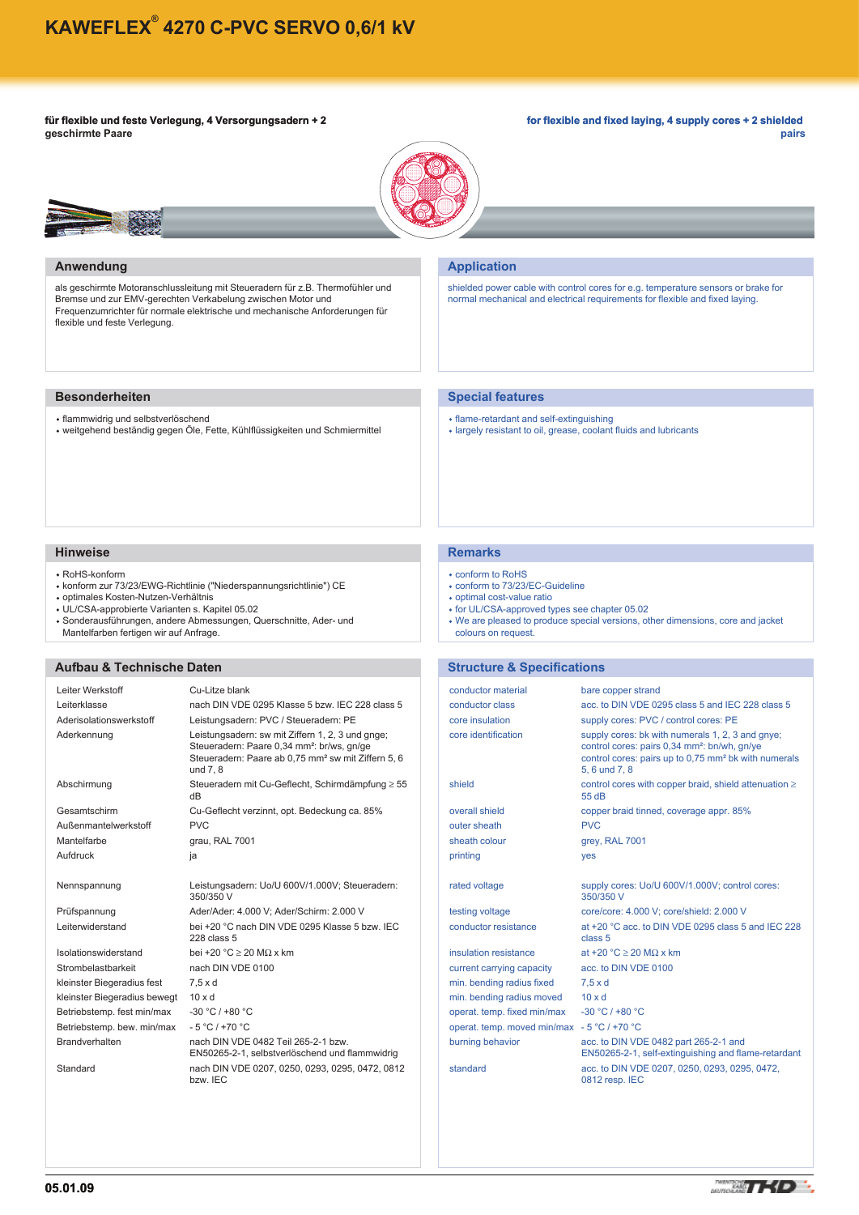# KAWEFLEX® 4270 C-PVC SERVO 0,6/1 kV

**für flexible und feste Verlegung, 4 Versorgungsadern + 2 geschirmte Paare**

**for flexible and fixed laying, 4 supply cores + 2 shielded pairs**

## Anwendung

als geschirmte Motoranschlussleitung mit Steueradern für z.B. Thermofühler und Bremse und zur EMV-gerechten Verkabelung zwischen Motor und Frequenzumrichter für normale elektrische und mechanische Anforderungen für flexible und feste Verlegung.

## Application

shielded power cable with control cores for e.g. temperature sensors or brake for normal mechanical and electrical requirements for flexible and fixed laying.

## Besonderheiten

- flammwidrig und selbstverlöschend
- weitgehend beständig gegen Öle, Fette, Kühlflüssigkeiten und Schmiermittel

## Special features

- flame-retardant and self-extinguishing
- largely resistant to oil, grease, coolant fluids and lubricants

## Hinweise

- RoHS-konform
- konform zur 73/23/EWG-Richtlinie ("Niederspannungsrichtlinie") CE
- optimales Kosten-Nutzen-Verhältnis
- UL/CSA-approbierte Varianten s. Kapitel 05.02
- Sonderausführungen, andere Abmessungen, Querschnitte, Ader- und Mantelfarben fertigen wir auf Anfrage.

## Remarks

- conform to RoHS
- conform to 73/23/EC-Guideline
- optimal cost-value ratio
- for UL/CSA-approved types see chapter 05.02
- We are pleased to produce special versions, other dimensions, core and jacket colours on request.

## Aufbau & Technische Daten

| | |
|---|---|
| Leiter Werkstoff | Cu-Litze blank |
| Leiterklasse | nach DIN VDE 0295 Klasse 5 bzw. IEC 228 class 5 |
| Aderisolationswerkstoff | Leistungsadern: PVC / Steueradern: PE |
| Aderkennung | Leistungsadern: sw mit Ziffern 1, 2, 3 und gnge; Steueradern: Paare 0,34 mm²: br/ws, gn/ge Steueradern: Paare ab 0,75 mm² sw mit Ziffern 5, 6 und 7, 8 |
| Abschirmung | Steueradern mit Cu-Geflecht, Schirmdämpfung ≥ 55 dB |
| Gesamtschirm | Cu-Geflecht verzinnt, opt. Bedeckung ca. 85% |
| Außenmantelwerkstoff | PVC |
| Mantelfarbe | grau, RAL 7001 |
| Aufdruck | ja |
| Nennspannung | Leistungsadern: Uo/U 600V/1.000V; Steueradern: 350/350 V |
| Prüfspannung | Ader/Ader: 4.000 V; Ader/Schirm: 2.000 V |
| Leiterwiderstand | bei +20 °C nach DIN VDE 0295 Klasse 5 bzw. IEC 228 class 5 |
| Isolationswiderstand | bei +20 °C ≥ 20 MΩ x km |
| Strombelastbarkeit | nach DIN VDE 0100 |
| kleinster Biegeradius fest | 7,5 x d |
| kleinster Biegeradius bewegt | 10 x d |
| Betriebstemp. fest min/max | -30 °C / +80 °C |
| Betriebstemp. bew. min/max | - 5 °C / +70 °C |
| Brandverhalten | nach DIN VDE 0482 Teil 265-2-1 bzw. EN50265-2-1, selbstverlöschend und flammwidrig |
| Standard | nach DIN VDE 0207, 0250, 0293, 0295, 0472, 0812 bzw. IEC |

## Structure & Specifications

| | |
|---|---|
| conductor material | bare copper strand |
| conductor class | acc. to DIN VDE 0295 class 5 and IEC 228 class 5 |
| core insulation | supply cores: PVC / control cores: PE |
| core identification | supply cores: bk with numerals 1, 2, 3 and gnye; control cores: pairs 0,34 mm²: bn/wh, gn/ye control cores: pairs up to 0,75 mm² bk with numerals 5, 6 und 7, 8 |
| shield | control cores with copper braid, shield attenuation ≥ 55 dB |
| overall shield | copper braid tinned, coverage appr. 85% |
| outer sheath | PVC |
| sheath colour | grey, RAL 7001 |
| printing | yes |
| rated voltage | supply cores: Uo/U 600V/1.000V; control cores: 350/350 V |
| testing voltage | core/core: 4.000 V; core/shield: 2.000 V |
| conductor resistance | at +20 °C acc. to DIN VDE 0295 class 5 and IEC 228 class 5 |
| insulation resistance | at +20 °C ≥ 20 MΩ x km |
| current carrying capacity | acc. to DIN VDE 0100 |
| min. bending radius fixed | 7,5 x d |
| min. bending radius moved | 10 x d |
| operat. temp. fixed min/max | -30 °C / +80 °C |
| operat. temp. moved min/max | - 5 °C / +70 °C |
| burning behavior | acc. to DIN VDE 0482 part 265-2-1 and EN50265-2-1, self-extinguishing and flame-retardant |
| standard | acc. to DIN VDE 0207, 0250, 0293, 0295, 0472, 0812 resp. IEC |

05.01.09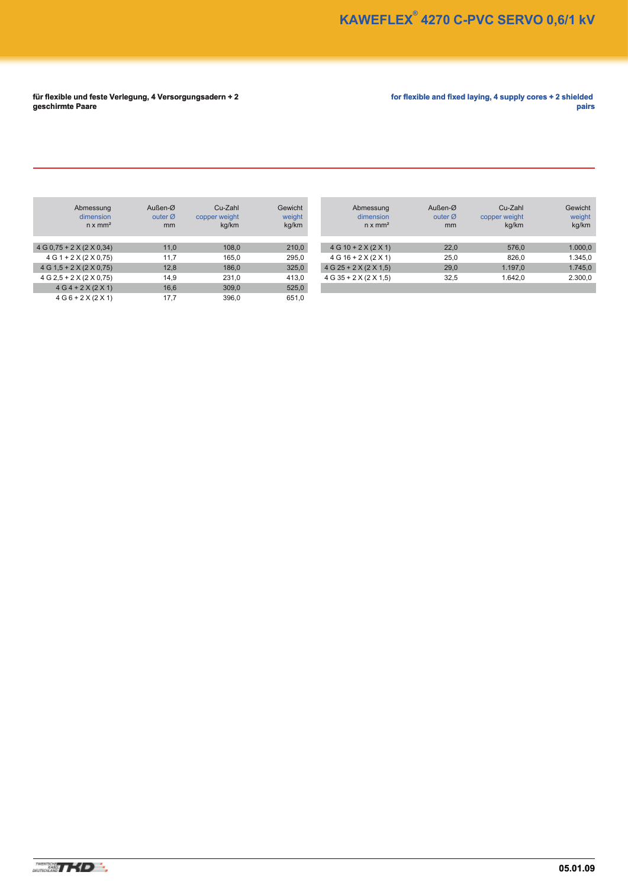# KAWEFLEX® 4270 C-PVC SERVO 0,6/1 kV

**für flexible und feste Verlegung, 4 Versorgungsadern + 2 geschirmte Paare**

**for flexible and fixed laying, 4 supply cores + 2 shielded pairs**

| Abmessung dimension n x mm² | Außen-Ø outer Ø mm | Cu-Zahl copper weight kg/km | Gewicht weight kg/km |
|---|---|---|---|
| 4 G 0,75 + 2 X (2 X 0,34) | 11,0 | 108,0 | 210,0 |
| 4 G 1 + 2 X (2 X 0,75) | 11,7 | 165,0 | 295,0 |
| 4 G 1,5 + 2 X (2 X 0,75) | 12,8 | 186,0 | 325,0 |
| 4 G 2,5 + 2 X (2 X 0,75) | 14,9 | 231,0 | 413,0 |
| 4 G 4 + 2 X (2 X 1) | 16,6 | 309,0 | 525,0 |
| 4 G 6 + 2 X (2 X 1) | 17,7 | 396,0 | 651,0 |
| 4 G 10 + 2 X (2 X 1) | 22,0 | 576,0 | 1.000,0 |
| 4 G 16 + 2 X (2 X 1) | 25,0 | 826,0 | 1.345,0 |
| 4 G 25 + 2 X (2 X 1,5) | 29,0 | 1.197,0 | 1.745,0 |
| 4 G 35 + 2 X (2 X 1,5) | 32,5 | 1.642,0 | 2.300,0 |

05.01.09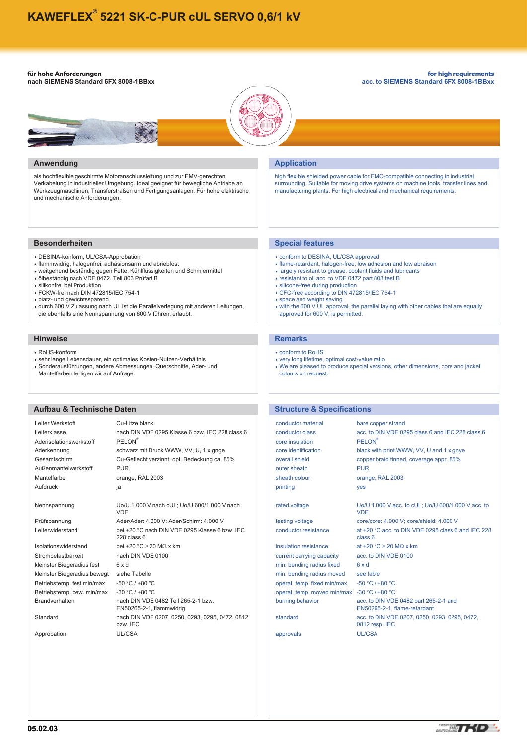# KAWEFLEX® 5221 SK-C-PUR cUL SERVO 0,6/1 kV

**für hohe Anforderungen**
**nach SIEMENS Standard 6FX 8008-1BBxx**

**for high requirements**
**acc. to SIEMENS Standard 6FX 8008-1BBxx**

## Anwendung

als hochflexible geschirmte Motoranschlussleitung und zur EMV-gerechten Verkabelung in industrieller Umgebung. Ideal geeignet für bewegliche Antriebe an Werkzeugmaschinen, Transferstraßen und Fertigungsanlagen. Für hohe elektrische und mechanische Anforderungen.

## Application

high flexible shielded power cable for EMC-compatible connecting in industrial surrounding. Suitable for moving drive systems on machine tools, transfer lines and manufacturing plants. For high electrical and mechanical requirements.

## Besonderheiten

- DESINA-konform, UL/CSA-Approbation
- flammwidrig, halogenfrei, adhäsionsarm und abriebfest
- weitgehend beständig gegen Fette, Kühlflüssigkeiten und Schmiermittel
- ölbeständig nach VDE 0472. Teil 803 Prüfart B
- silikonfrei bei Produktion
- FCKW-frei nach DIN 472815/IEC 754-1
- platz- und gewichtssparend
- durch 600 V Zulassung nach UL ist die Parallelverlegung mit anderen Leitungen, die ebenfalls eine Nennspannung von 600 V führen, erlaubt.

## Special features

- conform to DESINA, UL/CSA approved
- flame-retardant, halogen-free, low adhesion and low abraison
- largely resistant to grease, coolant fluids and lubricants
- resistant to oil acc. to VDE 0472 part 803 test B
- silicone-free during production
- CFC-free according to DIN 472815/IEC 754-1
- space and weight saving
- with the 600 V UL approval, the parallel laying with other cables that are equally approved for 600 V, is permitted.

## Hinweise

- RoHS-konform
- sehr lange Lebensdauer, ein optimales Kosten-Nutzen-Verhältnis
- Sonderausführungen, andere Abmessungen, Querschnitte, Ader- und Mantelfarben fertigen wir auf Anfrage.

## Remarks

- conform to RoHS
- very long lifetime, optimal cost-value ratio
- We are pleased to produce special versions, other dimensions, core and jacket colours on request.

## Aufbau & Technische Daten

| | |
|---|---|
| Leiter Werkstoff | Cu-Litze blank |
| Leiterklasse | nach DIN VDE 0295 Klasse 6 bzw. IEC 228 class 6 |
| Aderisolationswerkstoff | PELON® |
| Aderkennung | schwarz mit Druck WWW, VV, U, 1 x gnge |
| Gesamtschirm | Cu-Geflecht verzinnt, opt. Bedeckung ca. 85% |
| Außenmantelwerkstoff | PUR |
| Mantelfarbe | orange, RAL 2003 |
| Aufdruck | ja |
| Nennspannung | Uo/U 1.000 V nach cUL; Uo/U 600/1.000 V nach VDE |
| Prüfspannung | Ader/Ader: 4.000 V; Ader/Schirm: 4.000 V |
| Leiterwiderstand | bei +20 °C nach DIN VDE 0295 Klasse 6 bzw. IEC 228 class 6 |
| Isolationswiderstand | bei +20 °C ≥ 20 MΩ x km |
| Strombelastbarkeit | nach DIN VDE 0100 |
| kleinster Biegeradius fest | 6 x d |
| kleinster Biegeradius bewegt | siehe Tabelle |
| Betriebstemp. fest min/max | -50 °C / +80 °C |
| Betriebstemp. bew. min/max | -30 °C / +80 °C |
| Brandverhalten | nach DIN VDE 0482 Teil 265-2-1 bzw. EN50265-2-1, flammwidrig |
| Standard | nach DIN VDE 0207, 0250, 0293, 0295, 0472, 0812 bzw. IEC |
| Approbation | UL/CSA |

## Structure & Specifications

| | |
|---|---|
| conductor material | bare copper strand |
| conductor class | acc. to DIN VDE 0295 class 6 and IEC 228 class 6 |
| core insulation | PELON® |
| core identification | black with print WWW, VV, U and 1 x gnye |
| overall shield | copper braid tinned, coverage appr. 85% |
| outer sheath | PUR |
| sheath colour | orange, RAL 2003 |
| printing | yes |
| rated voltage | Uo/U 1.000 V acc. to cUL; Uo/U 600/1.000 V acc. to VDE |
| testing voltage | core/core: 4.000 V; core/shield: 4.000 V |
| conductor resistance | at +20 °C acc. to DIN VDE 0295 class 6 and IEC 228 class 6 |
| insulation resistance | at +20 °C ≥ 20 MΩ x km |
| current carrying capacity | acc. to DIN VDE 0100 |
| min. bending radius fixed | 6 x d |
| min. bending radius moved | see table |
| operat. temp. fixed min/max | -50 °C / +80 °C |
| operat. temp. moved min/max | -30 °C / +80 °C |
| burning behavior | acc. to DIN VDE 0482 part 265-2-1 and EN50265-2-1, flame-retardant |
| standard | acc. to DIN VDE 0207, 0250, 0293, 0295, 0472, 0812 resp. IEC |
| approvals | UL/CSA |

05.02.03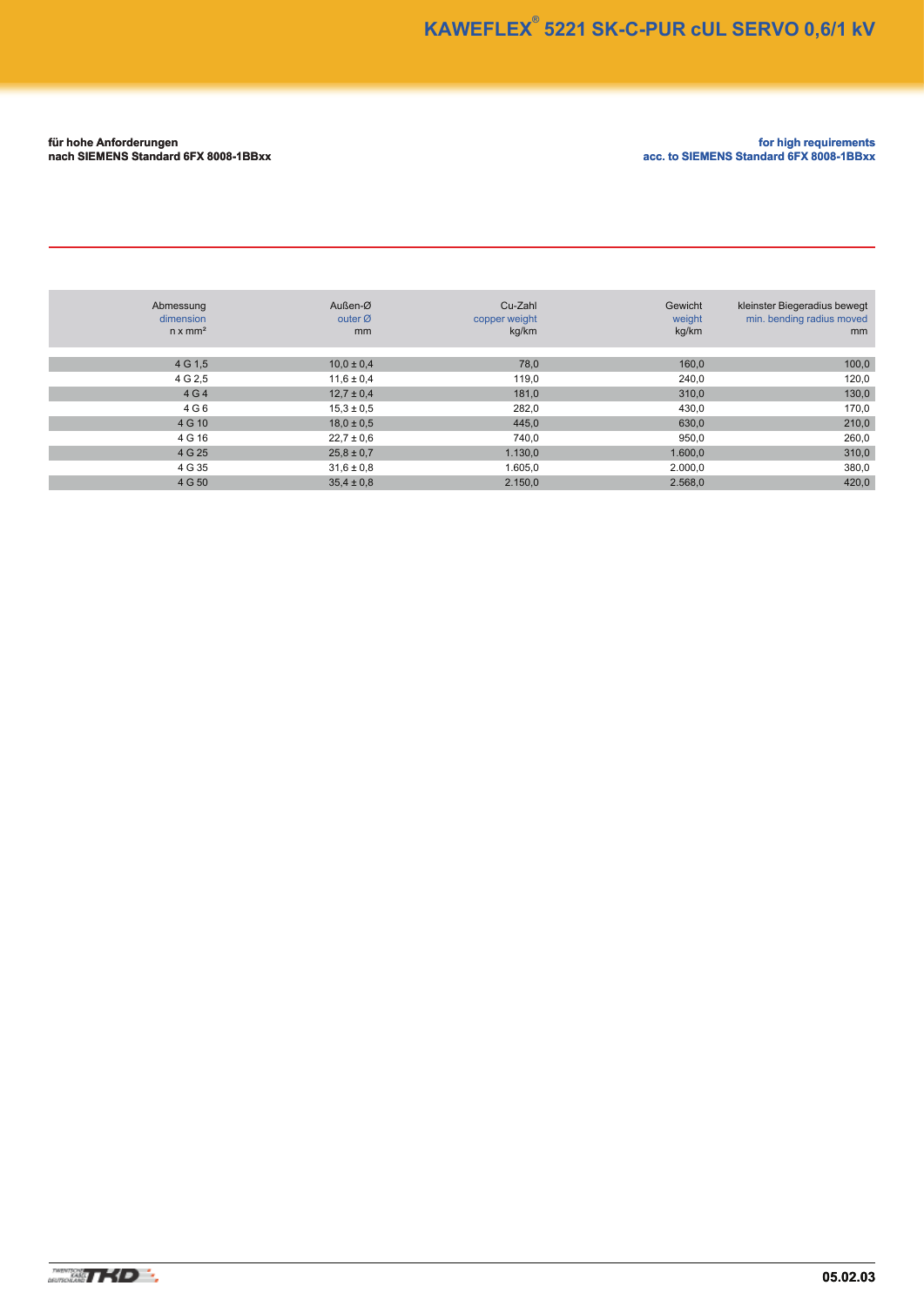# KAWEFLEX® 5221 SK-C-PUR cUL SERVO 0,6/1 kV

**für hohe Anforderungen**
**nach SIEMENS Standard 6FX 8008-1BBxx**

**for high requirements**
**acc. to SIEMENS Standard 6FX 8008-1BBxx**

| Abmessung<br>dimension<br>n x mm² | Außen-Ø<br>outer Ø<br>mm | Cu-Zahl<br>copper weight<br>kg/km | Gewicht<br>weight<br>kg/km | kleinster Biegeradius bewegt<br>min. bending radius moved<br>mm |
|---|---|---|---|---|
| 4 G 1,5 | 10,0 ± 0,4 | 78,0 | 160,0 | 100,0 |
| 4 G 2,5 | 11,6 ± 0,4 | 119,0 | 240,0 | 120,0 |
| 4 G 4 | 12,7 ± 0,4 | 181,0 | 310,0 | 130,0 |
| 4 G 6 | 15,3 ± 0,5 | 282,0 | 430,0 | 170,0 |
| 4 G 10 | 18,0 ± 0,5 | 445,0 | 630,0 | 210,0 |
| 4 G 16 | 22,7 ± 0,6 | 740,0 | 950,0 | 260,0 |
| 4 G 25 | 25,8 ± 0,7 | 1.130,0 | 1.600,0 | 310,0 |
| 4 G 35 | 31,6 ± 0,8 | 1.605,0 | 2.000,0 | 380,0 |
| 4 G 50 | 35,4 ± 0,8 | 2.150,0 | 2.568,0 | 420,0 |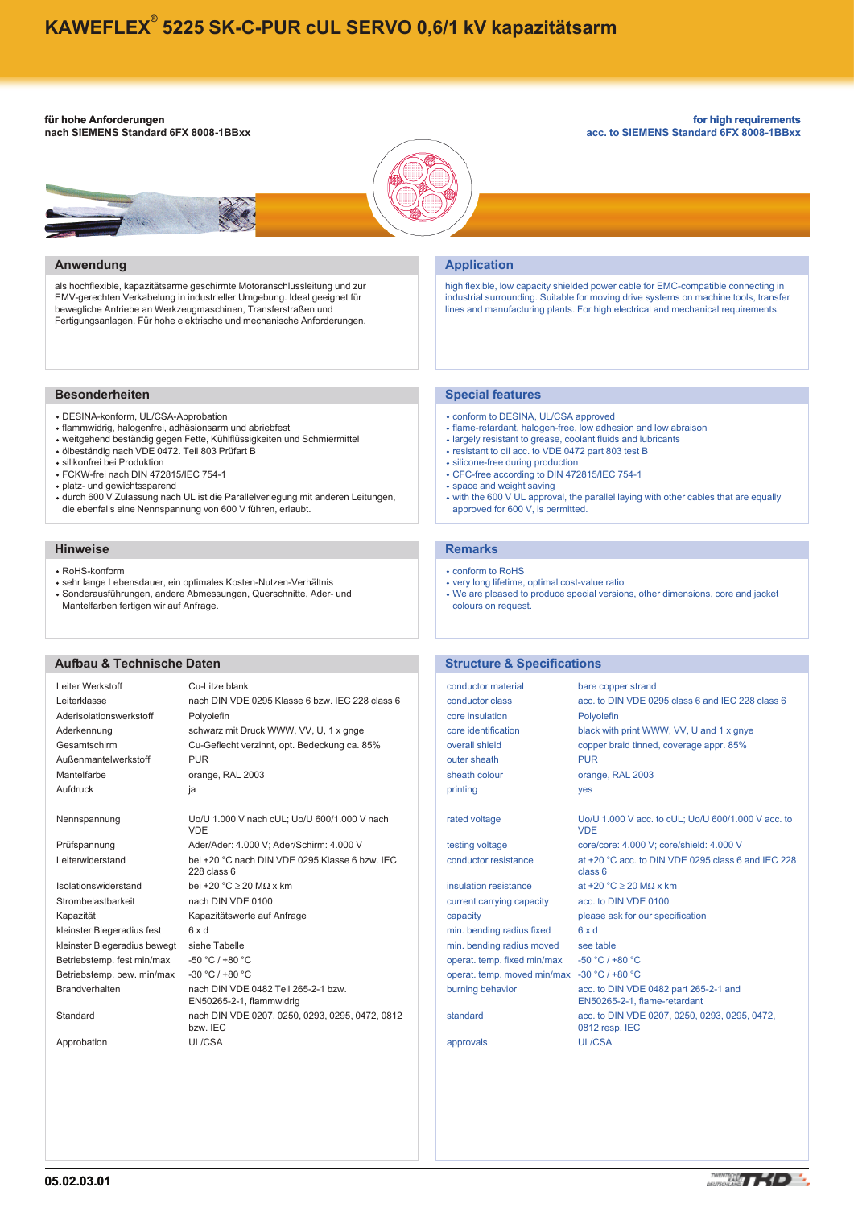# KAWEFLEX® 5225 SK-C-PUR cUL SERVO 0,6/1 kV kapazitätsarm

**für hohe Anforderungen**
**nach SIEMENS Standard 6FX 8008-1BBxx**

**for high requirements**
**acc. to SIEMENS Standard 6FX 8008-1BBxx**

## Anwendung

als hochflexible, kapazitätsarme geschirmte Motoranschlussleitung und zur EMV-gerechten Verkabelung in industrieller Umgebung. Ideal geeignet für bewegliche Antriebe an Werkzeugmaschinen, Transferstraßen und Fertigungsanlagen. Für hohe elektrische und mechanische Anforderungen.

## Application

high flexible, low capacity shielded power cable for EMC-compatible connecting in industrial surrounding. Suitable for moving drive systems on machine tools, transfer lines and manufacturing plants. For high electrical and mechanical requirements.

## Besonderheiten

- DESINA-konform, UL/CSA-Approbation
- flammwidrig, halogenfrei, adhäsionsarm und abriebfest
- weitgehend beständig gegen Fette, Kühlflüssigkeiten und Schmiermittel
- ölbeständig nach VDE 0472. Teil 803 Prüfart B
- silikonfrei bei Produktion
- FCKW-frei nach DIN 472815/IEC 754-1
- platz- und gewichtssparend
- durch 600 V Zulassung nach UL ist die Parallelverlegung mit anderen Leitungen, die ebenfalls eine Nennspannung von 600 V führen, erlaubt.

## Special features

- conform to DESINA, UL/CSA approved
- flame-retardant, halogen-free, low adhesion and low abraison
- largely resistant to grease, coolant fluids and lubricants
- resistant to oil acc. to VDE 0472 part 803 test B
- silicone-free during production
- CFC-free according to DIN 472815/IEC 754-1
- space and weight saving
- with the 600 V UL approval, the parallel laying with other cables that are equally approved for 600 V, is permitted.

## Hinweise

- RoHS-konform
- sehr lange Lebensdauer, ein optimales Kosten-Nutzen-Verhältnis
- Sonderausführungen, andere Abmessungen, Querschnitte, Ader- und Mantelfarben fertigen wir auf Anfrage.

## Remarks

- conform to RoHS
- very long lifetime, optimal cost-value ratio
- We are pleased to produce special versions, other dimensions, core and jacket colours on request.

## Aufbau & Technische Daten

| | |
|---|---|
| Leiter Werkstoff | Cu-Litze blank |
| Leiterklasse | nach DIN VDE 0295 Klasse 6 bzw. IEC 228 class 6 |
| Aderisolationswerkstoff | Polyolefin |
| Aderkennung | schwarz mit Druck WWW, VV, U, 1 x gnge |
| Gesamtschirm | Cu-Geflecht verzinnt, opt. Bedeckung ca. 85% |
| Außenmantelwerkstoff | PUR |
| Mantelfarbe | orange, RAL 2003 |
| Aufdruck | ja |
| Nennspannung | Uo/U 1.000 V nach cUL; Uo/U 600/1.000 V nach VDE |
| Prüfspannung | Ader/Ader: 4.000 V; Ader/Schirm: 4.000 V |
| Leiterwiderstand | bei +20 °C nach DIN VDE 0295 Klasse 6 bzw. IEC 228 class 6 |
| Isolationswiderstand | bei +20 °C ≥ 20 MΩ x km |
| Strombelastbarkeit | nach DIN VDE 0100 |
| Kapazität | Kapazitätswerte auf Anfrage |
| kleinster Biegeradius fest | 6 x d |
| kleinster Biegeradius bewegt | siehe Tabelle |
| Betriebstemp. fest min/max | -50 °C / +80 °C |
| Betriebstemp. bew. min/max | -30 °C / +80 °C |
| Brandverhalten | nach DIN VDE 0482 Teil 265-2-1 bzw. EN50265-2-1, flammwidrig |
| Standard | nach DIN VDE 0207, 0250, 0293, 0295, 0472, 0812 bzw. IEC |
| Approbation | UL/CSA |

## Structure & Specifications

| | |
|---|---|
| conductor material | bare copper strand |
| conductor class | acc. to DIN VDE 0295 class 6 and IEC 228 class 6 |
| core insulation | Polyolefin |
| core identification | black with print WWW, VV, U and 1 x gnye |
| overall shield | copper braid tinned, coverage appr. 85% |
| outer sheath | PUR |
| sheath colour | orange, RAL 2003 |
| printing | yes |
| rated voltage | Uo/U 1.000 V acc. to cUL; Uo/U 600/1.000 V acc. to VDE |
| testing voltage | core/core: 4.000 V; core/shield: 4.000 V |
| conductor resistance | at +20 °C acc. to DIN VDE 0295 class 6 and IEC 228 class 6 |
| insulation resistance | at +20 °C ≥ 20 MΩ x km |
| current carrying capacity | acc. to DIN VDE 0100 |
| capacity | please ask for our specification |
| min. bending radius fixed | 6 x d |
| min. bending radius moved | see table |
| operat. temp. fixed min/max | -50 °C / +80 °C |
| operat. temp. moved min/max | -30 °C / +80 °C |
| burning behavior | acc. to DIN VDE 0482 part 265-2-1 and EN50265-2-1, flame-retardant |
| standard | acc. to DIN VDE 0207, 0250, 0293, 0295, 0472, 0812 resp. IEC |
| approvals | UL/CSA |

05.02.03.01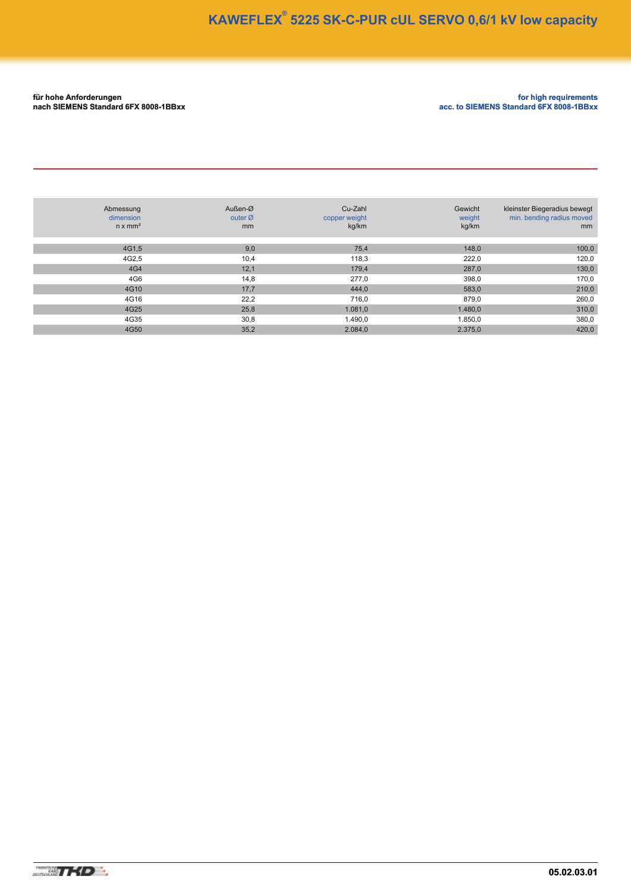# KAWEFLEX® 5225 SK-C-PUR cUL SERVO 0,6/1 kV low capacity

**für hohe Anforderungen**
**nach SIEMENS Standard 6FX 8008-1BBxx**

**for high requirements**
**acc. to SIEMENS Standard 6FX 8008-1BBxx**

| Abmessung dimension n x mm² | Außen-Ø outer Ø mm | Cu-Zahl copper weight kg/km | Gewicht weight kg/km | kleinster Biegeradius bewegt min. bending radius moved mm |
|---|---|---|---|---|
| 4G1,5 | 9,0 | 75,4 | 148,0 | 100,0 |
| 4G2,5 | 10,4 | 118,3 | 222,0 | 120,0 |
| 4G4 | 12,1 | 179,4 | 287,0 | 130,0 |
| 4G6 | 14,8 | 277,0 | 398,0 | 170,0 |
| 4G10 | 17,7 | 444,0 | 583,0 | 210,0 |
| 4G16 | 22,2 | 716,0 | 879,0 | 260,0 |
| 4G25 | 25,8 | 1.081,0 | 1.480,0 | 310,0 |
| 4G35 | 30,8 | 1.490,0 | 1.850,0 | 380,0 |
| 4G50 | 35,2 | 2.084,0 | 2.375,0 | 420,0 |

05.02.03.01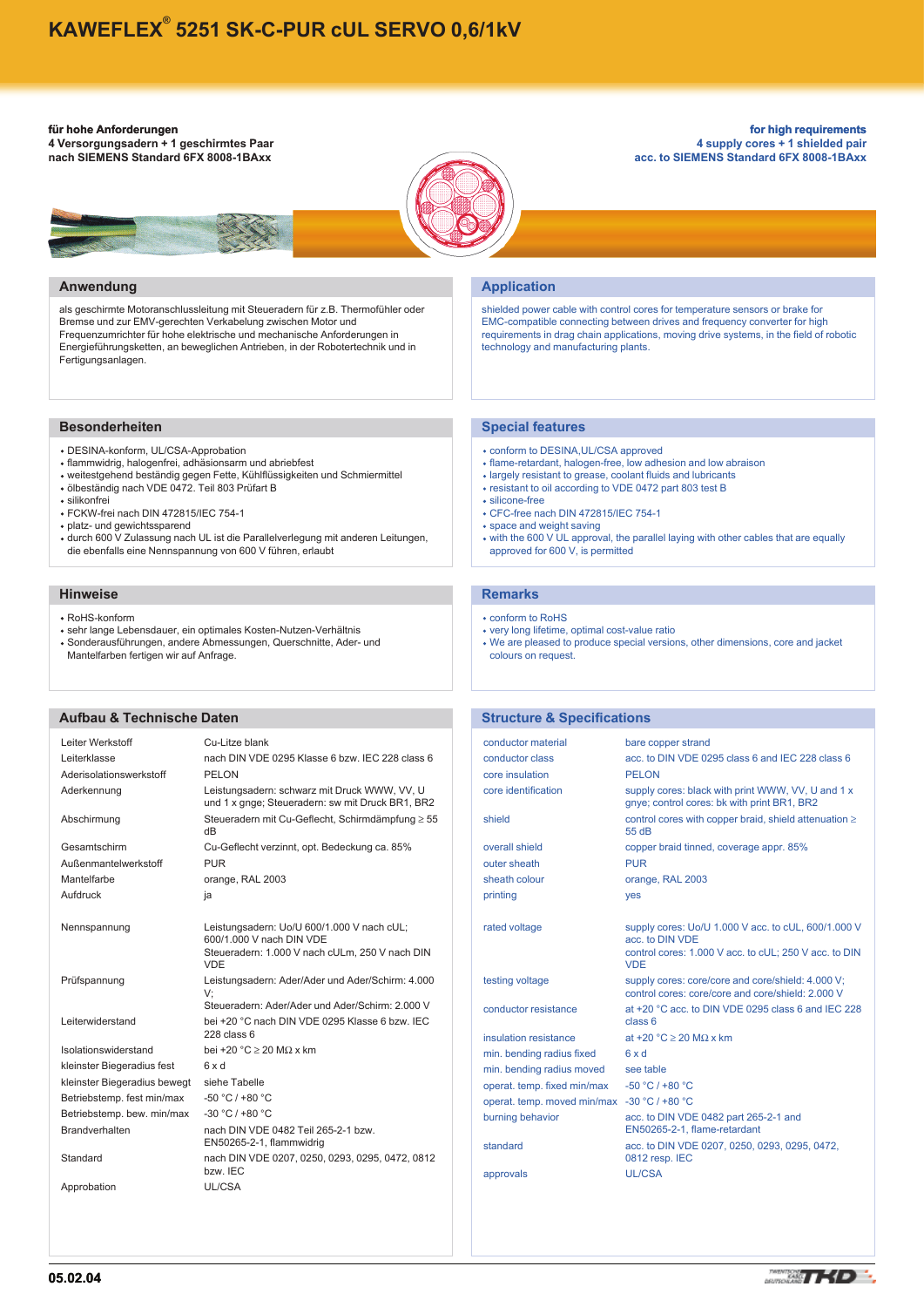# KAWEFLEX® 5251 SK-C-PUR cUL SERVO 0,6/1kV

**für hohe Anforderungen**
**4 Versorgungsadern + 1 geschirmtes Paar**
**nach SIEMENS Standard 6FX 8008-1BAxx**

**for high requirements**
**4 supply cores + 1 shielded pair**
**acc. to SIEMENS Standard 6FX 8008-1BAxx**

## Anwendung

als geschirmte Motoranschlussleitung mit Steueradern für z.B. Thermofühler oder Bremse und zur EMV-gerechten Verkabelung zwischen Motor und Frequenzumrichter für hohe elektrische und mechanische Anforderungen in Energieführungsketten, an beweglichen Antrieben, in der Robotertechnik und in Fertigungsanlagen.

## Application

shielded power cable with control cores for temperature sensors or brake for EMC-compatible connecting between drives and frequency converter for high requirements in drag chain applications, moving drive systems, in the field of robotic technology and manufacturing plants.

## Besonderheiten

- DESINA-konform, UL/CSA-Approbation
- flammwidrig, halogenfrei, adhäsionsarm und abriebfest
- weitestgehend beständig gegen Fette, Kühlflüssigkeiten und Schmiermittel
- ölbeständig nach VDE 0472. Teil 803 Prüfart B
- silikonfrei
- FCKW-frei nach DIN 472815/IEC 754-1
- platz- und gewichtssparend
- durch 600 V Zulassung nach UL ist die Parallelverlegung mit anderen Leitungen, die ebenfalls eine Nennspannung von 600 V führen, erlaubt

## Special features

- conform to DESINA,UL/CSA approved
- flame-retardant, halogen-free, low adhesion and low abraison
- largely resistant to grease, coolant fluids and lubricants
- resistant to oil according to VDE 0472 part 803 test B
- silicone-free
- CFC-free nach DIN 472815/IEC 754-1
- space and weight saving
- with the 600 V UL approval, the parallel laying with other cables that are equally approved for 600 V, is permitted

## Hinweise

- RoHS-konform
- sehr lange Lebensdauer, ein optimales Kosten-Nutzen-Verhältnis
- Sonderausführungen, andere Abmessungen, Querschnitte, Ader- und Mantelfarben fertigen wir auf Anfrage.

## Remarks

- conform to RoHS
- very long lifetime, optimal cost-value ratio
- We are pleased to produce special versions, other dimensions, core and jacket colours on request.

## Aufbau & Technische Daten

| | |
|---|---|
| Leiter Werkstoff | Cu-Litze blank |
| Leiterklasse | nach DIN VDE 0295 Klasse 6 bzw. IEC 228 class 6 |
| Aderisolationswerkstoff | PELON |
| Aderkennung | Leistungsadern: schwarz mit Druck WWW, VV, U und 1 x gnge; Steueradern: sw mit Druck BR1, BR2 |
| Abschirmung | Steueradern mit Cu-Geflecht, Schirmdämpfung ≥ 55 dB |
| Gesamtschirm | Cu-Geflecht verzinnt, opt. Bedeckung ca. 85% |
| Außenmantelwerkstoff | PUR |
| Mantelfarbe | orange, RAL 2003 |
| Aufdruck | ja |
| Nennspannung | Leistungsadern: Uo/U 600/1.000 V nach cUL; 600/1.000 V nach DIN VDE<br>Steueradern: 1.000 V nach cULm, 250 V nach DIN VDE |
| Prüfspannung | Leistungsadern: Ader/Ader und Ader/Schirm: 4.000 V;<br>Steueradern: Ader/Ader und Ader/Schirm: 2.000 V |
| Leiterwiderstand | bei +20 °C nach DIN VDE 0295 Klasse 6 bzw. IEC 228 class 6 |
| Isolationswiderstand | bei +20 °C ≥ 20 MΩ x km |
| kleinster Biegeradius fest | 6 x d |
| kleinster Biegeradius bewegt | siehe Tabelle |
| Betriebstemp. fest min/max | -50 °C / +80 °C |
| Betriebstemp. bew. min/max | -30 °C / +80 °C |
| Brandverhalten | nach DIN VDE 0482 Teil 265-2-1 bzw. EN50265-2-1, flammwidrig |
| Standard | nach DIN VDE 0207, 0250, 0293, 0295, 0472, 0812 bzw. IEC |
| Approbation | UL/CSA |

## Structure & Specifications

| | |
|---|---|
| conductor material | bare copper strand |
| conductor class | acc. to DIN VDE 0295 class 6 and IEC 228 class 6 |
| core insulation | PELON |
| core identification | supply cores: black with print WWW, VV, U and 1 x gnye; control cores: bk with print BR1, BR2 |
| shield | control cores with copper braid, shield attenuation ≥ 55 dB |
| overall shield | copper braid tinned, coverage appr. 85% |
| outer sheath | PUR |
| sheath colour | orange, RAL 2003 |
| printing | yes |
| rated voltage | supply cores: Uo/U 1.000 V acc. to cUL, 600/1.000 V acc. to DIN VDE<br>control cores: 1.000 V acc. to cUL; 250 V acc. to DIN VDE |
| testing voltage | supply cores: core/core and core/shield: 4.000 V; control cores: core/core and core/shield: 2.000 V |
| conductor resistance | at +20 °C acc. to DIN VDE 0295 class 6 and IEC 228 class 6 |
| insulation resistance | at +20 °C ≥ 20 MΩ x km |
| min. bending radius fixed | 6 x d |
| min. bending radius moved | see table |
| operat. temp. fixed min/max | -50 °C / +80 °C |
| operat. temp. moved min/max | -30 °C / +80 °C |
| burning behavior | acc. to DIN VDE 0482 part 265-2-1 and EN50265-2-1, flame-retardant |
| standard | acc. to DIN VDE 0207, 0250, 0293, 0295, 0472, 0812 resp. IEC |
| approvals | UL/CSA |

05.02.04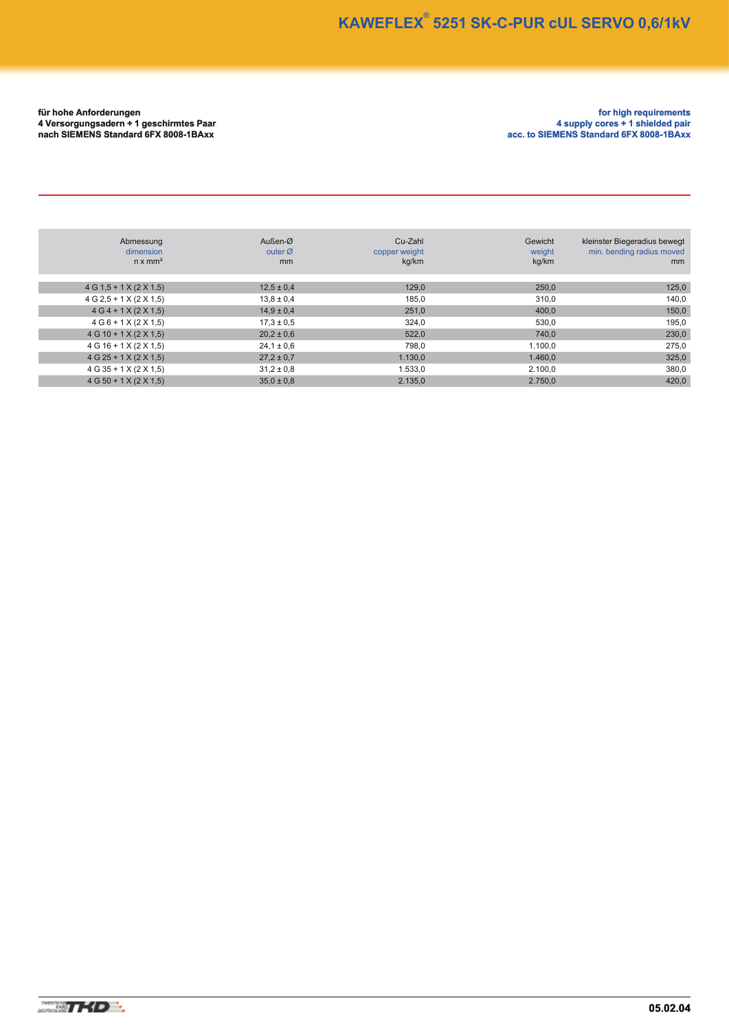# KAWEFLEX® 5251 SK-C-PUR cUL SERVO 0,6/1kV

**für hohe Anforderungen**
**4 Versorgungsadern + 1 geschirmtes Paar**
**nach SIEMENS Standard 6FX 8008-1BAxx**

**for high requirements**
**4 supply cores + 1 shielded pair**
**acc. to SIEMENS Standard 6FX 8008-1BAxx**

| Abmessung<br>dimension<br>n x mm² | Außen-Ø<br>outer Ø<br>mm | Cu-Zahl<br>copper weight<br>kg/km | Gewicht<br>weight<br>kg/km | kleinster Biegeradius bewegt<br>min. bending radius moved<br>mm |
|---|---|---|---|---|
| 4 G 1,5 + 1 X (2 X 1,5) | 12,5 ± 0,4 | 129,0 | 250,0 | 125,0 |
| 4 G 2,5 + 1 X (2 X 1,5) | 13,8 ± 0,4 | 185,0 | 310,0 | 140,0 |
| 4 G 4 + 1 X (2 X 1,5) | 14,9 ± 0,4 | 251,0 | 400,0 | 150,0 |
| 4 G 6 + 1 X (2 X 1,5) | 17,3 ± 0,5 | 324,0 | 530,0 | 195,0 |
| 4 G 10 + 1 X (2 X 1,5) | 20,2 ± 0,6 | 522,0 | 740,0 | 230,0 |
| 4 G 16 + 1 X (2 X 1,5) | 24,1 ± 0,6 | 798,0 | 1.100,0 | 275,0 |
| 4 G 25 + 1 X (2 X 1,5) | 27,2 ± 0,7 | 1.130,0 | 1.460,0 | 325,0 |
| 4 G 35 + 1 X (2 X 1,5) | 31,2 ± 0,8 | 1.533,0 | 2.100,0 | 380,0 |
| 4 G 50 + 1 X (2 X 1,5) | 35,0 ± 0,8 | 2.135,0 | 2.750,0 | 420,0 |

05.02.04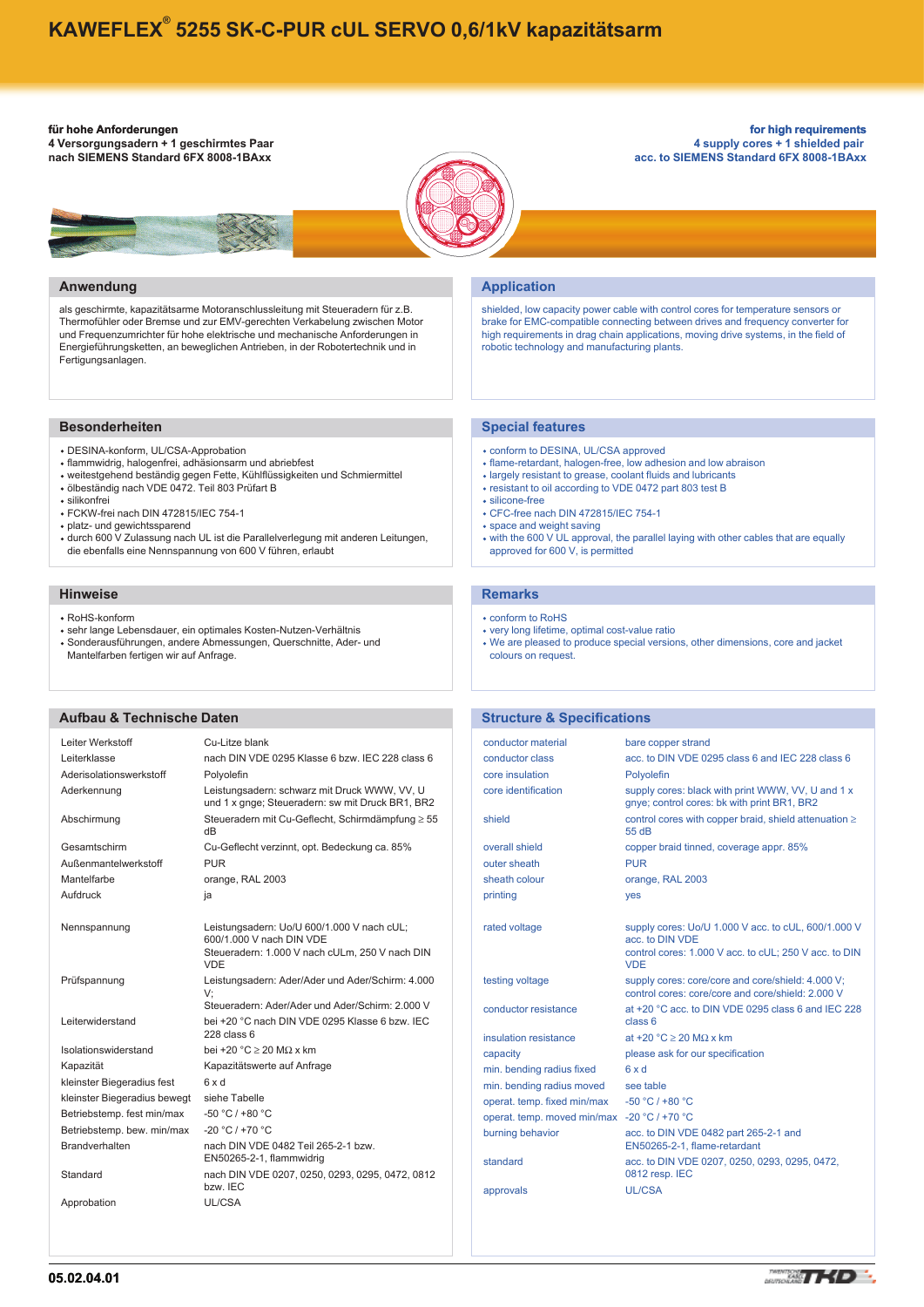# KAWEFLEX® 5255 SK-C-PUR cUL SERVO 0,6/1kV kapazitätsarm

**für hohe Anforderungen**
**4 Versorgungsadern + 1 geschirmtes Paar**
**nach SIEMENS Standard 6FX 8008-1BAxx**

**for high requirements**
**4 supply cores + 1 shielded pair**
**acc. to SIEMENS Standard 6FX 8008-1BAxx**

## Anwendung

als geschirmte, kapazitätsarme Motoranschlussleitung mit Steueradern für z.B. Thermofühler oder Bremse und zur EMV-gerechten Verkabelung zwischen Motor und Frequenzumrichter für hohe elektrische und mechanische Anforderungen in Energieführungsketten, an beweglichen Antrieben, in der Robotertechnik und in Fertigungsanlagen.

## Application

shielded, low capacity power cable with control cores for temperature sensors or brake for EMC-compatible connecting between drives and frequency converter for high requirements in drag chain applications, moving drive systems, in the field of robotic technology and manufacturing plants.

## Besonderheiten

- DESINA-konform, UL/CSA-Approbation
- flammwidrig, halogenfrei, adhäsionsarm und abriebfest
- weitestgehend beständig gegen Fette, Kühlflüssigkeiten und Schmiermittel
- ölbeständig nach VDE 0472. Teil 803 Prüfart B
- silikonfrei
- FCKW-frei nach DIN 472815/IEC 754-1
- platz- und gewichtssparend
- durch 600 V Zulassung nach UL ist die Parallelverlegung mit anderen Leitungen, die ebenfalls eine Nennspannung von 600 V führen, erlaubt

## Special features

- conform to DESINA, UL/CSA approved
- flame-retardant, halogen-free, low adhesion and low abraison
- largely resistant to grease, coolant fluids and lubricants
- resistant to oil according to VDE 0472 part 803 test B
- silicone-free
- CFC-free nach DIN 472815/IEC 754-1
- space and weight saving
- with the 600 V UL approval, the parallel laying with other cables that are equally approved for 600 V, is permitted

## Hinweise

- RoHS-konform
- sehr lange Lebensdauer, ein optimales Kosten-Nutzen-Verhältnis
- Sonderausführungen, andere Abmessungen, Querschnitte, Ader- und Mantelfarben fertigen wir auf Anfrage.

## Remarks

- conform to RoHS
- very long lifetime, optimal cost-value ratio
- We are pleased to produce special versions, other dimensions, core and jacket colours on request.

## Aufbau & Technische Daten

| | |
|---|---|
| Leiter Werkstoff | Cu-Litze blank |
| Leiterklasse | nach DIN VDE 0295 Klasse 6 bzw. IEC 228 class 6 |
| Aderisolationswerkstoff | Polyolefin |
| Aderkennung | Leistungsadern: schwarz mit Druck WWW, VV, U und 1 x gnge; Steueradern: sw mit Druck BR1, BR2 |
| Abschirmung | Steueradern mit Cu-Geflecht, Schirmdämpfung ≥ 55 dB |
| Gesamtschirm | Cu-Geflecht verzinnt, opt. Bedeckung ca. 85% |
| Außenmantelwerkstoff | PUR |
| Mantelfarbe | orange, RAL 2003 |
| Aufdruck | ja |
| Nennspannung | Leistungsadern: Uo/U 600/1.000 V nach cUL; 600/1.000 V nach DIN VDE<br>Steueradern: 1.000 V nach cULm, 250 V nach DIN VDE |
| Prüfspannung | Leistungsadern: Ader/Ader und Ader/Schirm: 4.000 V;<br>Steueradern: Ader/Ader und Ader/Schirm: 2.000 V |
| Leiterwiderstand | bei +20 °C nach DIN VDE 0295 Klasse 6 bzw. IEC 228 class 6 |
| Isolationswiderstand | bei +20 °C ≥ 20 MΩ x km |
| Kapazität | Kapazitätswerte auf Anfrage |
| kleinster Biegeradius fest | 6 x d |
| kleinster Biegeradius bewegt | siehe Tabelle |
| Betriebstemp. fest min/max | -50 °C / +80 °C |
| Betriebstemp. bew. min/max | -20 °C / +70 °C |
| Brandverhalten | nach DIN VDE 0482 Teil 265-2-1 bzw. EN50265-2-1, flammwidrig |
| Standard | nach DIN VDE 0207, 0250, 0293, 0295, 0472, 0812 bzw. IEC |
| Approbation | UL/CSA |

## Structure & Specifications

| | |
|---|---|
| conductor material | bare copper strand |
| conductor class | acc. to DIN VDE 0295 class 6 and IEC 228 class 6 |
| core insulation | Polyolefin |
| core identification | supply cores: black with print WWW, VV, U and 1 x gnye; control cores: bk with print BR1, BR2 |
| shield | control cores with copper braid, shield attenuation ≥ 55 dB |
| overall shield | copper braid tinned, coverage appr. 85% |
| outer sheath | PUR |
| sheath colour | orange, RAL 2003 |
| printing | yes |
| rated voltage | supply cores: Uo/U 1.000 V acc. to cUL, 600/1.000 V acc. to DIN VDE<br>control cores: 1.000 V acc. to cUL; 250 V acc. to DIN VDE |
| testing voltage | supply cores: core/core and core/shield: 4.000 V; control cores: core/core and core/shield: 2.000 V |
| conductor resistance | at +20 °C acc. to DIN VDE 0295 class 6 and IEC 228 class 6 |
| insulation resistance | at +20 °C ≥ 20 MΩ x km |
| capacity | please ask for our specification |
| min. bending radius fixed | 6 x d |
| min. bending radius moved | see table |
| operat. temp. fixed min/max | -50 °C / +80 °C |
| operat. temp. moved min/max | -20 °C / +70 °C |
| burning behavior | acc. to DIN VDE 0482 part 265-2-1 and EN50265-2-1, flame-retardant |
| standard | acc. to DIN VDE 0207, 0250, 0293, 0295, 0472, 0812 resp. IEC |
| approvals | UL/CSA |

05.02.04.01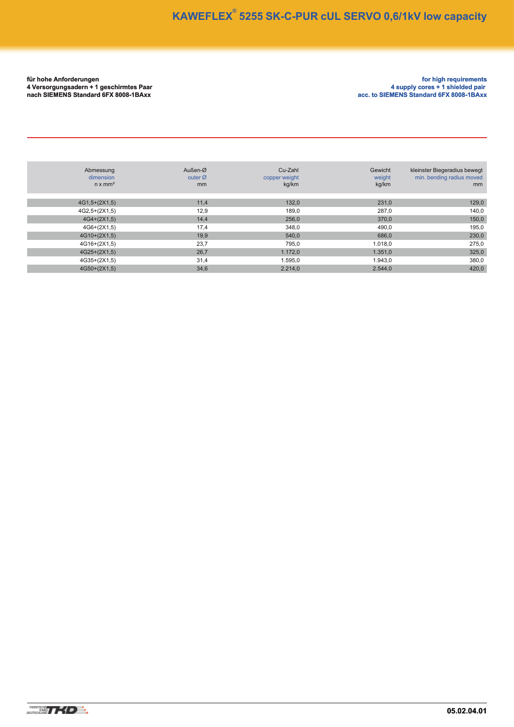# KAWEFLEX® 5255 SK-C-PUR cUL SERVO 0,6/1kV low capacity

**für hohe Anforderungen**
**4 Versorgungsadern + 1 geschirmtes Paar**
**nach SIEMENS Standard 6FX 8008-1BAxx**

**for high requirements**
**4 supply cores + 1 shielded pair**
**acc. to SIEMENS Standard 6FX 8008-1BAxx**

| Abmessung<br>dimension<br>n x mm² | Außen-Ø<br>outer Ø<br>mm | Cu-Zahl<br>copper weight<br>kg/km | Gewicht<br>weight<br>kg/km | kleinster Biegeradius bewegt<br>min. bending radius moved<br>mm |
|---|---|---|---|---|
| 4G1,5+(2X1,5) | 11,4 | 132,0 | 231,0 | 129,0 |
| 4G2,5+(2X1,5) | 12,9 | 189,0 | 287,0 | 140,0 |
| 4G4+(2X1,5) | 14,4 | 256,0 | 370,0 | 150,0 |
| 4G6+(2X1,5) | 17,4 | 348,0 | 490,0 | 195,0 |
| 4G10+(2X1,5) | 19,9 | 540,0 | 686,0 | 230,0 |
| 4G16+(2X1,5) | 23,7 | 795,0 | 1.018,0 | 275,0 |
| 4G25+(2X1,5) | 26,7 | 1.172,0 | 1.351,0 | 325,0 |
| 4G35+(2X1,5) | 31,4 | 1.595,0 | 1.943,0 | 380,0 |
| 4G50+(2X1,5) | 34,6 | 2.214,0 | 2.544,0 | 420,0 |

05.02.04.01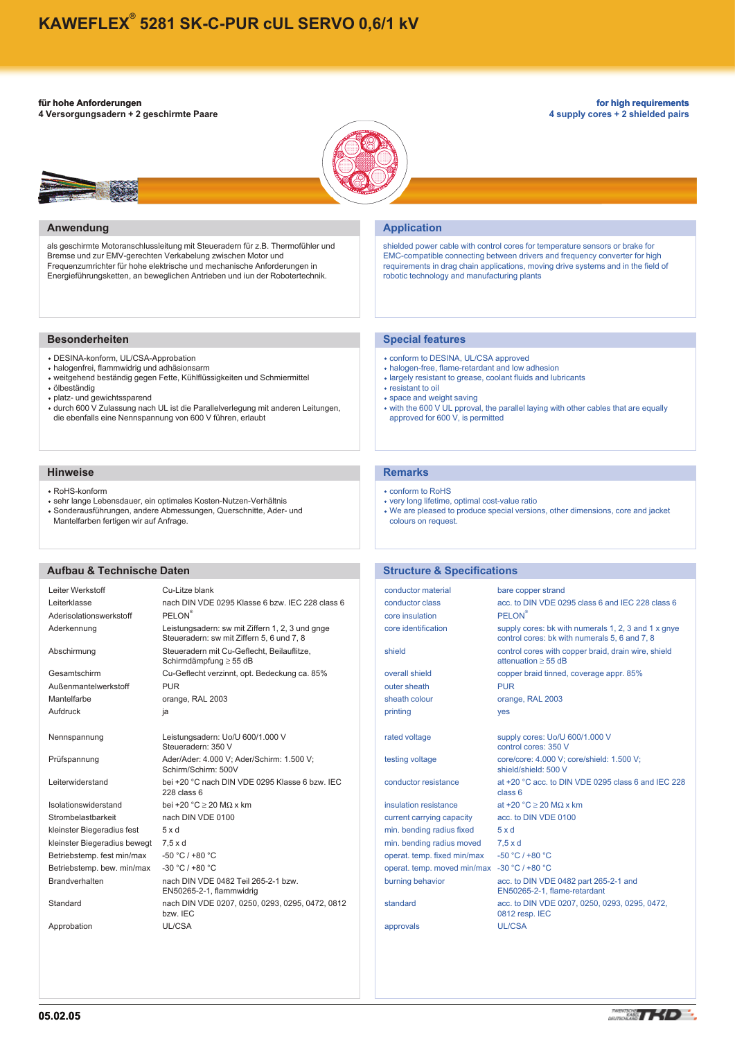# KAWEFLEX® 5281 SK-C-PUR cUL SERVO 0,6/1 kV

**für hohe Anforderungen**
**4 Versorgungsadern + 2 geschirmte Paare**

**for high requirements**
**4 supply cores + 2 shielded pairs**

## Anwendung

als geschirmte Motoranschlussleitung mit Steueradern für z.B. Thermofühler und Bremse und zur EMV-gerechten Verkabelung zwischen Motor und Frequenzumrichter für hohe elektrische und mechanische Anforderungen in Energieführungsketten, an beweglichen Antrieben und iun der Robotertechnik.

## Application

shielded power cable with control cores for temperature sensors or brake for EMC-compatible connecting between drivers and frequency converter for high requirements in drag chain applications, moving drive systems and in the field of robotic technology and manufacturing plants

## Besonderheiten

- DESINA-konform, UL/CSA-Approbation
- halogenfrei, flammwidrig und adhäsionsarm
- weitgehend beständig gegen Fette, Kühlflüssigkeiten und Schmiermittel
- ölbeständig
- platz- und gewichtssparend
- durch 600 V Zulassung nach UL ist die Parallelverlegung mit anderen Leitungen, die ebenfalls eine Nennspannung von 600 V führen, erlaubt

## Special features

- conform to DESINA, UL/CSA approved
- halogen-free, flame-retardant and low adhesion
- largely resistant to grease, coolant fluids and lubricants
- resistant to oil
- space and weight saving
- with the 600 V UL pproval, the parallel laying with other cables that are equally approved for 600 V, is permitted

## Hinweise

- RoHS-konform
- sehr lange Lebensdauer, ein optimales Kosten-Nutzen-Verhältnis
- Sonderausführungen, andere Abmessungen, Querschnitte, Ader- und Mantelfarben fertigen wir auf Anfrage.

## Remarks

- conform to RoHS
- very long lifetime, optimal cost-value ratio
- We are pleased to produce special versions, other dimensions, core and jacket colours on request.

## Aufbau & Technische Daten

| | |
|---|---|
| Leiter Werkstoff | Cu-Litze blank |
| Leiterklasse | nach DIN VDE 0295 Klasse 6 bzw. IEC 228 class 6 |
| Aderisolationswerkstoff | PELON® |
| Aderkennung | Leistungsadern: sw mit Ziffern 1, 2, 3 und gnge<br>Steueradern: sw mit Ziffern 5, 6 und 7, 8 |
| Abschirmung | Steueradern mit Cu-Geflecht, Beilauflitze, Schirmdämpfung ≥ 55 dB |
| Gesamtschirm | Cu-Geflecht verzinnt, opt. Bedeckung ca. 85% |
| Außenmantelwerkstoff | PUR |
| Mantelfarbe | orange, RAL 2003 |
| Aufdruck | ja |
| Nennspannung | Leistungsadern: Uo/U 600/1.000 V<br>Steueradern: 350 V |
| Prüfspannung | Ader/Ader: 4.000 V; Ader/Schirm: 1.500 V; Schirm/Schirm: 500V |
| Leiterwiderstand | bei +20 °C nach DIN VDE 0295 Klasse 6 bzw. IEC 228 class 6 |
| Isolationswiderstand | bei +20 °C ≥ 20 MΩ x km |
| Strombelastbarkeit | nach DIN VDE 0100 |
| kleinster Biegeradius fest | 5 x d |
| kleinster Biegeradius bewegt | 7,5 x d |
| Betriebstemp. fest min/max | -50 °C / +80 °C |
| Betriebstemp. bew. min/max | -30 °C / +80 °C |
| Brandverhalten | nach DIN VDE 0482 Teil 265-2-1 bzw. EN50265-2-1, flammwidrig |
| Standard | nach DIN VDE 0207, 0250, 0293, 0295, 0472, 0812 bzw. IEC |
| Approbation | UL/CSA |

## Structure & Specifications

| | |
|---|---|
| conductor material | bare copper strand |
| conductor class | acc. to DIN VDE 0295 class 6 and IEC 228 class 6 |
| core insulation | PELON® |
| core identification | supply cores: bk with numerals 1, 2, 3 and 1 x gnye<br>control cores: bk with numerals 5, 6 and 7, 8 |
| shield | control cores with copper braid, drain wire, shield attenuation ≥ 55 dB |
| overall shield | copper braid tinned, coverage appr. 85% |
| outer sheath | PUR |
| sheath colour | orange, RAL 2003 |
| printing | yes |
| rated voltage | supply cores: Uo/U 600/1.000 V<br>control cores: 350 V |
| testing voltage | core/core: 4.000 V; core/shield: 1.500 V; shield/shield: 500 V |
| conductor resistance | at +20 °C acc. to DIN VDE 0295 class 6 and IEC 228 class 6 |
| insulation resistance | at +20 °C ≥ 20 MΩ x km |
| current carrying capacity | acc. to DIN VDE 0100 |
| min. bending radius fixed | 5 x d |
| min. bending radius moved | 7,5 x d |
| operat. temp. fixed min/max | -50 °C / +80 °C |
| operat. temp. moved min/max | -30 °C / +80 °C |
| burning behavior | acc. to DIN VDE 0482 part 265-2-1 and EN50265-2-1, flame-retardant |
| standard | acc. to DIN VDE 0207, 0250, 0293, 0295, 0472, 0812 resp. IEC |
| approvals | UL/CSA |

05.02.05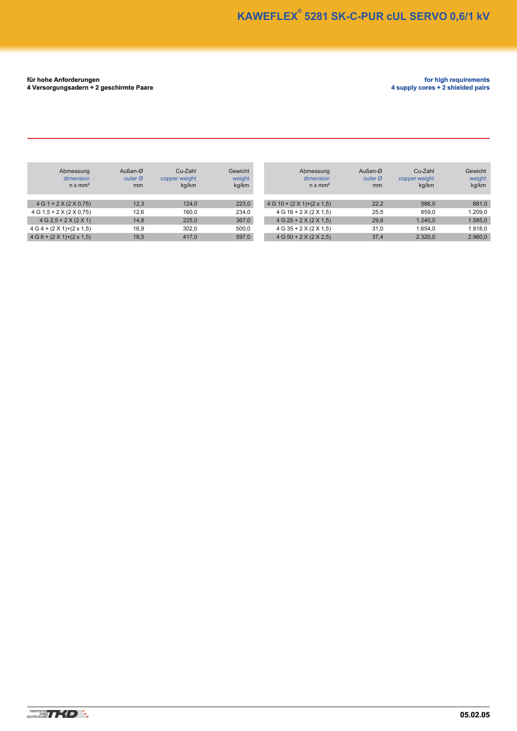# KAWEFLEX® 5281 SK-C-PUR cUL SERVO 0,6/1 kV

**für hohe Anforderungen**
**4 Versorgungsadern + 2 geschirmte Paare**

**for high requirements**
**4 supply cores + 2 shielded pairs**

| Abmessung dimension n x mm² | Außen-Ø outer Ø mm | Cu-Zahl copper weight kg/km | Gewicht weight kg/km |
|---|---|---|---|
| 4 G 1 + 2 X (2 X 0,75) | 12,3 | 124,0 | 223,0 |
| 4 G 1,5 + 2 X (2 X 0,75) | 12,6 | 160,0 | 234,0 |
| 4 G 2,5 + 2 X (2 X 1) | 14,8 | 225,0 | 367,0 |
| 4 G 4 + (2 X 1)+(2 x 1,5) | 16,9 | 302,0 | 500,0 |
| 4 G 6 + (2 X 1)+(2 x 1,5) | 18,5 | 417,0 | 597,0 |
| 4 G 10 + (2 X 1)+(2 x 1,5) | 22,2 | 586,0 | 881,0 |
| 4 G 16 + 2 X (2 X 1,5) | 25,5 | 859,0 | 1.209,0 |
| 4 G 25 + 2 X (2 X 1,5) | 29,8 | 1.240,0 | 1.585,0 |
| 4 G 35 + 2 X (2 X 1,5) | 31,0 | 1.654,0 | 1.918,0 |
| 4 G 50 + 2 X (2 X 2,5) | 37,4 | 2.320,0 | 2.960,0 |

05.02.05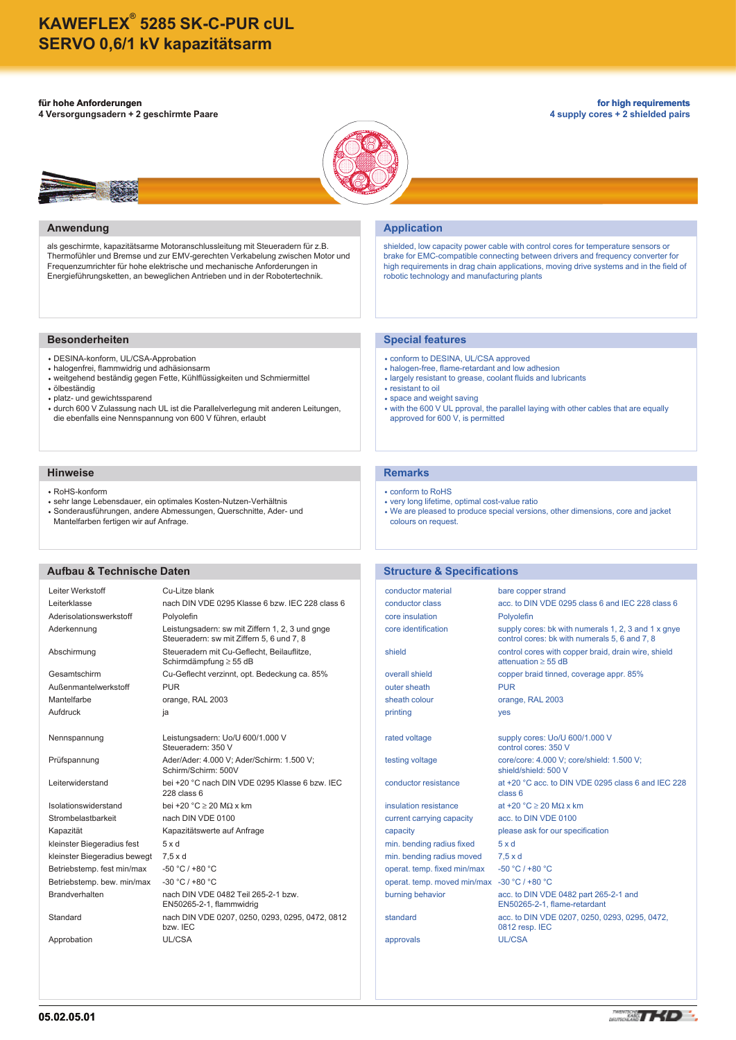# KAWEFLEX® 5285 SK-C-PUR cUL SERVO 0,6/1 kV kapazitätsarm

**für hohe Anforderungen**
**4 Versorgungsadern + 2 geschirmte Paare**

**for high requirements**
**4 supply cores + 2 shielded pairs**

## Anwendung

als geschirmte, kapazitätsarme Motoranschlussleitung mit Steueradern für z.B. Thermofühler und Bremse und zur EMV-gerechten Verkabelung zwischen Motor und Frequenzumrichter für hohe elektrische und mechanische Anforderungen in Energieführungsketten, an beweglichen Antrieben und in der Robotertechnik.

## Application

shielded, low capacity power cable with control cores for temperature sensors or brake for EMC-compatible connecting between drivers and frequency converter for high requirements in drag chain applications, moving drive systems and in the field of robotic technology and manufacturing plants

## Besonderheiten

- DESINA-konform, UL/CSA-Approbation
- halogenfrei, flammwidrig und adhäsionsarm
- weitgehend beständig gegen Fette, Kühlflüssigkeiten und Schmiermittel
- ölbeständig
- platz- und gewichtssparend
- durch 600 V Zulassung nach UL ist die Parallelverlegung mit anderen Leitungen, die ebenfalls eine Nennspannung von 600 V führen, erlaubt

## Special features

- conform to DESINA, UL/CSA approved
- halogen-free, flame-retardant and low adhesion
- largely resistant to grease, coolant fluids and lubricants
- resistant to oil
- space and weight saving
- with the 600 V UL pproval, the parallel laying with other cables that are equally approved for 600 V, is permitted

## Hinweise

- RoHS-konform
- sehr lange Lebensdauer, ein optimales Kosten-Nutzen-Verhältnis
- Sonderausführungen, andere Abmessungen, Querschnitte, Ader- und Mantelfarben fertigen wir auf Anfrage.

## Remarks

- conform to RoHS
- very long lifetime, optimal cost-value ratio
- We are pleased to produce special versions, other dimensions, core and jacket colours on request.

## Aufbau & Technische Daten

| | |
|---|---|
| Leiter Werkstoff | Cu-Litze blank |
| Leiterklasse | nach DIN VDE 0295 Klasse 6 bzw. IEC 228 class 6 |
| Aderisolationswerkstoff | Polyolefin |
| Aderkennung | Leistungsadern: sw mit Ziffern 1, 2, 3 und gnge<br>Steueradern: sw mit Ziffern 5, 6 und 7, 8 |
| Abschirmung | Steueradern mit Cu-Geflecht, Beilauflitze, Schirmdämpfung ≥ 55 dB |
| Gesamtschirm | Cu-Geflecht verzinnt, opt. Bedeckung ca. 85% |
| Außenmantelwerkstoff | PUR |
| Mantelfarbe | orange, RAL 2003 |
| Aufdruck | ja |
| Nennspannung | Leistungsadern: Uo/U 600/1.000 V<br>Steueradern: 350 V |
| Prüfspannung | Ader/Ader: 4.000 V; Ader/Schirm: 1.500 V; Schirm/Schirm: 500V |
| Leiterwiderstand | bei +20 °C nach DIN VDE 0295 Klasse 6 bzw. IEC 228 class 6 |
| Isolationswiderstand | bei +20 °C ≥ 20 MΩ x km |
| Strombelastbarkeit | nach DIN VDE 0100 |
| Kapazität | Kapazitätswerte auf Anfrage |
| kleinster Biegeradius fest | 5 x d |
| kleinster Biegeradius bewegt | 7,5 x d |
| Betriebstemp. fest min/max | -50 °C / +80 °C |
| Betriebstemp. bew. min/max | -30 °C / +80 °C |
| Brandverhalten | nach DIN VDE 0482 Teil 265-2-1 bzw. EN50265-2-1, flammwidrig |
| Standard | nach DIN VDE 0207, 0250, 0293, 0295, 0472, 0812 bzw. IEC |
| Approbation | UL/CSA |

## Structure & Specifications

| | |
|---|---|
| conductor material | bare copper strand |
| conductor class | acc. to DIN VDE 0295 class 6 and IEC 228 class 6 |
| core insulation | Polyolefin |
| core identification | supply cores: bk with numerals 1, 2, 3 and 1 x gnye<br>control cores: bk with numerals 5, 6 and 7, 8 |
| shield | control cores with copper braid, drain wire, shield attenuation ≥ 55 dB |
| overall shield | copper braid tinned, coverage appr. 85% |
| outer sheath | PUR |
| sheath colour | orange, RAL 2003 |
| printing | yes |
| rated voltage | supply cores: Uo/U 600/1.000 V<br>control cores: 350 V |
| testing voltage | core/core: 4.000 V; core/shield: 1.500 V; shield/shield: 500 V |
| conductor resistance | at +20 °C acc. to DIN VDE 0295 class 6 and IEC 228 class 6 |
| insulation resistance | at +20 °C ≥ 20 MΩ x km |
| current carrying capacity | acc. to DIN VDE 0100 |
| capacity | please ask for our specification |
| min. bending radius fixed | 5 x d |
| min. bending radius moved | 7,5 x d |
| operat. temp. fixed min/max | -50 °C / +80 °C |
| operat. temp. moved min/max | -30 °C / +80 °C |
| burning behavior | acc. to DIN VDE 0482 part 265-2-1 and EN50265-2-1, flame-retardant |
| standard | acc. to DIN VDE 0207, 0250, 0293, 0295, 0472, 0812 resp. IEC |
| approvals | UL/CSA |

05.02.05.01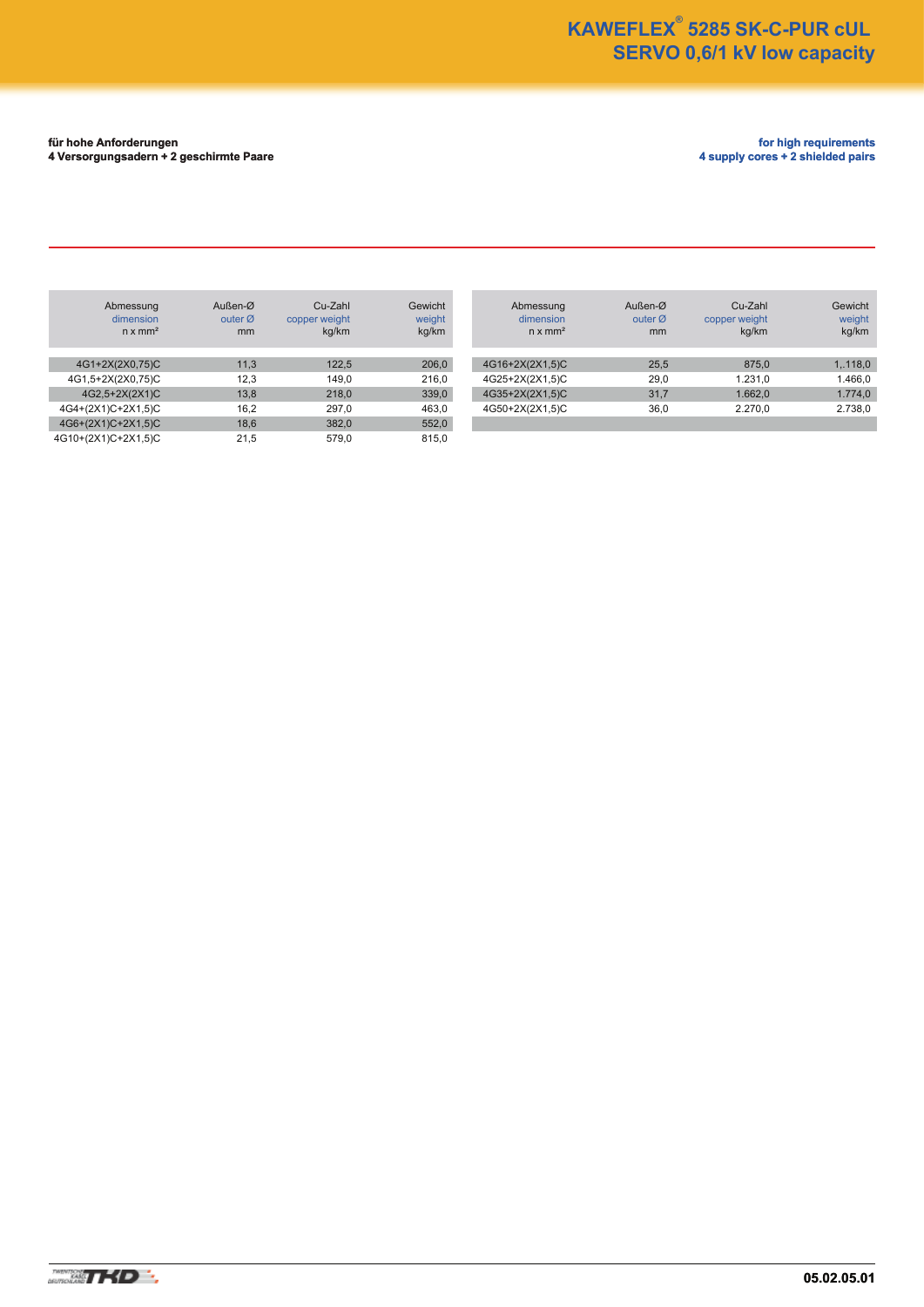# KAWEFLEX® 5285 SK-C-PUR cUL
# SERVO 0,6/1 kV low capacity

**für hohe Anforderungen**
**4 Versorgungsadern + 2 geschirmte Paare**

**for high requirements**
**4 supply cores + 2 shielded pairs**

| Abmessung dimension n x mm² | Außen-Ø outer Ø mm | Cu-Zahl copper weight kg/km | Gewicht weight kg/km |
|---|---|---|---|
| 4G1+2X(2X0,75)C | 11,3 | 122,5 | 206,0 |
| 4G1,5+2X(2X0,75)C | 12,3 | 149,0 | 216,0 |
| 4G2,5+2X(2X1)C | 13,8 | 218,0 | 339,0 |
| 4G4+(2X1)C+2X1,5)C | 16,2 | 297,0 | 463,0 |
| 4G6+(2X1)C+2X1,5)C | 18,6 | 382,0 | 552,0 |
| 4G10+(2X1)C+2X1,5)C | 21,5 | 579,0 | 815,0 |

| Abmessung dimension n x mm² | Außen-Ø outer Ø mm | Cu-Zahl copper weight kg/km | Gewicht weight kg/km |
|---|---|---|---|
| 4G16+2X(2X1,5)C | 25,5 | 875,0 | 1,.118,0 |
| 4G25+2X(2X1,5)C | 29,0 | 1.231,0 | 1.466,0 |
| 4G35+2X(2X1,5)C | 31,7 | 1.662,0 | 1.774,0 |
| 4G50+2X(2X1,5)C | 36,0 | 2.270,0 | 2.738,0 |

05.02.05.01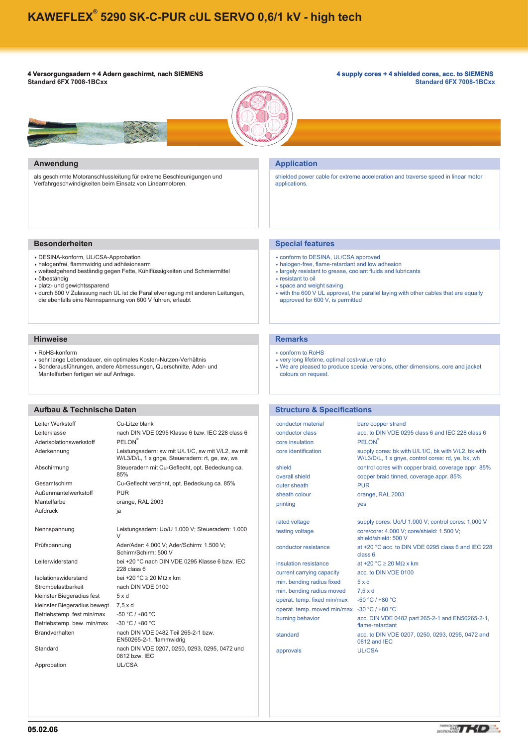# KAWEFLEX® 5290 SK-C-PUR cUL SERVO 0,6/1 kV - high tech

**4 Versorgungsadern + 4 Adern geschirmt, nach SIEMENS Standard 6FX 7008-1BCxx**

**4 supply cores + 4 shielded cores, acc. to SIEMENS Standard 6FX 7008-1BCxx**

## Anwendung

als geschirmte Motoranschlussleitung für extreme Beschleunigungen und Verfahrgeschwindigkeiten beim Einsatz von Linearmotoren.

## Application

shielded power cable for extreme acceleration and traverse speed in linear motor applications.

## Besonderheiten

- DESINA-konform, UL/CSA-Approbation
- halogenfrei, flammwidrig und adhäsionsarm
- weitestgehend beständig gegen Fette, Kühlflüssigkeiten und Schmiermittel
- ölbeständig
- platz- und gewichtssparend
- durch 600 V Zulassung nach UL ist die Parallelverlegung mit anderen Leitungen, die ebenfalls eine Nennspannung von 600 V führen, erlaubt

## Special features

- conform to DESINA, UL/CSA approved
- halogen-free, flame-retardant and low adhesion
- largely resistant to grease, coolant fluids and lubricants
- resistant to oil
- space and weight saving
- with the 600 V UL approval, the parallel laying with other cables that are equally approved for 600 V, is permitted

## Hinweise

- RoHS-konform
- sehr lange Lebensdauer, ein optimales Kosten-Nutzen-Verhältnis
- Sonderausführungen, andere Abmessungen, Querschnitte, Ader- und Mantelfarben fertigen wir auf Anfrage.

## Remarks

- conform to RoHS
- very long lifetime, optimal cost-value ratio
- We are pleased to produce special versions, other dimensions, core and jacket colours on request.

## Aufbau & Technische Daten

| | |
|---|---|
| Leiter Werkstoff | Cu-Litze blank |
| Leiterklasse | nach DIN VDE 0295 Klasse 6 bzw. IEC 228 class 6 |
| Aderisolationswerkstoff | PELON® |
| Aderkennung | Leistungsadern: sw mit U/L1/C, sw mit V/L2, sw mit W/L3/D/L, 1 x gnge, Steueradern: rt, ge, sw, ws |
| Abschirmung | Steueradern mit Cu-Geflecht, opt. Bedeckung ca. 85% |
| Gesamtschirm | Cu-Geflecht verzinnt, opt. Bedeckung ca. 85% |
| Außenmantelwerkstoff | PUR |
| Mantelfarbe | orange, RAL 2003 |
| Aufdruck | ja |
| Nennspannung | Leistungsadern: Uo/U 1.000 V; Steueradern: 1.000 V |
| Prüfspannung | Ader/Ader: 4.000 V; Ader/Schirm: 1.500 V; Schirm/Schirm: 500 V |
| Leiterwiderstand | bei +20 °C nach DIN VDE 0295 Klasse 6 bzw. IEC 228 class 6 |
| Isolationswiderstand | bei +20 °C ≥ 20 MΩ x km |
| Strombelastbarkeit | nach DIN VDE 0100 |
| kleinster Biegeradius fest | 5 x d |
| kleinster Biegeradius bewegt | 7,5 x d |
| Betriebstemp. fest min/max | -50 °C / +80 °C |
| Betriebstemp. bew. min/max | -30 °C / +80 °C |
| Brandverhalten | nach DIN VDE 0482 Teil 265-2-1 bzw. EN50265-2-1, flammwidrig |
| Standard | nach DIN VDE 0207, 0250, 0293, 0295, 0472 und 0812 bzw. IEC |
| Approbation | UL/CSA |

## Structure & Specifications

| | |
|---|---|
| conductor material | bare copper strand |
| conductor class | acc. to DIN VDE 0295 class 6 and IEC 228 class 6 |
| core insulation | PELON® |
| core identification | supply cores: bk with U/L1/C, bk with V/L2, bk with W/L3/D/L, 1 x gnye, control cores: rd, ye, bk, wh |
| shield | control cores with copper braid, coverage appr. 85% |
| overall shield | copper braid tinned, coverage appr. 85% |
| outer sheath | PUR |
| sheath colour | orange, RAL 2003 |
| printing | yes |
| rated voltage | supply cores: Uo/U 1.000 V; control cores: 1.000 V |
| testing voltage | core/core: 4.000 V; core/shield: 1.500 V; shield/shield: 500 V |
| conductor resistance | at +20 °C acc. to DIN VDE 0295 class 6 and IEC 228 class 6 |
| insulation resistance | at +20 °C ≥ 20 MΩ x km |
| current carrying capacity | acc. to DIN VDE 0100 |
| min. bending radius fixed | 5 x d |
| min. bending radius moved | 7,5 x d |
| operat. temp. fixed min/max | -50 °C / +80 °C |
| operat. temp. moved min/max | -30 °C / +80 °C |
| burning behavior | acc. DIN VDE 0482 part 265-2-1 and EN50265-2-1, flame-retardant |
| standard | acc. to DIN VDE 0207, 0250, 0293, 0295, 0472 and 0812 and IEC |
| approvals | UL/CSA |

05.02.06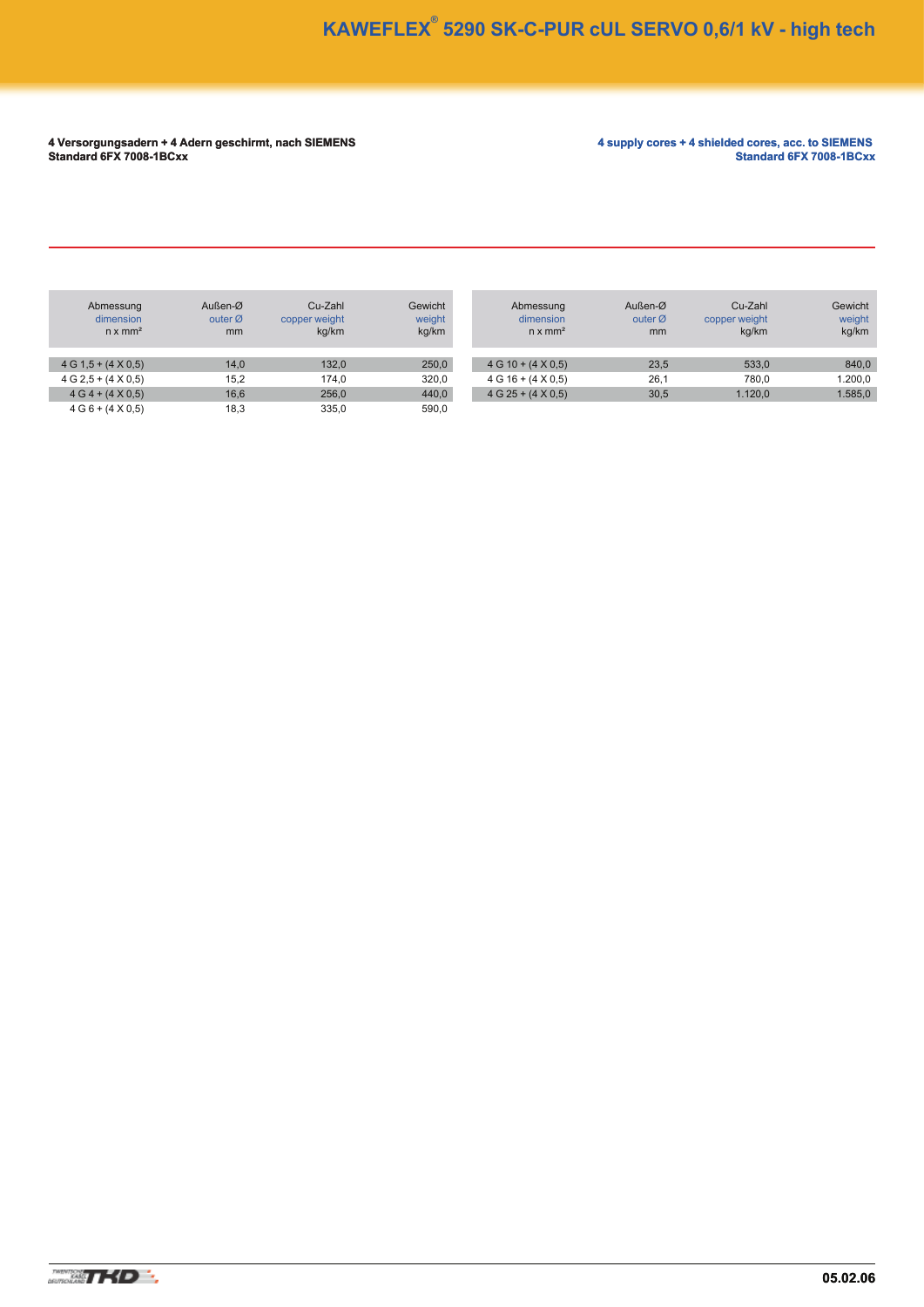# KAWEFLEX® 5290 SK-C-PUR cUL SERVO 0,6/1 kV - high tech

**4 Versorgungsadern + 4 Adern geschirmt, nach SIEMENS Standard 6FX 7008-1BCxx**

**4 supply cores + 4 shielded cores, acc. to SIEMENS Standard 6FX 7008-1BCxx**

| Abmessung dimension n x mm² | Außen-Ø outer Ø mm | Cu-Zahl copper weight kg/km | Gewicht weight kg/km |
|---|---|---|---|
| 4 G 1,5 + (4 X 0,5) | 14,0 | 132,0 | 250,0 |
| 4 G 2,5 + (4 X 0,5) | 15,2 | 174,0 | 320,0 |
| 4 G 4 + (4 X 0,5) | 16,6 | 256,0 | 440,0 |
| 4 G 6 + (4 X 0,5) | 18,3 | 335,0 | 590,0 |
| 4 G 10 + (4 X 0,5) | 23,5 | 533,0 | 840,0 |
| 4 G 16 + (4 X 0,5) | 26,1 | 780,0 | 1.200,0 |
| 4 G 25 + (4 X 0,5) | 30,5 | 1.120,0 | 1.585,0 |

05.02.06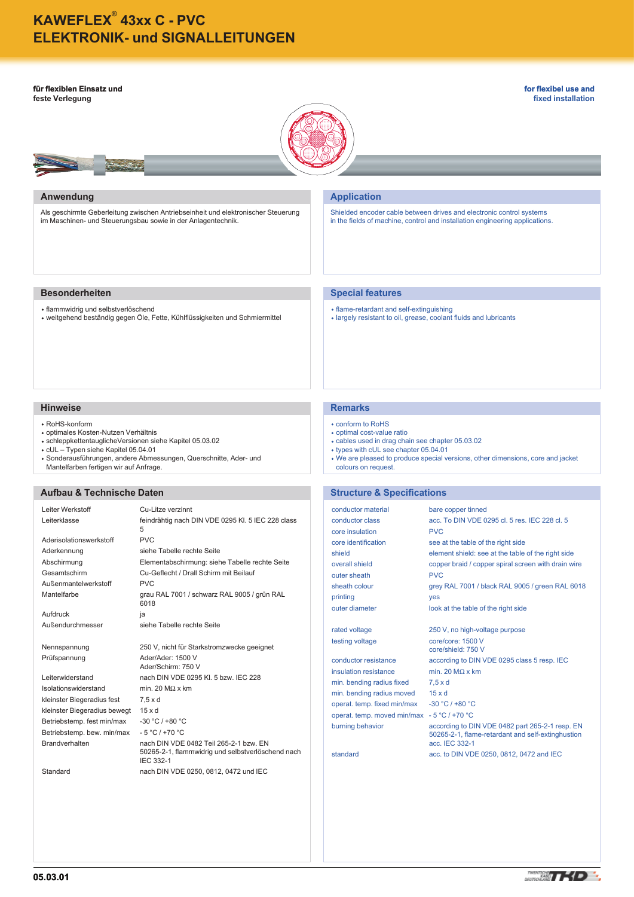# KAWEFLEX® 43xx C - PVC
# ELEKTRONIK- und SIGNALLEITUNGEN

**für flexiblen Einsatz und feste Verlegung**

**for flexibel use and fixed installation**

## Anwendung

Als geschirmte Geberleitung zwischen Antriebseinheit und elektronischer Steuerung im Maschinen- und Steuerungsbau sowie in der Anlagentechnik.

## Application

Shielded encoder cable between drives and electronic control systems in the fields of machine, control and installation engineering applications.

## Besonderheiten

- flammwidrig und selbstverlöschend
- weitgehend beständig gegen Öle, Fette, Kühlflüssigkeiten und Schmiermittel

## Special features

- flame-retardant and self-extinguishing
- largely resistant to oil, grease, coolant fluids and lubricants

## Hinweise

- RoHS-konform
- optimales Kosten-Nutzen Verhältnis
- schleppkettentauglicheVersionen siehe Kapitel 05.03.02
- cUL – Typen siehe Kapitel 05.04.01
- Sonderausführungen, andere Abmessungen, Querschnitte, Ader- und Mantelfarben fertigen wir auf Anfrage.

## Remarks

- conform to RoHS
- optimal cost-value ratio
- cables used in drag chain see chapter 05.03.02
- types with cUL see chapter 05.04.01
- We are pleased to produce special versions, other dimensions, core and jacket colours on request.

## Aufbau & Technische Daten

| | |
|---|---|
| Leiter Werkstoff | Cu-Litze verzinnt |
| Leiterklasse | feindrähtig nach DIN VDE 0295 Kl. 5 IEC 228 class 5 |
| Aderisolationswerkstoff | PVC |
| Aderkennung | siehe Tabelle rechte Seite |
| Abschirmung | Elementabschirmung: siehe Tabelle rechte Seite |
| Gesamtschirm | Cu-Geflecht / Drall Schirm mit Beilauf |
| Außenmantelwerkstoff | PVC |
| Mantelfarbe | grau RAL 7001 / schwarz RAL 9005 / grün RAL 6018 |
| Aufdruck | ja |
| Außendurchmesser | siehe Tabelle rechte Seite |
| Nennspannung | 250 V, nicht für Starkstromzwecke geeignet |
| Prüfspannung | Ader/Ader: 1500 V<br>Ader/Schirm: 750 V |
| Leiterwiderstand | nach DIN VDE 0295 Kl. 5 bzw. IEC 228 |
| Isolationswiderstand | min. 20 MΩ x km |
| kleinster Biegeradius fest | 7,5 x d |
| kleinster Biegeradius bewegt | 15 x d |
| Betriebstemp. fest min/max | -30 °C / +80 °C |
| Betriebstemp. bew. min/max | - 5 °C / +70 °C |
| Brandverhalten | nach DIN VDE 0482 Teil 265-2-1 bzw. EN 50265-2-1, flammwidrig und selbstverlöschend nach IEC 332-1 |
| Standard | nach DIN VDE 0250, 0812, 0472 und IEC |

## Structure & Specifications

| | |
|---|---|
| conductor material | bare copper tinned |
| conductor class | acc. To DIN VDE 0295 cl. 5 res. IEC 228 cl. 5 |
| core insulation | PVC |
| core identification | see at the table of the right side |
| shield | element shield: see at the table of the right side |
| overall shield | copper braid / copper spiral screen with drain wire |
| outer sheath | PVC |
| sheath colour | grey RAL 7001 / black RAL 9005 / green RAL 6018 |
| printing | yes |
| outer diameter | look at the table of the right side |
| rated voltage | 250 V, no high-voltage purpose |
| testing voltage | core/core: 1500 V<br>core/shield: 750 V |
| conductor resistance | according to DIN VDE 0295 class 5 resp. IEC |
| insulation resistance | min. 20 MΩ x km |
| min. bending radius fixed | 7,5 x d |
| min. bending radius moved | 15 x d |
| operat. temp. fixed min/max | -30 °C / +80 °C |
| operat. temp. moved min/max | - 5 °C / +70 °C |
| burning behavior | according to DIN VDE 0482 part 265-2-1 resp. EN 50265-2-1, flame-retardant and self-extinghustion acc. IEC 332-1 |
| standard | acc. to DIN VDE 0250, 0812, 0472 and IEC |

05.03.01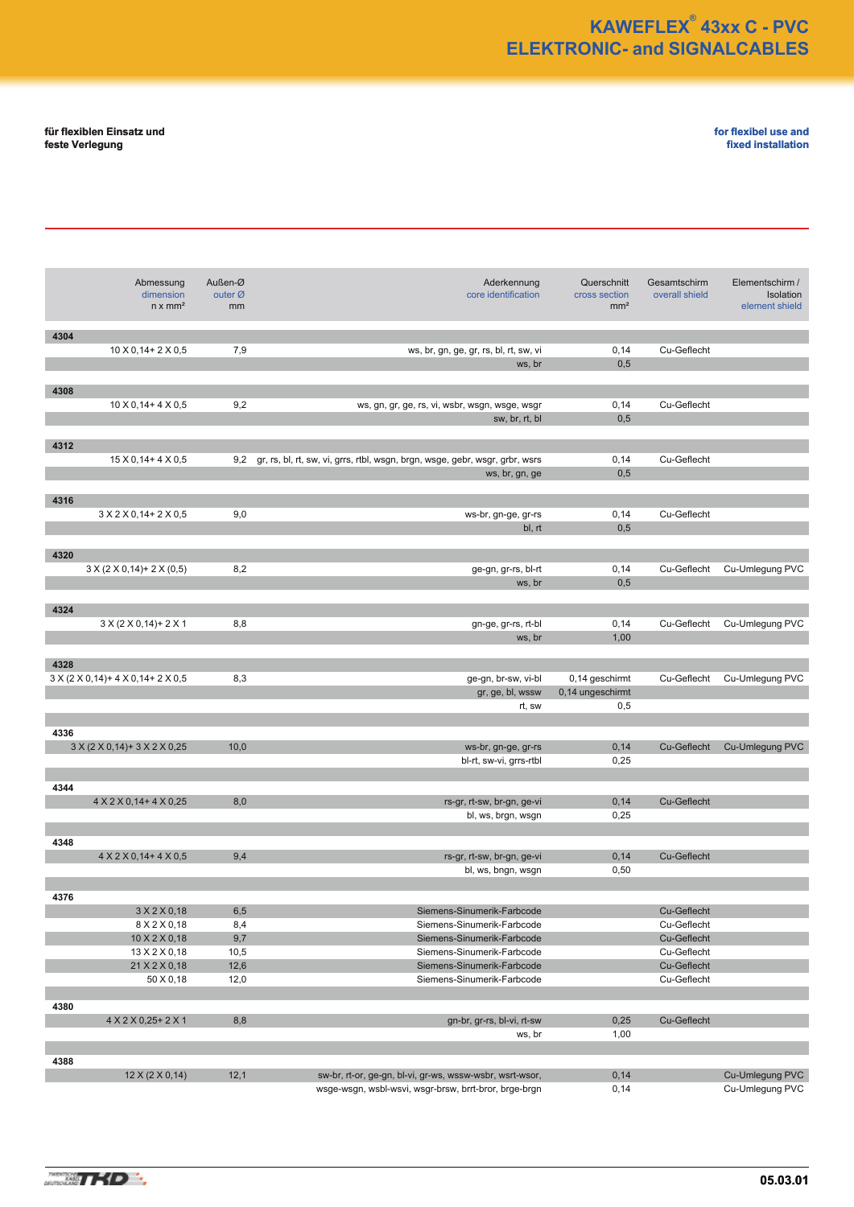# KAWEFLEX® 43xx C - PVC
# ELEKTRONIC- and SIGNALCABLES

**für flexiblen Einsatz und feste Verlegung**

**for flexibel use and fixed installation**

| Abmessung dimension n x mm² | Außen-Ø outer Ø mm | Aderkennung core identification | Querschnitt cross section mm² | Gesamtschirm overall shield | Elementschirm / Isolation element shield |
|---|---|---|---|---|---|
| **4304** | | | | | |
| 10 X 0,14+ 2 X 0,5 | 7,9 | ws, br, gn, ge, gr, rs, bl, rt, sw, vi | 0,14 | Cu-Geflecht | |
| | | ws, br | 0,5 | | |
| **4308** | | | | | |
| 10 X 0,14+ 4 X 0,5 | 9,2 | ws, gn, gr, ge, rs, vi, wsbr, wsgn, wsge, wsgr | 0,14 | Cu-Geflecht | |
| | | sw, br, rt, bl | 0,5 | | |
| **4312** | | | | | |
| 15 X 0,14+ 4 X 0,5 | 9,2 | gr, rs, bl, rt, sw, vi, grrs, rtbl, wsgn, brgn, wsge, gebr, wsgr, grbr, wsrs | 0,14 | Cu-Geflecht | |
| | | ws, br, gn, ge | 0,5 | | |
| **4316** | | | | | |
| 3 X 2 X 0,14+ 2 X 0,5 | 9,0 | ws-br, gn-ge, gr-rs | 0,14 | Cu-Geflecht | |
| | | bl, rt | 0,5 | | |
| **4320** | | | | | |
| 3 X (2 X 0,14)+ 2 X (0,5) | 8,2 | ge-gn, gr-rs, bl-rt | 0,14 | Cu-Geflecht | Cu-Umlegung PVC |
| | | ws, br | 0,5 | | |
| **4324** | | | | | |
| 3 X (2 X 0,14)+ 2 X 1 | 8,8 | gn-ge, gr-rs, rt-bl | 0,14 | Cu-Geflecht | Cu-Umlegung PVC |
| | | ws, br | 1,00 | | |
| **4328** | | | | | |
| 3 X (2 X 0,14)+ 4 X 0,14+ 2 X 0,5 | 8,3 | ge-gn, br-sw, vi-bl | 0,14 geschirmt | Cu-Geflecht | Cu-Umlegung PVC |
| | | gr, ge, bl, wssw | 0,14 ungeschirmt | | |
| | | rt, sw | 0,5 | | |
| **4336** | | | | | |
| 3 X (2 X 0,14)+ 3 X 2 X 0,25 | 10,0 | ws-br, gn-ge, gr-rs | 0,14 | Cu-Geflecht | Cu-Umlegung PVC |
| | | bl-rt, sw-vi, grrs-rtbl | 0,25 | | |
| **4344** | | | | | |
| 4 X 2 X 0,14+ 4 X 0,25 | 8,0 | rs-gr, rt-sw, br-gn, ge-vi | 0,14 | Cu-Geflecht | |
| | | bl, ws, brgn, wsgn | 0,25 | | |
| **4348** | | | | | |
| 4 X 2 X 0,14+ 4 X 0,5 | 9,4 | rs-gr, rt-sw, br-gn, ge-vi | 0,14 | Cu-Geflecht | |
| | | bl, ws, bngn, wsgn | 0,50 | | |
| **4376** | | | | | |
| 3 X 2 X 0,18 | 6,5 | Siemens-Sinumerik-Farbcode | | Cu-Geflecht | |
| 8 X 2 X 0,18 | 8,4 | Siemens-Sinumerik-Farbcode | | Cu-Geflecht | |
| 10 X 2 X 0,18 | 9,7 | Siemens-Sinumerik-Farbcode | | Cu-Geflecht | |
| 13 X 2 X 0,18 | 10,5 | Siemens-Sinumerik-Farbcode | | Cu-Geflecht | |
| 21 X 2 X 0,18 | 12,6 | Siemens-Sinumerik-Farbcode | | Cu-Geflecht | |
| 50 X 0,18 | 12,0 | Siemens-Sinumerik-Farbcode | | Cu-Geflecht | |
| **4380** | | | | | |
| 4 X 2 X 0,25+ 2 X 1 | 8,8 | gn-br, gr-rs, bl-vi, rt-sw | 0,25 | Cu-Geflecht | |
| | | ws, br | 1,00 | | |
| **4388** | | | | | |
| 12 X (2 X 0,14) | 12,1 | sw-br, rt-or, ge-gn, bl-vi, gr-ws, wssw-wsbr, wsrt-wsor, | 0,14 | | Cu-Umlegung PVC |
| | | wsge-wsgn, wsbl-wsvi, wsgr-brsw, brrt-bror, brge-brgn | 0,14 | | Cu-Umlegung PVC |

05.03.01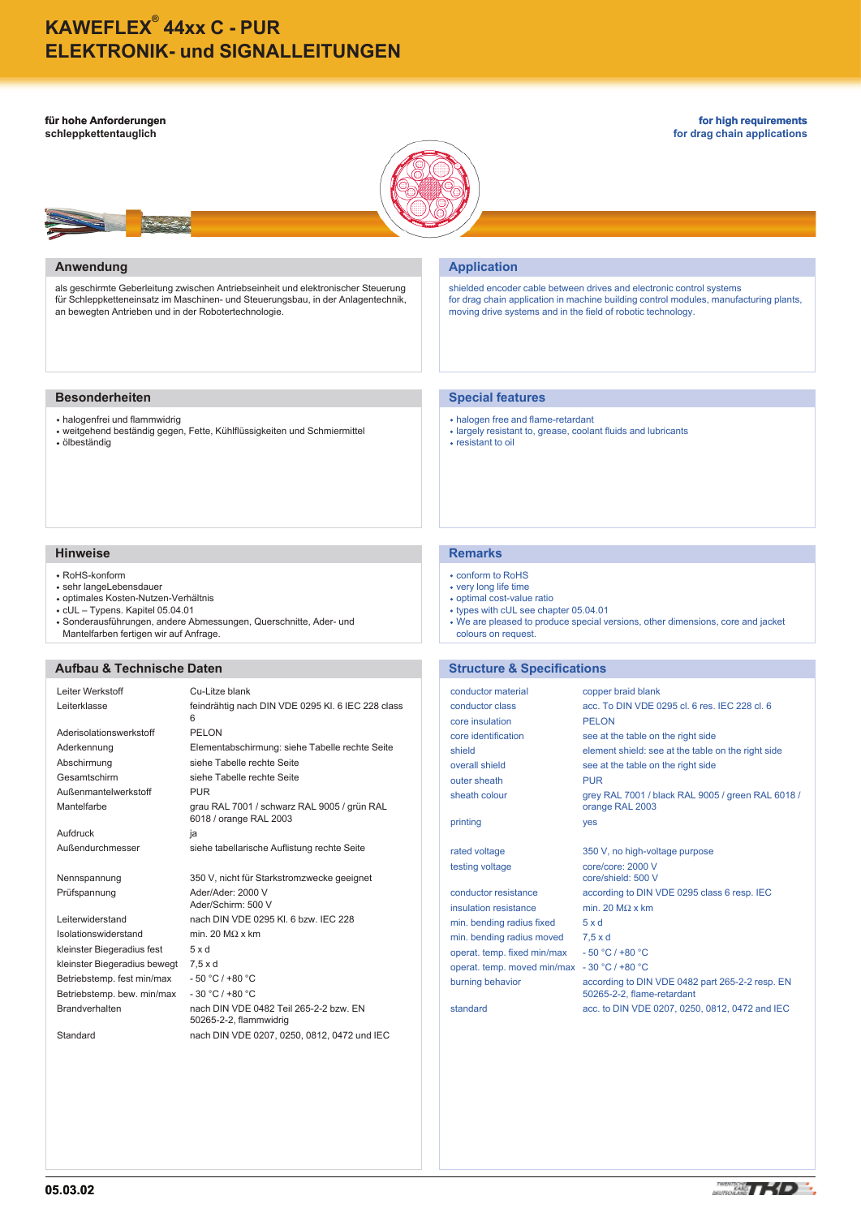# KAWEFLEX® 44xx C - PUR
# ELEKTRONIK- und SIGNALLEITUNGEN

**für hohe Anforderungen**
**schleppkettentauglich**

**for high requirements**
**for drag chain applications**

## Anwendung

als geschirmte Geberleitung zwischen Antriebseinheit und elektronischer Steuerung für Schleppketteneinsatz im Maschinen- und Steuerungsbau, in der Anlagentechnik, an bewegten Antrieben und in der Robotertechnologie.

## Application

shielded encoder cable between drives and electronic control systems
for drag chain application in machine building control modules, manufacturing plants, moving drive systems and in the field of robotic technology.

## Besonderheiten

- halogenfrei und flammwidrig
- weitgehend beständig gegen, Fette, Kühlflüssigkeiten und Schmiermittel
- ölbeständig

## Special features

- halogen free and flame-retardant
- largely resistant to, grease, coolant fluids and lubricants
- resistant to oil

## Hinweise

- RoHS-konform
- sehr langeLebensdauer
- optimales Kosten-Nutzen-Verhältnis
- cUL – Typens. Kapitel 05.04.01
- Sonderausführungen, andere Abmessungen, Querschnitte, Ader- und Mantelfarben fertigen wir auf Anfrage.

## Remarks

- conform to RoHS
- very long life time
- optimal cost-value ratio
- types with cUL see chapter 05.04.01
- We are pleased to produce special versions, other dimensions, core and jacket colours on request.

## Aufbau & Technische Daten

| | |
|---|---|
| Leiter Werkstoff | Cu-Litze blank |
| Leiterklasse | feindrähtig nach DIN VDE 0295 Kl. 6 IEC 228 class 6 |
| Aderisolationswerkstoff | PELON |
| Aderkennung | Elementabschirmung: siehe Tabelle rechte Seite |
| Abschirmung | siehe Tabelle rechte Seite |
| Gesamtschirm | siehe Tabelle rechte Seite |
| Außenmantelwerkstoff | PUR |
| Mantelfarbe | grau RAL 7001 / schwarz RAL 9005 / grün RAL 6018 / orange RAL 2003 |
| Aufdruck | ja |
| Außendurchmesser | siehe tabellarische Auflistung rechte Seite |
| Nennspannung | 350 V, nicht für Starkstromzwecke geeignet |
| Prüfspannung | Ader/Ader: 2000 V<br>Ader/Schirm: 500 V |
| Leiterwiderstand | nach DIN VDE 0295 Kl. 6 bzw. IEC 228 |
| Isolationswiderstand | min. 20 MΩ x km |
| kleinster Biegeradius fest | 5 x d |
| kleinster Biegeradius bewegt | 7,5 x d |
| Betriebstemp. fest min/max | - 50 °C / +80 °C |
| Betriebstemp. bew. min/max | - 30 °C / +80 °C |
| Brandverhalten | nach DIN VDE 0482 Teil 265-2-2 bzw. EN 50265-2-2, flammwidrig |
| Standard | nach DIN VDE 0207, 0250, 0812, 0472 und IEC |

## Structure & Specifications

| | |
|---|---|
| conductor material | copper braid blank |
| conductor class | acc. To DIN VDE 0295 cl. 6 res. IEC 228 cl. 6 |
| core insulation | PELON |
| core identification | see at the table on the right side |
| shield | element shield: see at the table on the right side |
| overall shield | see at the table on the right side |
| outer sheath | PUR |
| sheath colour | grey RAL 7001 / black RAL 9005 / green RAL 6018 / orange RAL 2003 |
| printing | yes |
| rated voltage | 350 V, no high-voltage purpose |
| testing voltage | core/core: 2000 V<br>core/shield: 500 V |
| conductor resistance | according to DIN VDE 0295 class 6 resp. IEC |
| insulation resistance | min. 20 MΩ x km |
| min. bending radius fixed | 5 x d |
| min. bending radius moved | 7,5 x d |
| operat. temp. fixed min/max | - 50 °C / +80 °C |
| operat. temp. moved min/max | - 30 °C / +80 °C |
| burning behavior | according to DIN VDE 0482 part 265-2-2 resp. EN 50265-2-2, flame-retardant |
| standard | acc. to DIN VDE 0207, 0250, 0812, 0472 and IEC |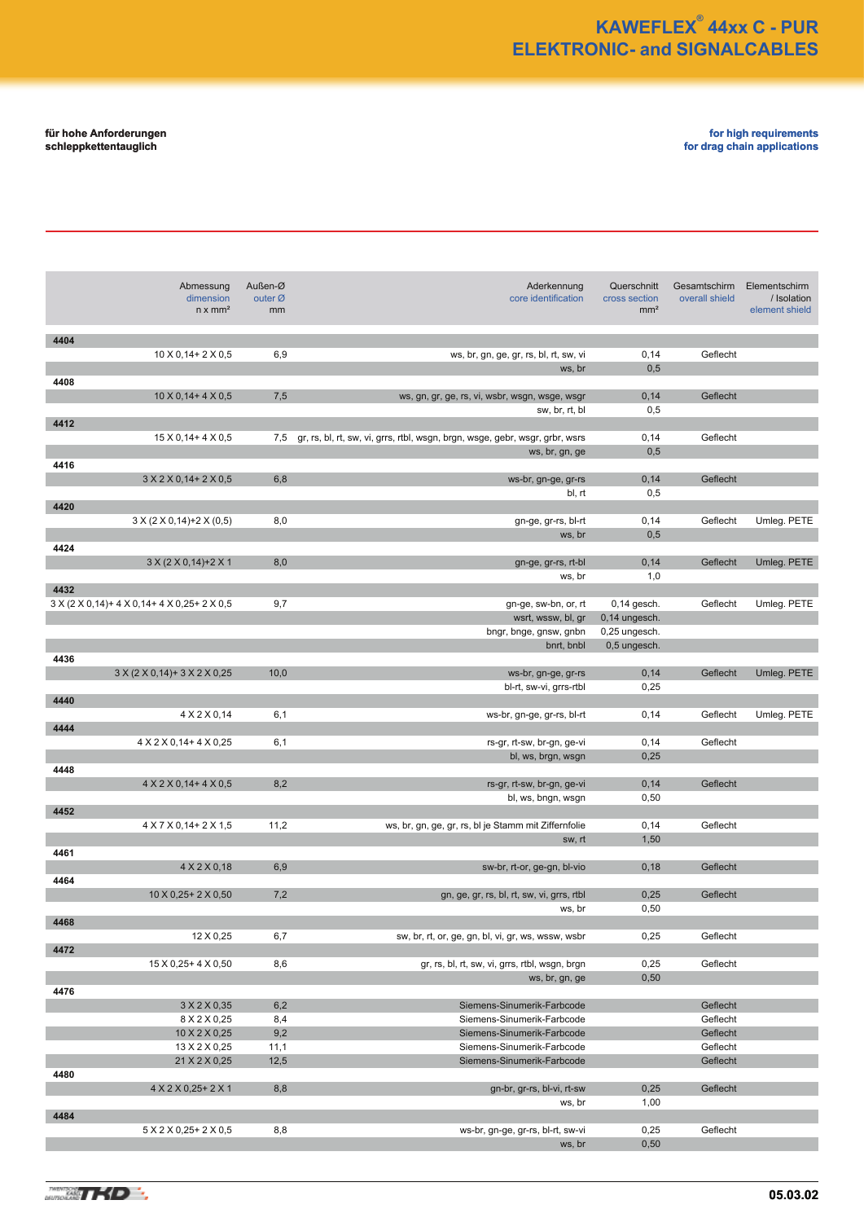# KAWEFLEX® 44xx C - PUR
# ELEKTRONIC- and SIGNALCABLES

**für hohe Anforderungen**
**schleppkettentauglich**

**for high requirements**
**for drag chain applications**

| | Abmessung dimension n x mm² | Außen-Ø outer Ø mm | Aderkennung core identification | Querschnitt cross section mm² | Gesamtschirm overall shield | Elementschirm / Isolation element shield |
|---|---|---|---|---|---|---|
| **4404** | | | | | | |
| | 10 X 0,14+ 2 X 0,5 | 6,9 | ws, br, gn, ge, gr, rs, bl, rt, sw, vi | 0,14 | Geflecht | |
| | | | ws, br | 0,5 | | |
| **4408** | | | | | | |
| | 10 X 0,14+ 4 X 0,5 | 7,5 | ws, gn, gr, ge, rs, vi, wsbr, wsgn, wsge, wsgr | 0,14 | Geflecht | |
| | | | sw, br, rt, bl | 0,5 | | |
| **4412** | | | | | | |
| | 15 X 0,14+ 4 X 0,5 | 7,5 | gr, rs, bl, rt, sw, vi, grrs, rtbl, wsgn, brgn, wsge, gebr, wsgr, grbr, wsrs | 0,14 | Geflecht | |
| | | | ws, br, gn, ge | 0,5 | | |
| **4416** | | | | | | |
| | 3 X 2 X 0,14+ 2 X 0,5 | 6,8 | ws-br, gn-ge, gr-rs | 0,14 | Geflecht | |
| | | | bl, rt | 0,5 | | |
| **4420** | | | | | | |
| | 3 X (2 X 0,14)+2 X (0,5) | 8,0 | gn-ge, gr-rs, bl-rt | 0,14 | Geflecht | Umleg. PETE |
| | | | ws, br | 0,5 | | |
| **4424** | | | | | | |
| | 3 X (2 X 0,14)+2 X 1 | 8,0 | gn-ge, gr-rs, rt-bl | 0,14 | Geflecht | Umleg. PETE |
| | | | ws, br | 1,0 | | |
| **4432** | | | | | | |
| | 3 X (2 X 0,14)+ 4 X 0,14+ 4 X 0,25+ 2 X 0,5 | 9,7 | gn-ge, sw-bn, or, rt | 0,14 gesch. | Geflecht | Umleg. PETE |
| | | | wsrt, wssw, bl, gr | 0,14 ungesch. | | |
| | | | bngr, bnge, gnsw, gnbn | 0,25 ungesch. | | |
| | | | bnrt, bnbl | 0,5 ungesch. | | |
| **4436** | | | | | | |
| | 3 X (2 X 0,14)+ 3 X 2 X 0,25 | 10,0 | ws-br, gn-ge, gr-rs | 0,14 | Geflecht | Umleg. PETE |
| | | | bl-rt, sw-vi, grrs-rtbl | 0,25 | | |
| **4440** | | | | | | |
| | 4 X 2 X 0,14 | 6,1 | ws-br, gn-ge, gr-rs, bl-rt | 0,14 | Geflecht | Umleg. PETE |
| **4444** | | | | | | |
| | 4 X 2 X 0,14+ 4 X 0,25 | 6,1 | rs-gr, rt-sw, br-gn, ge-vi | 0,14 | Geflecht | |
| | | | bl, ws, brgn, wsgn | 0,25 | | |
| **4448** | | | | | | |
| | 4 X 2 X 0,14+ 4 X 0,5 | 8,2 | rs-gr, rt-sw, br-gn, ge-vi | 0,14 | Geflecht | |
| | | | bl, ws, bngn, wsgn | 0,50 | | |
| **4452** | | | | | | |
| | 4 X 7 X 0,14+ 2 X 1,5 | 11,2 | ws, br, gn, ge, gr, rs, bl je Stamm mit Ziffernfolie | 0,14 | Geflecht | |
| | | | sw, rt | 1,50 | | |
| **4461** | | | | | | |
| | 4 X 2 X 0,18 | 6,9 | sw-br, rt-or, ge-gn, bl-vio | 0,18 | Geflecht | |
| **4464** | | | | | | |
| | 10 X 0,25+ 2 X 0,50 | 7,2 | gn, ge, gr, rs, bl, rt, sw, vi, grrs, rtbl | 0,25 | Geflecht | |
| | | | ws, br | 0,50 | | |
| **4468** | | | | | | |
| | 12 X 0,25 | 6,7 | sw, br, rt, or, ge, gn, bl, vi, gr, ws, wssw, wsbr | 0,25 | Geflecht | |
| **4472** | | | | | | |
| | 15 X 0,25+ 4 X 0,50 | 8,6 | gr, rs, bl, rt, sw, vi, grrs, rtbl, wsgn, brgn | 0,25 | Geflecht | |
| | | | ws, br, gn, ge | 0,50 | | |
| **4476** | | | | | | |
| | 3 X 2 X 0,35 | 6,2 | Siemens-Sinumerik-Farbcode | | Geflecht | |
| | 8 X 2 X 0,25 | 8,4 | Siemens-Sinumerik-Farbcode | | Geflecht | |
| | 10 X 2 X 0,25 | 9,2 | Siemens-Sinumerik-Farbcode | | Geflecht | |
| | 13 X 2 X 0,25 | 11,1 | Siemens-Sinumerik-Farbcode | | Geflecht | |
| | 21 X 2 X 0,25 | 12,5 | Siemens-Sinumerik-Farbcode | | Geflecht | |
| **4480** | | | | | | |
| | 4 X 2 X 0,25+ 2 X 1 | 8,8 | gn-br, gr-rs, bl-vi, rt-sw | 0,25 | Geflecht | |
| | | | ws, br | 1,00 | | |
| **4484** | | | | | | |
| | 5 X 2 X 0,25+ 2 X 0,5 | 8,8 | ws-br, gn-ge, gr-rs, bl-rt, sw-vi | 0,25 | Geflecht | |
| | | | ws, br | 0,50 | | |

05.03.02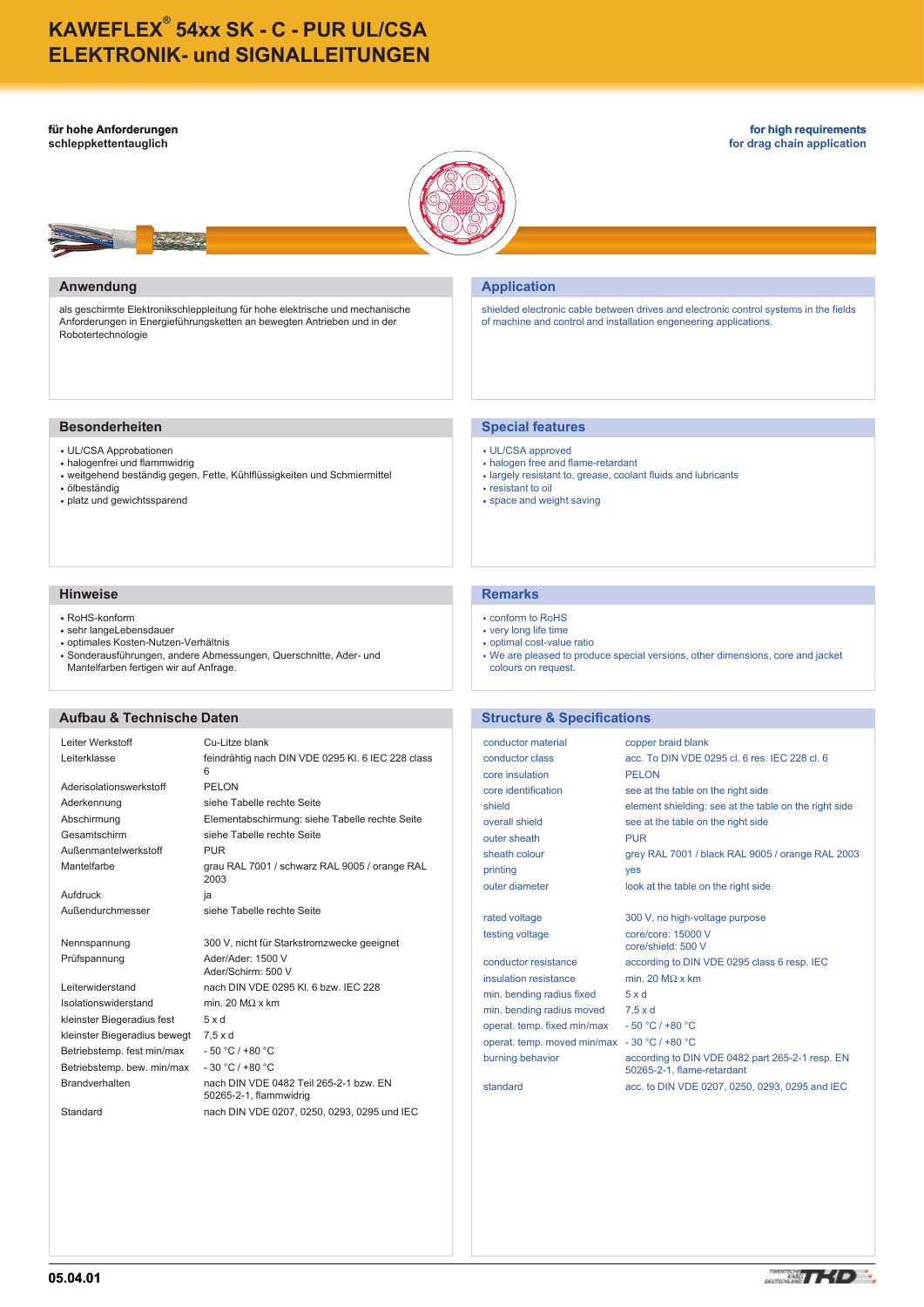# KAWEFLEX® 54xx SK - C - PUR UL/CSA
# ELEKTRONIK- und SIGNALLEITUNGEN

**für hohe Anforderungen**
**schleppkettentauglich**

**for high requirements**
**for drag chain application**

## Anwendung

als geschirmte Elektronikschleppleitung für hohe elektrische und mechanische Anforderungen in Energieführungsketten an bewegten Antrieben und in der Robotertechnologie

## Application

shielded electronic cable between drives and electronic control systems in the fields of machine and control and installation engeneering applications.

## Besonderheiten

- UL/CSA Approbationen
- halogenfrei und flammwidrig
- weitgehend beständig gegen, Fette, Kühlflüssigkeiten und Schmiermittel
- ölbeständig
- platz und gewichtssparend

## Special features

- UL/CSA approved
- halogen free and flame-retardant
- largely resistant to, grease, coolant fluids and lubricants
- resistant to oil
- space and weight saving

## Hinweise

- RoHS-konform
- sehr langeLebensdauer
- optimales Kosten-Nutzen-Verhältnis
- Sonderausführungen, andere Abmessungen, Querschnitte, Ader- und Mantelfarben fertigen wir auf Anfrage.

## Remarks

- conform to RoHS
- very long life time
- optimal cost-value ratio
- We are pleased to produce special versions, other dimensions, core and jacket colours on request.

## Aufbau & Technische Daten

| | |
|---|---|
| Leiter Werkstoff | Cu-Litze blank |
| Leiterklasse | feindrähtig nach DIN VDE 0295 Kl. 6 IEC 228 class 6 |
| Aderisolationswerkstoff | PELON |
| Aderkennung | siehe Tabelle rechte Seite |
| Abschirmung | Elementabschirmung: siehe Tabelle rechte Seite |
| Gesamtschirm | siehe Tabelle rechte Seite |
| Außenmantelwerkstoff | PUR |
| Mantelfarbe | grau RAL 7001 / schwarz RAL 9005 / orange RAL 2003 |
| Aufdruck | ja |
| Außendurchmesser | siehe Tabelle rechte Seite |
| Nennspannung | 300 V, nicht für Starkstromzwecke geeignet |
| Prüfspannung | Ader/Ader: 1500 V<br>Ader/Schirm: 500 V |
| Leiterwiderstand | nach DIN VDE 0295 Kl. 6 bzw. IEC 228 |
| Isolationswiderstand | min. 20 MΩ x km |
| kleinster Biegeradius fest | 5 x d |
| kleinster Biegeradius bewegt | 7,5 x d |
| Betriebstemp. fest min/max | - 50 °C / +80 °C |
| Betriebstemp. bew. min/max | - 30 °C / +80 °C |
| Brandverhalten | nach DIN VDE 0482 Teil 265-2-1 bzw. EN 50265-2-1, flammwidrig |
| Standard | nach DIN VDE 0207, 0250, 0293, 0295 und IEC |

## Structure & Specifications

| | |
|---|---|
| conductor material | copper braid blank |
| conductor class | acc. To DIN VDE 0295 cl. 6 res. IEC 228 cl. 6 |
| core insulation | PELON |
| core identification | see at the table on the right side |
| shield | element shielding: see at the table on the right side |
| overall shield | see at the table on the right side |
| outer sheath | PUR |
| sheath colour | grey RAL 7001 / black RAL 9005 / orange RAL 2003 |
| printing | yes |
| outer diameter | look at the table on the right side |
| rated voltage | 300 V, no high-voltage purpose |
| testing voltage | core/core: 15000 V<br>core/shield: 500 V |
| conductor resistance | according to DIN VDE 0295 class 6 resp. IEC |
| insulation resistance | min. 20 MΩ x km |
| min. bending radius fixed | 5 x d |
| min. bending radius moved | 7,5 x d |
| operat. temp. fixed min/max | - 50 °C / +80 °C |
| operat. temp. moved min/max | - 30 °C / +80 °C |
| burning behavior | according to DIN VDE 0482 part 265-2-1 resp. EN 50265-2-1, flame-retardant |
| standard | acc. to DIN VDE 0207, 0250, 0293, 0295 and IEC |

05.04.01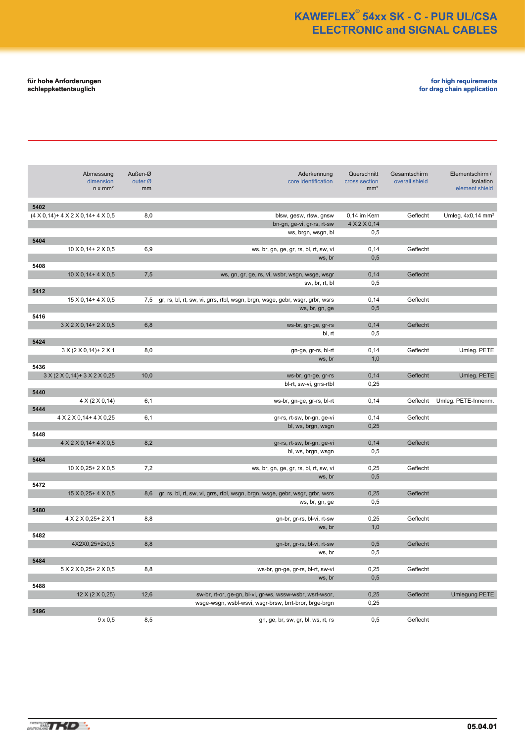# KAWEFLEX® 54xx SK - C - PUR UL/CSA ELECTRONIC and SIGNAL CABLES

**für hohe Anforderungen**
**schleppkettentauglich**

**for high requirements**
**for drag chain application**

| Abmessung / dimension / n x mm² | Außen-Ø / outer Ø / mm | Aderkennung / core identification | Querschnitt / cross section / mm² | Gesamtschirm / overall shield | Elementschirm / Isolation / element shield |
|---|---|---|---|---|---|
| **5402** | | | | | |
| (4 X 0,14)+ 4 X 2 X 0,14+ 4 X 0,5 | 8,0 | blsw, gesw, rtsw, gnsw | 0,14 im Kern | Geflecht | Umleg. 4x0,14 mm² |
| | | bn-gn, ge-vi, gr-rs, rt-sw | 4 X 2 X 0,14 | | |
| | | ws, brgn, wsgn, bl | 0,5 | | |
| **5404** | | | | | |
| 10 X 0,14+ 2 X 0,5 | 6,9 | ws, br, gn, ge, gr, rs, bl, rt, sw, vi | 0,14 | Geflecht | |
| | | ws, br | 0,5 | | |
| **5408** | | | | | |
| 10 X 0,14+ 4 X 0,5 | 7,5 | ws, gn, gr, ge, rs, vi, wsbr, wsgn, wsge, wsgr | 0,14 | Geflecht | |
| | | sw, br, rt, bl | 0,5 | | |
| **5412** | | | | | |
| 15 X 0,14+ 4 X 0,5 | 7,5 | gr, rs, bl, rt, sw, vi, grrs, rtbl, wsgn, brgn, wsge, gebr, wsgr, grbr, wsrs | 0,14 | Geflecht | |
| | | ws, br, gn, ge | 0,5 | | |
| **5416** | | | | | |
| 3 X 2 X 0,14+ 2 X 0,5 | 6,8 | ws-br, gn-ge, gr-rs | 0,14 | Geflecht | |
| | | bl, rt | 0,5 | | |
| **5424** | | | | | |
| 3 X (2 X 0,14)+ 2 X 1 | 8,0 | gn-ge, gr-rs, bl-rt | 0,14 | Geflecht | Umleg. PETE |
| | | ws, br | 1,0 | | |
| **5436** | | | | | |
| 3 X (2 X 0,14)+ 3 X 2 X 0,25 | 10,0 | ws-br, gn-ge, gr-rs | 0,14 | Geflecht | Umleg. PETE |
| | | bl-rt, sw-vi, grrs-rtbl | 0,25 | | |
| **5440** | | | | | |
| 4 X (2 X 0,14) | 6,1 | ws-br, gn-ge, gr-rs, bl-rt | 0,14 | Geflecht | Umleg. PETE-Innenm. |
| **5444** | | | | | |
| 4 X 2 X 0,14+ 4 X 0,25 | 6,1 | gr-rs, rt-sw, br-gn, ge-vi | 0,14 | Geflecht | |
| | | bl, ws, brgn, wsgn | 0,25 | | |
| **5448** | | | | | |
| 4 X 2 X 0,14+ 4 X 0,5 | 8,2 | gr-rs, rt-sw, br-gn, ge-vi | 0,14 | Geflecht | |
| | | bl, ws, brgn, wsgn | 0,5 | | |
| **5464** | | | | | |
| 10 X 0,25+ 2 X 0,5 | 7,2 | ws, br, gn, ge, gr, rs, bl, rt, sw, vi | 0,25 | Geflecht | |
| | | ws, br | 0,5 | | |
| **5472** | | | | | |
| 15 X 0,25+ 4 X 0,5 | 8,6 | gr, rs, bl, rt, sw, vi, grrs, rtbl, wsgn, brgn, wsge, gebr, wsgr, grbr, wsrs | 0,25 | Geflecht | |
| | | ws, br, gn, ge | 0,5 | | |
| **5480** | | | | | |
| 4 X 2 X 0,25+ 2 X 1 | 8,8 | gn-br, gr-rs, bl-vi, rt-sw | 0,25 | Geflecht | |
| | | ws, br | 1,0 | | |
| **5482** | | | | | |
| 4X2X0,25+2x0,5 | 8,8 | gn-br, gr-rs, bl-vi, rt-sw | 0,5 | Geflecht | |
| | | ws, br | 0,5 | | |
| **5484** | | | | | |
| 5 X 2 X 0,25+ 2 X 0,5 | 8,8 | ws-br, gn-ge, gr-rs, bl-rt, sw-vi | 0,25 | Geflecht | |
| | | ws, br | 0,5 | | |
| **5488** | | | | | |
| 12 X (2 X 0,25) | 12,6 | sw-br, rt-or, ge-gn, bl-vi, gr-ws, wssw-wsbr, wsrt-wsor, | 0,25 | Geflecht | Umlegung PETE |
| | | wsge-wsgn, wsbl-wsvi, wsgr-brsw, brrt-bror, brge-brgn | 0,25 | | |
| **5496** | | | | | |
| 9 x 0,5 | 8,5 | gn, ge, br, sw, gr, bl, ws, rt, rs | 0,5 | Geflecht | |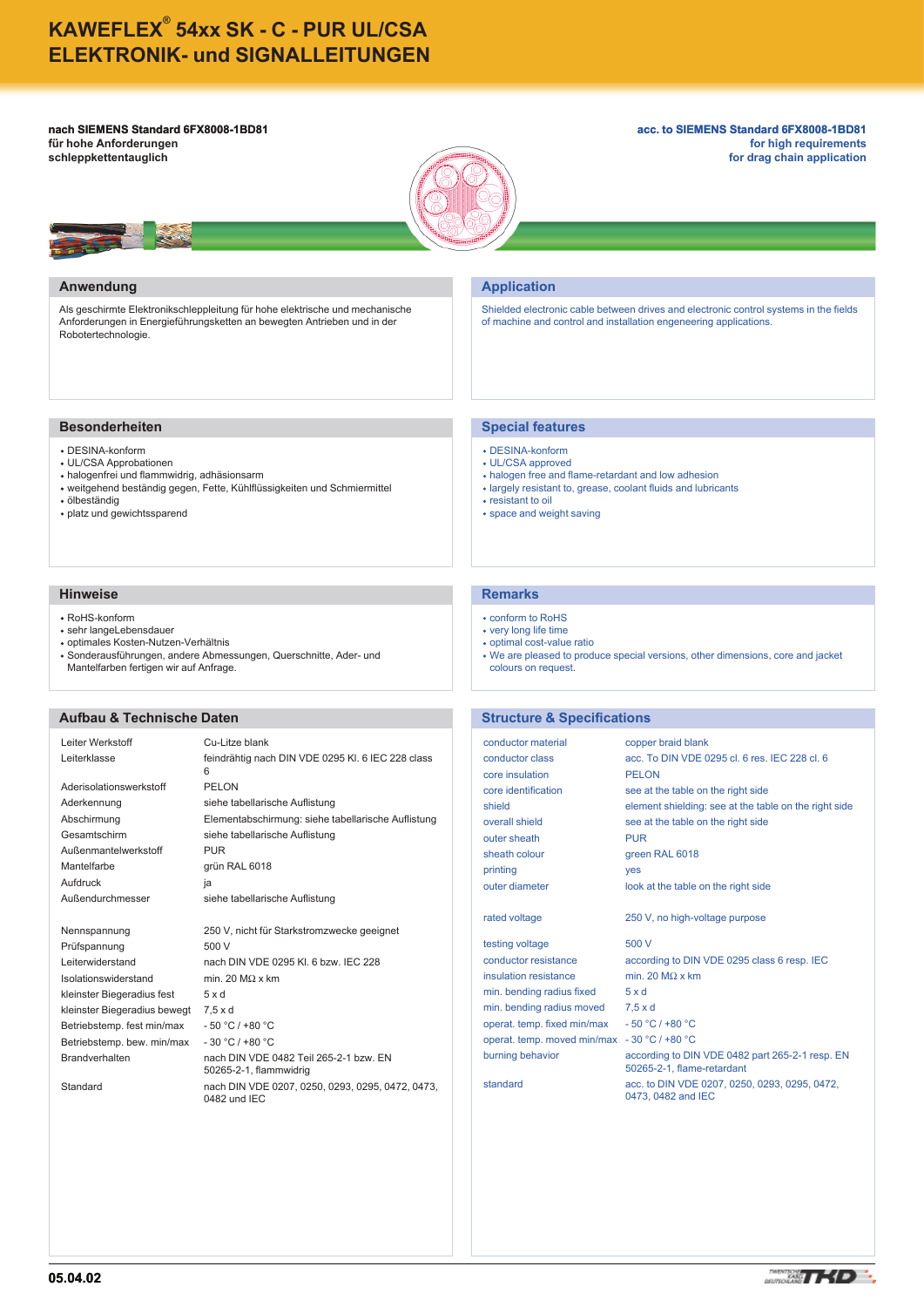# KAWEFLEX® 54xx SK - C - PUR UL/CSA
# ELEKTRONIK- und SIGNALLEITUNGEN

**nach SIEMENS Standard 6FX8008-1BD81**
**für hohe Anforderungen**
**schleppkettentauglich**

**acc. to SIEMENS Standard 6FX8008-1BD81**
**for high requirements**
**for drag chain application**

## Anwendung

Als geschirmte Elektronikschleppleitung für hohe elektrische und mechanische Anforderungen in Energieführungsketten an bewegten Antrieben und in der Robotertechnologie.

## Application

Shielded electronic cable between drives and electronic control systems in the fields of machine and control and installation engeneering applications.

## Besonderheiten

- DESINA-konform
- UL/CSA Approbationen
- halogenfrei und flammwidrig, adhäsionsarm
- weitgehend beständig gegen, Fette, Kühlflüssigkeiten und Schmiermittel
- ölbeständig
- platz und gewichtssparend

## Special features

- DESINA-konform
- UL/CSA approved
- halogen free and flame-retardant and low adhesion
- largely resistant to, grease, coolant fluids and lubricants
- resistant to oil
- space and weight saving

## Hinweise

- RoHS-konform
- sehr langeLebensdauer
- optimales Kosten-Nutzen-Verhältnis
- Sonderausführungen, andere Abmessungen, Querschnitte, Ader- und Mantelfarben fertigen wir auf Anfrage.

## Remarks

- conform to RoHS
- very long life time
- optimal cost-value ratio
- We are pleased to produce special versions, other dimensions, core and jacket colours on request.

## Aufbau & Technische Daten

| | |
|---|---|
| Leiter Werkstoff | Cu-Litze blank |
| Leiterklasse | feindrähtig nach DIN VDE 0295 Kl. 6 IEC 228 class 6 |
| Aderisolationswerkstoff | PELON |
| Aderkennung | siehe tabellarische Auflistung |
| Abschirmung | Elementabschirmung: siehe tabellarische Auflistung |
| Gesamtschirm | siehe tabellarische Auflistung |
| Außenmantelwerkstoff | PUR |
| Mantelfarbe | grün RAL 6018 |
| Aufdruck | ja |
| Außendurchmesser | siehe tabellarische Auflistung |
| Nennspannung | 250 V, nicht für Starkstromzwecke geeignet |
| Prüfspannung | 500 V |
| Leiterwiderstand | nach DIN VDE 0295 Kl. 6 bzw. IEC 228 |
| Isolationswiderstand | min. 20 MΩ x km |
| kleinster Biegeradius fest | 5 x d |
| kleinster Biegeradius bewegt | 7,5 x d |
| Betriebstemp. fest min/max | - 50 °C / +80 °C |
| Betriebstemp. bew. min/max | - 30 °C / +80 °C |
| Brandverhalten | nach DIN VDE 0482 Teil 265-2-1 bzw. EN 50265-2-1, flammwidrig |
| Standard | nach DIN VDE 0207, 0250, 0293, 0295, 0472, 0473, 0482 und IEC |

## Structure & Specifications

| | |
|---|---|
| conductor material | copper braid blank |
| conductor class | acc. To DIN VDE 0295 cl. 6 res. IEC 228 cl. 6 |
| core insulation | PELON |
| core identification | see at the table on the right side |
| shield | element shielding: see at the table on the right side |
| overall shield | see at the table on the right side |
| outer sheath | PUR |
| sheath colour | green RAL 6018 |
| printing | yes |
| outer diameter | look at the table on the right side |
| rated voltage | 250 V, no high-voltage purpose |
| testing voltage | 500 V |
| conductor resistance | according to DIN VDE 0295 class 6 resp. IEC |
| insulation resistance | min. 20 MΩ x km |
| min. bending radius fixed | 5 x d |
| min. bending radius moved | 7,5 x d |
| operat. temp. fixed min/max | - 50 °C / +80 °C |
| operat. temp. moved min/max | - 30 °C / +80 °C |
| burning behavior | according to DIN VDE 0482 part 265-2-1 resp. EN 50265-2-1, flame-retardant |
| standard | acc. to DIN VDE 0207, 0250, 0293, 0295, 0472, 0473, 0482 and IEC |

05.04.02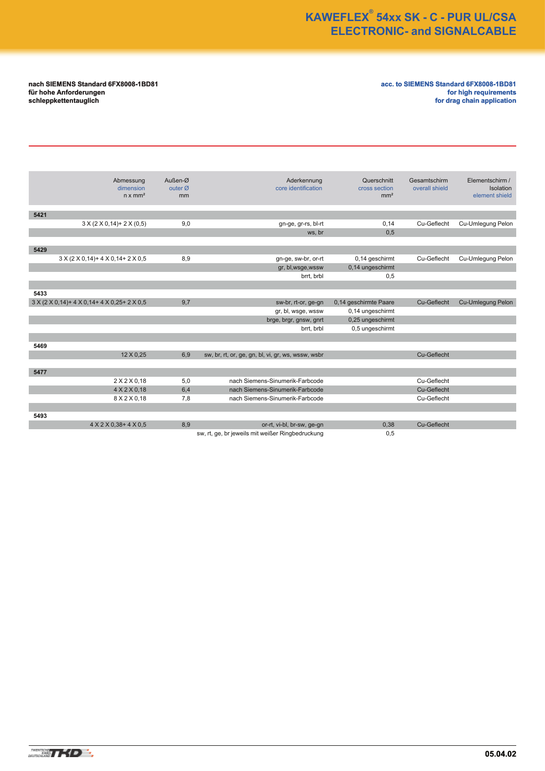# KAWEFLEX® 54xx SK - C - PUR UL/CSA
## ELECTRONIC- and SIGNALCABLE

**nach SIEMENS Standard 6FX8008-1BD81**
**für hohe Anforderungen**
**schleppkettentauglich**

**acc. to SIEMENS Standard 6FX8008-1BD81**
**for high requirements**
**for drag chain application**

| Abmessung dimension n x mm² | Außen-Ø outer Ø mm | Aderkennung core identification | Querschnitt cross section mm² | Gesamtschirm overall shield | Elementschirm / Isolation element shield |
|---|---|---|---|---|---|
| **5421** | | | | | |
| 3 X (2 X 0,14)+ 2 X (0,5) | 9,0 | gn-ge, gr-rs, bl-rt | 0,14 | Cu-Geflecht | Cu-Umlegung Pelon |
| | | ws, br | 0,5 | | |
| **5429** | | | | | |
| 3 X (2 X 0,14)+ 4 X 0,14+ 2 X 0,5 | 8,9 | gn-ge, sw-br, or-rt | 0,14 geschirmt | Cu-Geflecht | Cu-Umlegung Pelon |
| | | gr, bl,wsge,wssw | 0,14 ungeschirmt | | |
| | | brrt, brbl | 0,5 | | |
| **5433** | | | | | |
| 3 X (2 X 0,14)+ 4 X 0,14+ 4 X 0,25+ 2 X 0,5 | 9,7 | sw-br, rt-or, ge-gn | 0,14 geschirmte Paare | Cu-Geflecht | Cu-Umlegung Pelon |
| | | gr, bl, wsge, wssw | 0,14 ungeschirmt | | |
| | | brge, brgr, gnsw, gnrt | 0,25 ungeschirmt | | |
| | | brrt, brbl | 0,5 ungeschirmt | | |
| **5469** | | | | | |
| 12 X 0,25 | 6,9 | sw, br, rt, or, ge, gn, bl, vi, gr, ws, wssw, wsbr | | Cu-Geflecht | |
| **5477** | | | | | |
| 2 X 2 X 0,18 | 5,0 | nach Siemens-Sinumerik-Farbcode | | Cu-Geflecht | |
| 4 X 2 X 0,18 | 6,4 | nach Siemens-Sinumerik-Farbcode | | Cu-Geflecht | |
| 8 X 2 X 0,18 | 7,8 | nach Siemens-Sinumerik-Farbcode | | Cu-Geflecht | |
| **5493** | | | | | |
| 4 X 2 X 0,38+ 4 X 0,5 | 8,9 | or-rt, vi-bl, br-sw, ge-gn | 0,38 | Cu-Geflecht | |
| | | sw, rt, ge, br jeweils mit weißer Ringbedruckung | 0,5 | | |

05.04.02